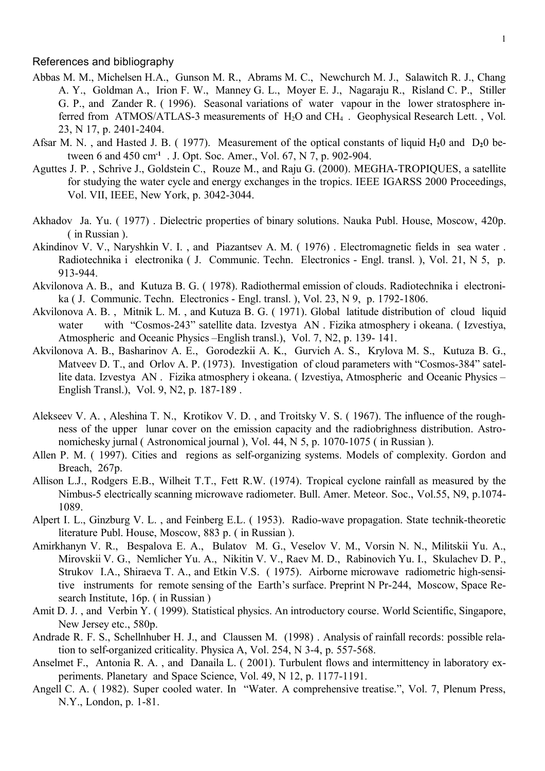## References and bibliography

Abbas M. M., Michelsen H.A., Gunson M. R., Abrams M. C., Newchurch M. J., Salawitch R. J., Chang A. Y., Goldman A., Irion F. W., Manney G. L., Moyer E. J., Nagaraju R., Risland C. P., Stiller G. P., and Zander R. ( 1996). Seasonal variations of water vapour in the lower stratosphere inferred from ATMOS/ATLAS-3 measurements of $H_2O$ and $CH_4$ . Geophysical Research Lett. , Vol. 23, N 17, p. 2401-2404.

Afsar M. N. , and Hasted J. B. ( 1977). Measurement of the optical constants of liquid $H_20$ and $D_20$ between 6 and 450 $cm^{-1}$ . J. Opt. Soc. Amer., Vol. 67, N 7, p. 902-904.

Aguttes J. P. , Schrive J., Goldstein C., Rouze M., and Raju G. (2000). MEGHA-TROPIQUES, a satellite for studying the water cycle and energy exchanges in the tropics. IEEE IGARSS 2000 Proceedings, Vol. VII, IEEE, New York, p. 3042-3044.

Akhadov Ja. Yu. ( 1977) . Dielectric properties of binary solutions. Nauka Publ. House, Moscow, 420p. ( in Russian ).

Akindinov V. V., Naryshkin V. I. , and Piazantsev A. M. ( 1976) . Electromagnetic fields in sea water . Radiotechnika i electronika ( J. Communic. Techn. Electronics - Engl. transl. ), Vol. 21, N 5, p. 913-944.

Akvilonova A. B., and Kutuza B. G. ( 1978). Radiothermal emission of clouds. Radiotechnika i electronika ( J. Communic. Techn. Electronics - Engl. transl. ), Vol. 23, N 9, p. 1792-1806.

Akvilonova A. B. , Mitnik L. M. , and Kutuza B. G. ( 1971). Global latitude distribution of cloud liquid water with "Cosmos-243" satellite data. Izvestya AN . Fizika atmosphery i okeana. ( Izvestiya, Atmospheric and Oceanic Physics –English transl.), Vol. 7, N2, p. 139- 141.

Akvilonova A. B., Basharinov A. E., Gorodezkii A. K., Gurvich A. S., Krylova M. S., Kutuza B. G., Matveev D. T., and Orlov A. P. (1973). Investigation of cloud parameters with "Cosmos-384" satellite data. Izvestya AN . Fizika atmosphery i okeana. ( Izvestiya, Atmospheric and Oceanic Physics – English Transl.), Vol. 9, N2, p. 187-189 .

Alekseev V. A. , Aleshina T. N., Krotikov V. D. , and Troitsky V. S. ( 1967). The influence of the roughness of the upper lunar cover on the emission capacity and the radiobrighness distribution. Astronomichesky jurnal ( Astronomical journal ), Vol. 44, N 5, p. 1070-1075 ( in Russian ).

Allen P. M. ( 1997). Cities and regions as self-organizing systems. Models of complexity. Gordon and Breach, 267p.

Allison L.J., Rodgers E.B., Wilheit T.T., Fett R.W. (1974). Tropical cyclone rainfall as measured by the Nimbus-5 electrically scanning microwave radiometer. Bull. Amer. Meteor. Soc., Vol.55, N9, p.1074-1089.

Alpert I. L., Ginzburg V. L. , and Feinberg E.L. ( 1953). Radio-wave propagation. State technik-theoretic literature Publ. House, Moscow, 883 p. ( in Russian ).

Amirkhanyn V. R., Bespalova E. A., Bulatov M. G., Veselov V. M., Vorsin N. N., Militskii Yu. A., Mirovskii V. G., Nemlicher Yu. A., Nikitin V. V., Raev M. D., Rabinovich Yu. I., Skulachev D. P., Strukov I.A., Shiraeva T. A., and Etkin V.S. ( 1975). Airborne microwave radiometric high-sensitive instruments for remote sensing of the Earth's surface. Preprint N Pr-244, Moscow, Space Research Institute, 16p. ( in Russian )

Amit D. J. , and Verbin Y. ( 1999). Statistical physics. An introductory course. World Scientific, Singapore, New Jersey etc., 580p.

Andrade R. F. S., Schellnhuber H. J., and Claussen M. (1998) . Analysis of rainfall records: possible relation to self-organized criticality. Physica A, Vol. 254, N 3-4, p. 557-568.

Anselmet F., Antonia R. A. , and Danaila L. ( 2001). Turbulent flows and intermittency in laboratory experiments. Planetary and Space Science, Vol. 49, N 12, p. 1177-1191.

Angell C. A. ( 1982). Super cooled water. In "Water. A comprehensive treatise.", Vol. 7, Plenum Press, N.Y., London, p. 1-81.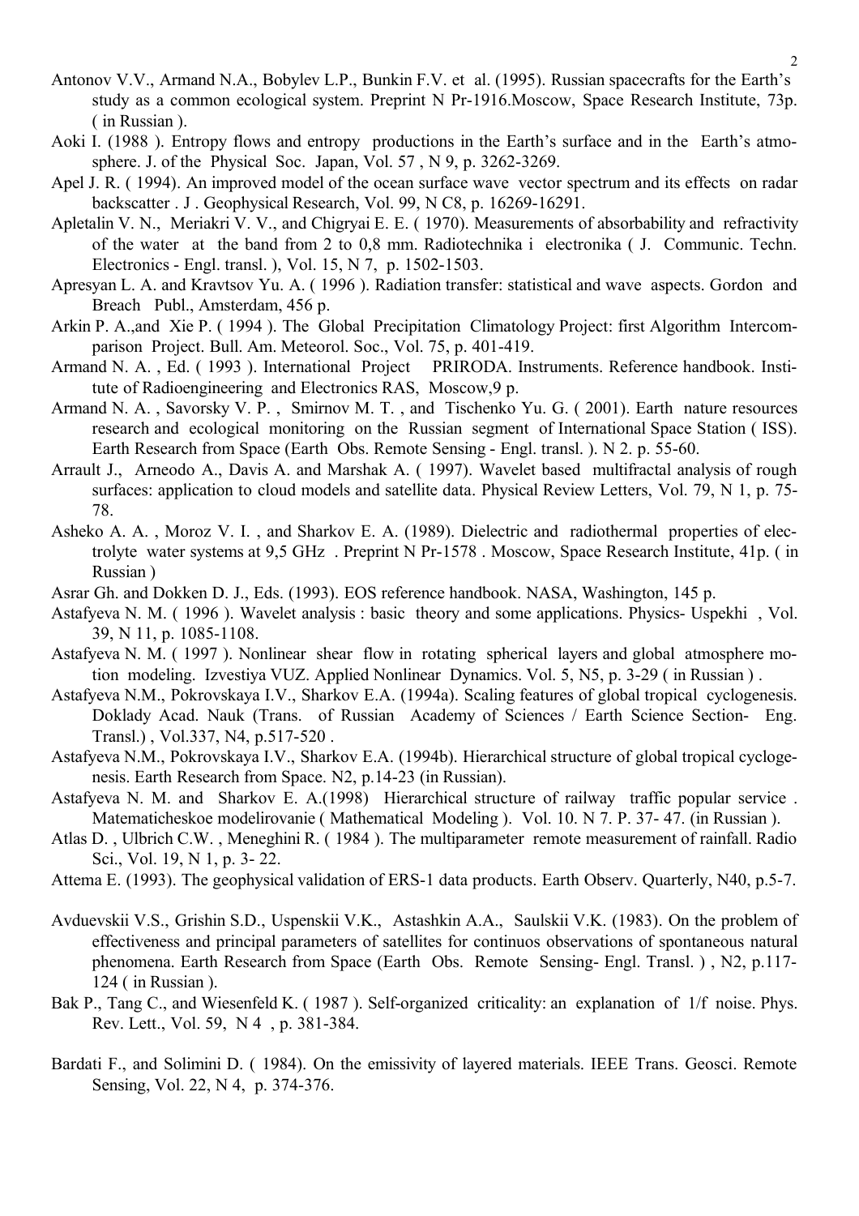Antonov V.V., Armand N.A., Bobylev L.P., Bunkin F.V. et al. (1995). Russian spacecrafts for the Earth's study as a common ecological system. Preprint N Pr-1916.Moscow, Space Research Institute, 73p. ( in Russian ).

Aoki I. (1988 ). Entropy flows and entropy productions in the Earth's surface and in the Earth's atmosphere. J. of the Physical Soc. Japan, Vol. 57 , N 9, p. 3262-3269.

Apel J. R. ( 1994). An improved model of the ocean surface wave vector spectrum and its effects on radar backscatter . J . Geophysical Research, Vol. 99, N C8, p. 16269-16291.

Apletalin V. N., Meriakri V. V., and Chigryai E. E. ( 1970). Measurements of absorbability and refractivity of the water at the band from 2 to 0,8 mm. Radiotechnika i electronika ( J. Communic. Techn. Electronics - Engl. transl. ), Vol. 15, N 7, p. 1502-1503.

Apresyan L. A. and Kravtsov Yu. A. ( 1996 ). Radiation transfer: statistical and wave aspects. Gordon and Breach Publ., Amsterdam, 456 p.

Arkin P. A.,and Xie P. ( 1994 ). The Global Precipitation Climatology Project: first Algorithm Intercomparison Project. Bull. Am. Meteorol. Soc., Vol. 75, p. 401-419.

Armand N. A. , Ed. ( 1993 ). International Project PRIRODA. Instruments. Reference handbook. Institute of Radioengineering and Electronics RAS, Moscow,9 p.

Armand N. A. , Savorsky V. P. , Smirnov M. T. , and Tischenko Yu. G. ( 2001). Earth nature resources research and ecological monitoring on the Russian segment of International Space Station ( ISS). Earth Research from Space (Earth Obs. Remote Sensing - Engl. transl. ). N 2. p. 55-60.

Arrault J., Arneodo A., Davis A. and Marshak A. ( 1997). Wavelet based multifractal analysis of rough surfaces: application to cloud models and satellite data. Physical Review Letters, Vol. 79, N 1, p. 75-78.

Asheko A. A. , Moroz V. I. , and Sharkov E. A. (1989). Dielectric and radiothermal properties of electrolyte water systems at 9,5 GHz . Preprint N Pr-1578 . Moscow, Space Research Institute, 41p. ( in Russian )

Asrar Gh. and Dokken D. J., Eds. (1993). EOS reference handbook. NASA, Washington, 145 p.

Astafyeva N. M. ( 1996 ). Wavelet analysis : basic theory and some applications. Physics- Uspekhi , Vol. 39, N 11, p. 1085-1108.

Astafyeva N. M. ( 1997 ). Nonlinear shear flow in rotating spherical layers and global atmosphere motion modeling. Izvestiya VUZ. Applied Nonlinear Dynamics. Vol. 5, N5, p. 3-29 ( in Russian ) .

Astafyeva N.M., Pokrovskaya I.V., Sharkov E.A. (1994a). Scaling features of global tropical cyclogenesis. Doklady Acad. Nauk (Trans. of Russian Academy of Sciences / Earth Science Section- Eng. Transl.) , Vol.337, N4, p.517-520 .

Astafyeva N.M., Pokrovskaya I.V., Sharkov E.A. (1994b). Hierarchical structure of global tropical cyclogenesis. Earth Research from Space. N2, p.14-23 (in Russian).

Astafyeva N. M. and Sharkov E. A.(1998) Hierarchical structure of railway traffic popular service . Matematicheskoe modelirovanie ( Mathematical Modeling ). Vol. 10. N 7. P. 37- 47. (in Russian ).

Atlas D. , Ulbrich C.W. , Meneghini R. ( 1984 ). The multiparameter remote measurement of rainfall. Radio Sci., Vol. 19, N 1, p. 3- 22.

Attema E. (1993). The geophysical validation of ERS-1 data products. Earth Observ. Quarterly, N40, p.5-7.

Avduevskii V.S., Grishin S.D., Uspenskii V.K., Astashkin A.A., Saulskii V.K. (1983). On the problem of effectiveness and principal parameters of satellites for continuos observations of spontaneous natural phenomena. Earth Research from Space (Earth Obs. Remote Sensing- Engl. Transl. ) , N2, p.117-124 ( in Russian ).

Bak P., Tang C., and Wiesenfeld K. ( 1987 ). Self-organized criticality: an explanation of 1/f noise. Phys. Rev. Lett., Vol. 59, N 4 , p. 381-384.

Bardati F., and Solimini D. ( 1984). On the emissivity of layered materials. IEEE Trans. Geosci. Remote Sensing, Vol. 22, N 4, p. 374-376.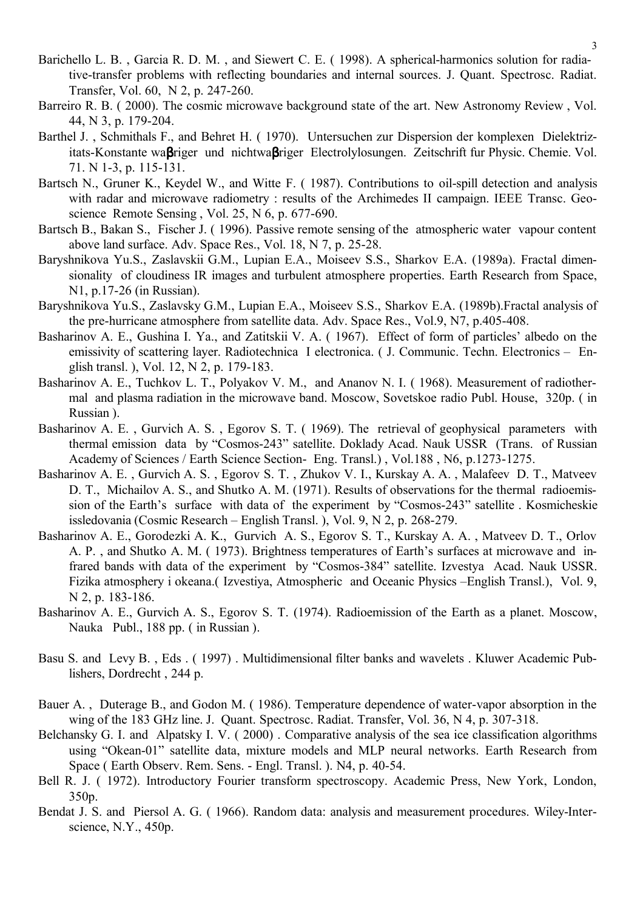Barichello L. B. , Garcia R. D. M. , and Siewert C. E. ( 1998). A spherical-harmonics solution for radiative-transfer problems with reflecting boundaries and internal sources. J. Quant. Spectrosc. Radiat. Transfer, Vol. 60, N 2, p. 247-260.

Barreiro R. B. ( 2000). The cosmic microwave background state of the art. New Astronomy Review , Vol. 44, N 3, p. 179-204.

Barthel J. , Schmithals F., and Behret H. ( 1970). Untersuchen zur Dispersion der komplexen Dielektrizitats-Konstante waβriger und nichtwaβriger Electrolylosungen. Zeitschrift fur Physic. Chemie. Vol. 71. N 1-3, p. 115-131.

Bartsch N., Gruner K., Keydel W., and Witte F. ( 1987). Contributions to oil-spill detection and analysis with radar and microwave radiometry : results of the Archimedes II campaign. IEEE Transc. Geoscience Remote Sensing , Vol. 25, N 6, p. 677-690.

Bartsch B., Bakan S., Fischer J. ( 1996). Passive remote sensing of the atmospheric water vapour content above land surface. Adv. Space Res., Vol. 18, N 7, p. 25-28.

Baryshnikova Yu.S., Zaslavskii G.M., Lupian E.A., Moiseev S.S., Sharkov E.A. (1989a). Fractal dimensionality of cloudiness IR images and turbulent atmosphere properties. Earth Research from Space, N1, p.17-26 (in Russian).

Baryshnikova Yu.S., Zaslavsky G.M., Lupian E.A., Moiseev S.S., Sharkov E.A. (1989b).Fractal analysis of the pre-hurricane atmosphere from satellite data. Adv. Space Res., Vol.9, N7, p.405-408.

Basharinov A. E., Gushina I. Ya., and Zatitskii V. A. ( 1967). Effect of form of particles' albedo on the emissivity of scattering layer. Radiotechnica I electronica. ( J. Communic. Techn. Electronics – English transl. ), Vol. 12, N 2, p. 179-183.

Basharinov A. E., Tuchkov L. T., Polyakov V. M., and Ananov N. I. ( 1968). Measurement of radiothermal and plasma radiation in the microwave band. Moscow, Sovetskoe radio Publ. House, 320p. ( in Russian ).

Basharinov A. E. , Gurvich A. S. , Egorov S. T. ( 1969). The retrieval of geophysical parameters with thermal emission data by "Cosmos-243" satellite. Doklady Acad. Nauk USSR (Trans. of Russian Academy of Sciences / Earth Science Section- Eng. Transl.) , Vol.188 , N6, p.1273-1275.

Basharinov A. E. , Gurvich A. S. , Egorov S. T. , Zhukov V. I., Kurskay A. A. , Malafeev D. T., Matveev D. T., Michailov A. S., and Shutko A. M. (1971). Results of observations for the thermal radioemission of the Earth's surface with data of the experiment by "Cosmos-243" satellite . Kosmicheskie issledovania (Cosmic Research – English Transl. ), Vol. 9, N 2, p. 268-279.

Basharinov A. E., Gorodezki A. K., Gurvich A. S., Egorov S. T., Kurskay A. A. , Matveev D. T., Orlov A. P. , and Shutko A. M. ( 1973). Brightness temperatures of Earth's surfaces at microwave and infrared bands with data of the experiment by "Cosmos-384" satellite. Izvestya Acad. Nauk USSR. Fizika atmosphery i okeana.( Izvestiya, Atmospheric and Oceanic Physics –English Transl.), Vol. 9, N 2, p. 183-186.

Basharinov A. E., Gurvich A. S., Egorov S. T. (1974). Radioemission of the Earth as a planet. Moscow, Nauka Publ., 188 pp. ( in Russian ).

Basu S. and Levy B. , Eds . ( 1997) . Multidimensional filter banks and wavelets . Kluwer Academic Publishers, Dordrecht , 244 p.

Bauer A. , Duterage B., and Godon M. ( 1986). Temperature dependence of water-vapor absorption in the wing of the 183 GHz line. J. Quant. Spectrosc. Radiat. Transfer, Vol. 36, N 4, p. 307-318.

Belchansky G. I. and Alpatsky I. V. ( 2000) . Comparative analysis of the sea ice classification algorithms using "Okean-01" satellite data, mixture models and MLP neural networks. Earth Research from Space ( Earth Observ. Rem. Sens. - Engl. Transl. ). N4, p. 40-54.

Bell R. J. ( 1972). Introductory Fourier transform spectroscopy. Academic Press, New York, London, 350p.

Bendat J. S. and Piersol A. G. ( 1966). Random data: analysis and measurement procedures. Wiley-Interscience, N.Y., 450p.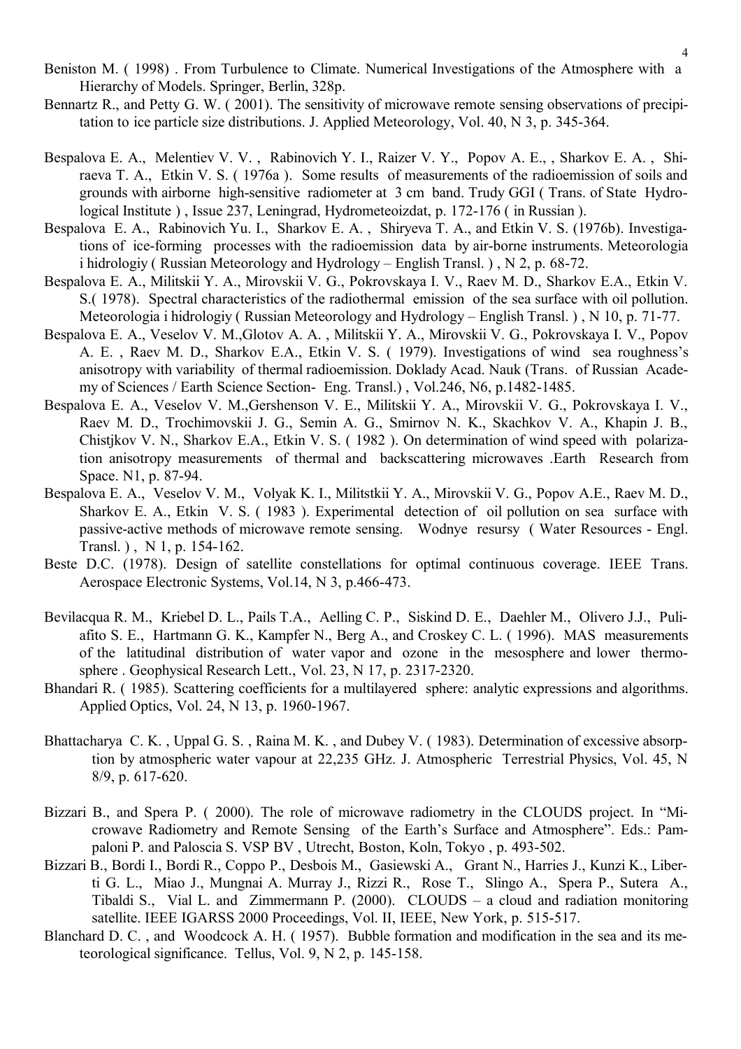Beniston M. ( 1998) . From Turbulence to Climate. Numerical Investigations of the Atmosphere with a Hierarchy of Models. Springer, Berlin, 328p.

Bennartz R., and Petty G. W. ( 2001). The sensitivity of microwave remote sensing observations of precipitation to ice particle size distributions. J. Applied Meteorology, Vol. 40, N 3, p. 345-364.

Bespalova E. A., Melentiev V. V. , Rabinovich Y. I., Raizer V. Y., Popov A. E., , Sharkov E. A. , Shiraeva T. A., Etkin V. S. ( 1976a ). Some results of measurements of the radioemission of soils and grounds with airborne high-sensitive radiometer at 3 cm band. Trudy GGI ( Trans. of State Hydrological Institute ) , Issue 237, Leningrad, Hydrometeoizdat, p. 172-176 ( in Russian ).

Bespalova E. A., Rabinovich Yu. I., Sharkov E. A. , Shiryeva T. A., and Etkin V. S. (1976b). Investigations of ice-forming processes with the radioemission data by air-borne instruments. Meteorologia i hidrologiy ( Russian Meteorology and Hydrology – English Transl. ) , N 2, p. 68-72.

Bespalova E. A., Militskii Y. A., Mirovskii V. G., Pokrovskaya I. V., Raev M. D., Sharkov E.A., Etkin V. S.( 1978). Spectral characteristics of the radiothermal emission of the sea surface with oil pollution. Meteorologia i hidrologiy ( Russian Meteorology and Hydrology – English Transl. ) , N 10, p. 71-77.

Bespalova E. A., Veselov V. M.,Glotov A. A. , Militskii Y. A., Mirovskii V. G., Pokrovskaya I. V., Popov A. E. , Raev M. D., Sharkov E.A., Etkin V. S. ( 1979). Investigations of wind sea roughness's anisotropy with variability of thermal radioemission. Doklady Acad. Nauk (Trans. of Russian Academy of Sciences / Earth Science Section- Eng. Transl.) , Vol.246, N6, p.1482-1485.

Bespalova E. A., Veselov V. M.,Gershenson V. E., Militskii Y. A., Mirovskii V. G., Pokrovskaya I. V., Raev M. D., Trochimovskii J. G., Semin A. G., Smirnov N. K., Skachkov V. A., Khapin J. B., Chistjkov V. N., Sharkov E.A., Etkin V. S. ( 1982 ). On determination of wind speed with polarization anisotropy measurements of thermal and backscattering microwaves .Earth Research from Space. N1, p. 87-94.

Bespalova E. A., Veselov V. M., Volyak K. I., Militstkii Y. A., Mirovskii V. G., Popov A.E., Raev M. D., Sharkov E. A., Etkin V. S. ( 1983 ). Experimental detection of oil pollution on sea surface with passive-active methods of microwave remote sensing. Wodnye resursy ( Water Resources - Engl. Transl. ) , N 1, p. 154-162.

Beste D.C. (1978). Design of satellite constellations for optimal continuous coverage. IEEE Trans. Aerospace Electronic Systems, Vol.14, N 3, p.466-473.

Bevilacqua R. M., Kriebel D. L., Pails T.A., Aelling C. P., Siskind D. E., Daehler M., Olivero J.J., Puliafito S. E., Hartmann G. K., Kampfer N., Berg A., and Croskey C. L. ( 1996). MAS measurements of the latitudinal distribution of water vapor and ozone in the mesosphere and lower thermosphere . Geophysical Research Lett., Vol. 23, N 17, p. 2317-2320.

Bhandari R. ( 1985). Scattering coefficients for a multilayered sphere: analytic expressions and algorithms. Applied Optics, Vol. 24, N 13, p. 1960-1967.

Bhattacharya C. K. , Uppal G. S. , Raina M. K. , and Dubey V. ( 1983). Determination of excessive absorption by atmospheric water vapour at 22,235 GHz. J. Atmospheric Terrestrial Physics, Vol. 45, N 8/9, p. 617-620.

Bizzari B., and Spera P. ( 2000). The role of microwave radiometry in the CLOUDS project. In "Microwave Radiometry and Remote Sensing of the Earth's Surface and Atmosphere". Eds.: Pampaloni P. and Paloscia S. VSP BV , Utrecht, Boston, Koln, Tokyo , p. 493-502.

Bizzari B., Bordi I., Bordi R., Coppo P., Desbois M., Gasiewski A., Grant N., Harries J., Kunzi K., Liberti G. L., Miao J., Mungnai A. Murray J., Rizzi R., Rose T., Slingo A., Spera P., Sutera A., Tibaldi S., Vial L. and Zimmermann P. (2000). CLOUDS – a cloud and radiation monitoring satellite. IEEE IGARSS 2000 Proceedings, Vol. II, IEEE, New York, p. 515-517.

Blanchard D. C. , and Woodcock A. H. ( 1957). Bubble formation and modification in the sea and its meteorological significance. Tellus, Vol. 9, N 2, p. 145-158.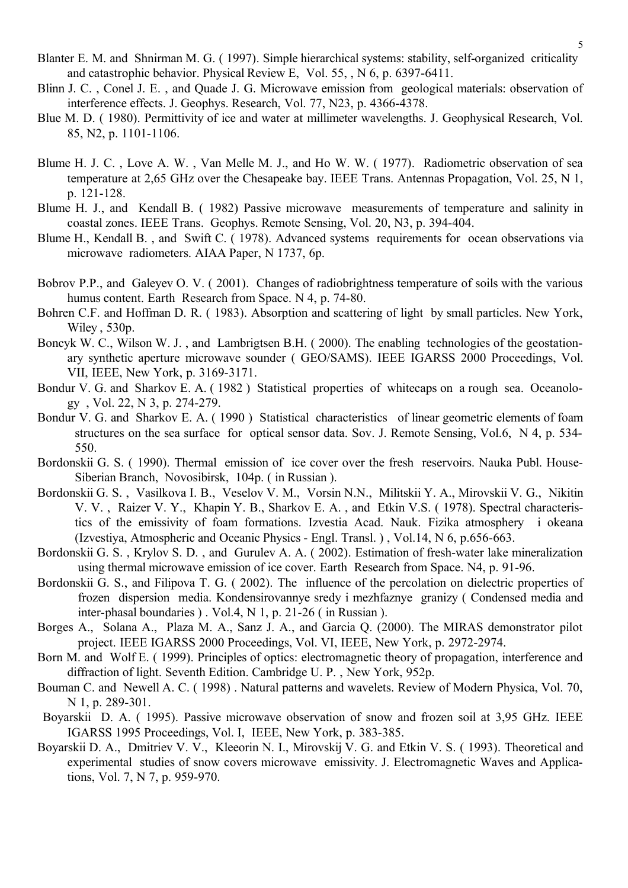Blanter E. M. and Shnirman M. G. ( 1997). Simple hierarchical systems: stability, self-organized criticality and catastrophic behavior. Physical Review E, Vol. 55, , N 6, p. 6397-6411.

Blinn J. C. , Conel J. E. , and Quade J. G. Microwave emission from geological materials: observation of interference effects. J. Geophys. Research, Vol. 77, N23, p. 4366-4378.

Blue M. D. ( 1980). Permittivity of ice and water at millimeter wavelengths. J. Geophysical Research, Vol. 85, N2, p. 1101-1106.

Blume H. J. C. , Love A. W. , Van Melle M. J., and Ho W. W. ( 1977). Radiometric observation of sea temperature at 2,65 GHz over the Chesapeake bay. IEEE Trans. Antennas Propagation, Vol. 25, N 1, p. 121-128.

Blume H. J., and Kendall B. ( 1982) Passive microwave measurements of temperature and salinity in coastal zones. IEEE Trans. Geophys. Remote Sensing, Vol. 20, N3, p. 394-404.

Blume H., Kendall B. , and Swift C. ( 1978). Advanced systems requirements for ocean observations via microwave radiometers. AIAA Paper, N 1737, 6p.

Bobrov P.P., and Galeyev O. V. ( 2001). Changes of radiobrightness temperature of soils with the various humus content. Earth Research from Space. N 4, p. 74-80.

Bohren C.F. and Hoffman D. R. ( 1983). Absorption and scattering of light by small particles. New York, Wiley , 530p.

Boncyk W. C., Wilson W. J. , and Lambrigtsen B.H. ( 2000). The enabling technologies of the geostationary synthetic aperture microwave sounder ( GEO/SAMS). IEEE IGARSS 2000 Proceedings, Vol. VII, IEEE, New York, p. 3169-3171.

Bondur V. G. and Sharkov E. A. ( 1982 ) Statistical properties of whitecaps on a rough sea. Oceanology , Vol. 22, N 3, p. 274-279.

Bondur V. G. and Sharkov E. A. ( 1990 ) Statistical characteristics of linear geometric elements of foam structures on the sea surface for optical sensor data. Sov. J. Remote Sensing, Vol.6, N 4, p. 534-550.

Bordonskii G. S. ( 1990). Thermal emission of ice cover over the fresh reservoirs. Nauka Publ. House-Siberian Branch, Novosibirsk, 104p. ( in Russian ).

Bordonskii G. S. , Vasilkova I. B., Veselov V. M., Vorsin N.N., Militskii Y. A., Mirovskii V. G., Nikitin V. V. , Raizer V. Y., Khapin Y. B., Sharkov E. A. , and Etkin V.S. ( 1978). Spectral characteristics of the emissivity of foam formations. Izvestia Acad. Nauk. Fizika atmosphery i okeana (Izvestiya, Atmospheric and Oceanic Physics - Engl. Transl. ) , Vol.14, N 6, p.656-663.

Bordonskii G. S. , Krylov S. D. , and Gurulev A. A. ( 2002). Estimation of fresh-water lake mineralization using thermal microwave emission of ice cover. Earth Research from Space. N4, p. 91-96.

Bordonskii G. S., and Filipova T. G. ( 2002). The influence of the percolation on dielectric properties of frozen dispersion media. Kondensirovannye sredy i mezhfaznye granizy ( Condensed media and inter-phasal boundaries ) . Vol.4, N 1, p. 21-26 ( in Russian ).

Borges A., Solana A., Plaza M. A., Sanz J. A., and Garcia Q. (2000). The MIRAS demonstrator pilot project. IEEE IGARSS 2000 Proceedings, Vol. VI, IEEE, New York, p. 2972-2974.

Born M. and Wolf E. ( 1999). Principles of optics: electromagnetic theory of propagation, interference and diffraction of light. Seventh Edition. Cambridge U. P. , New York, 952p.

Bouman C. and Newell A. C. ( 1998) . Natural patterns and wavelets. Review of Modern Physica, Vol. 70, N 1, p. 289-301.

Boyarskii D. A. ( 1995). Passive microwave observation of snow and frozen soil at 3,95 GHz. IEEE IGARSS 1995 Proceedings, Vol. I, IEEE, New York, p. 383-385.

Boyarskii D. A., Dmitriev V. V., Kleeorin N. I., Mirovskij V. G. and Etkin V. S. ( 1993). Theoretical and experimental studies of snow covers microwave emissivity. J. Electromagnetic Waves and Applications, Vol. 7, N 7, p. 959-970.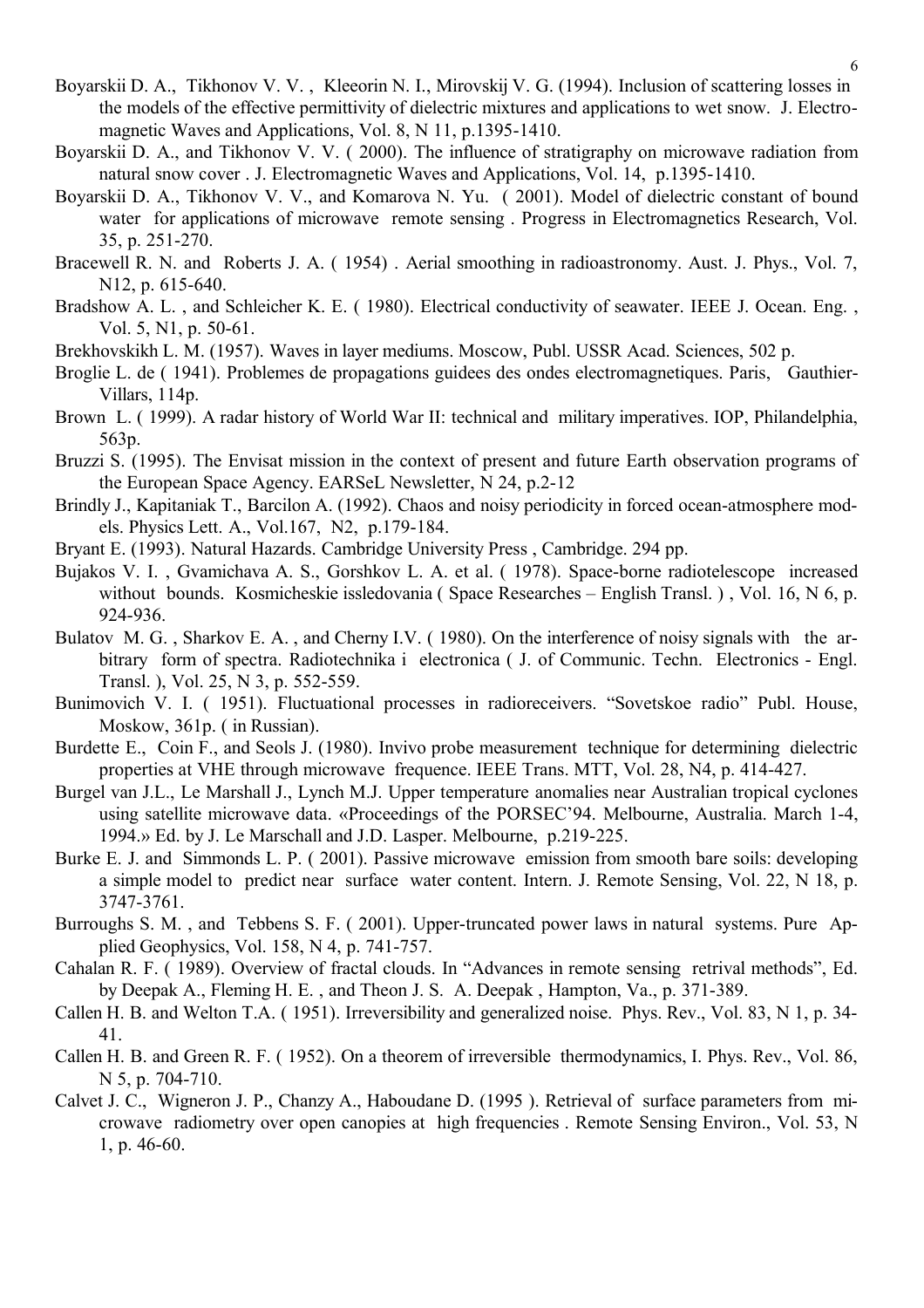Boyarskii D. A., Tikhonov V. V. , Kleeorin N. I., Mirovskij V. G. (1994). Inclusion of scattering losses in the models of the effective permittivity of dielectric mixtures and applications to wet snow. J. Electromagnetic Waves and Applications, Vol. 8, N 11, p.1395-1410.

Boyarskii D. A., and Tikhonov V. V. ( 2000). The influence of stratigraphy on microwave radiation from natural snow cover . J. Electromagnetic Waves and Applications, Vol. 14, p.1395-1410.

Boyarskii D. A., Tikhonov V. V., and Komarova N. Yu. ( 2001). Model of dielectric constant of bound water for applications of microwave remote sensing . Progress in Electromagnetics Research, Vol. 35, p. 251-270.

Bracewell R. N. and Roberts J. A. ( 1954) . Aerial smoothing in radioastronomy. Aust. J. Phys., Vol. 7, N12, p. 615-640.

Bradshow A. L. , and Schleicher K. E. ( 1980). Electrical conductivity of seawater. IEEE J. Ocean. Eng. , Vol. 5, N1, p. 50-61.

Brekhovskikh L. M. (1957). Waves in layer mediums. Moscow, Publ. USSR Acad. Sciences, 502 p.

Broglie L. de ( 1941). Problemes de propagations guidees des ondes electromagnetiques. Paris, Gauthier-Villars, 114p.

Brown L. ( 1999). A radar history of World War II: technical and military imperatives. IOP, Philandelphia, 563p.

Bruzzi S. (1995). The Envisat mission in the context of present and future Earth observation programs of the European Space Agency. EARSeL Newsletter, N 24, p.2-12

Brindly J., Kapitaniak T., Barcilon A. (1992). Chaos and noisy periodicity in forced ocean-atmosphere models. Physics Lett. A., Vol.167, N2, p.179-184.

Bryant E. (1993). Natural Hazards. Cambridge University Press , Cambridge. 294 pp.

Bujakos V. I. , Gvamichava A. S., Gorshkov L. A. et al. ( 1978). Space-borne radiotelescope increased without bounds. Kosmicheskie issledovania ( Space Researches – English Transl. ) , Vol. 16, N 6, p. 924-936.

Bulatov M. G. , Sharkov E. A. , and Cherny I.V. ( 1980). On the interference of noisy signals with the arbitrary form of spectra. Radiotechnika i electronica ( J. of Communic. Techn. Electronics - Engl. Transl. ), Vol. 25, N 3, p. 552-559.

Bunimovich V. I. ( 1951). Fluctuational processes in radioreceivers. “Sovetskoe radio” Publ. House, Moskow, 361p. ( in Russian).

Burdette E., Coin F., and Seols J. (1980). Invivo probe measurement technique for determining dielectric properties at VHE through microwave frequence. IEEE Trans. MTT, Vol. 28, N4, p. 414-427.

Burgel van J.L., Le Marshall J., Lynch M.J. Upper temperature anomalies near Australian tropical cyclones using satellite microwave data. «Proceedings of the PORSEC’94. Melbourne, Australia. March 1-4, 1994.» Ed. by J. Le Marschall and J.D. Lasper. Melbourne, p.219-225.

Burke E. J. and Simmonds L. P. ( 2001). Passive microwave emission from smooth bare soils: developing a simple model to predict near surface water content. Intern. J. Remote Sensing, Vol. 22, N 18, p. 3747-3761.

Burroughs S. M. , and Tebbens S. F. ( 2001). Upper-truncated power laws in natural systems. Pure Applied Geophysics, Vol. 158, N 4, p. 741-757.

Cahalan R. F. ( 1989). Overview of fractal clouds. In “Advances in remote sensing retrival methods”, Ed. by Deepak A., Fleming H. E. , and Theon J. S. A. Deepak , Hampton, Va., p. 371-389.

Callen H. B. and Welton T.A. ( 1951). Irreversibility and generalized noise. Phys. Rev., Vol. 83, N 1, p. 34-41.

Callen H. B. and Green R. F. ( 1952). On a theorem of irreversible thermodynamics, I. Phys. Rev., Vol. 86, N 5, p. 704-710.

Calvet J. C., Wigneron J. P., Chanzy A., Haboudane D. (1995 ). Retrieval of surface parameters from microwave radiometry over open canopies at high frequencies . Remote Sensing Environ., Vol. 53, N 1, p. 46-60.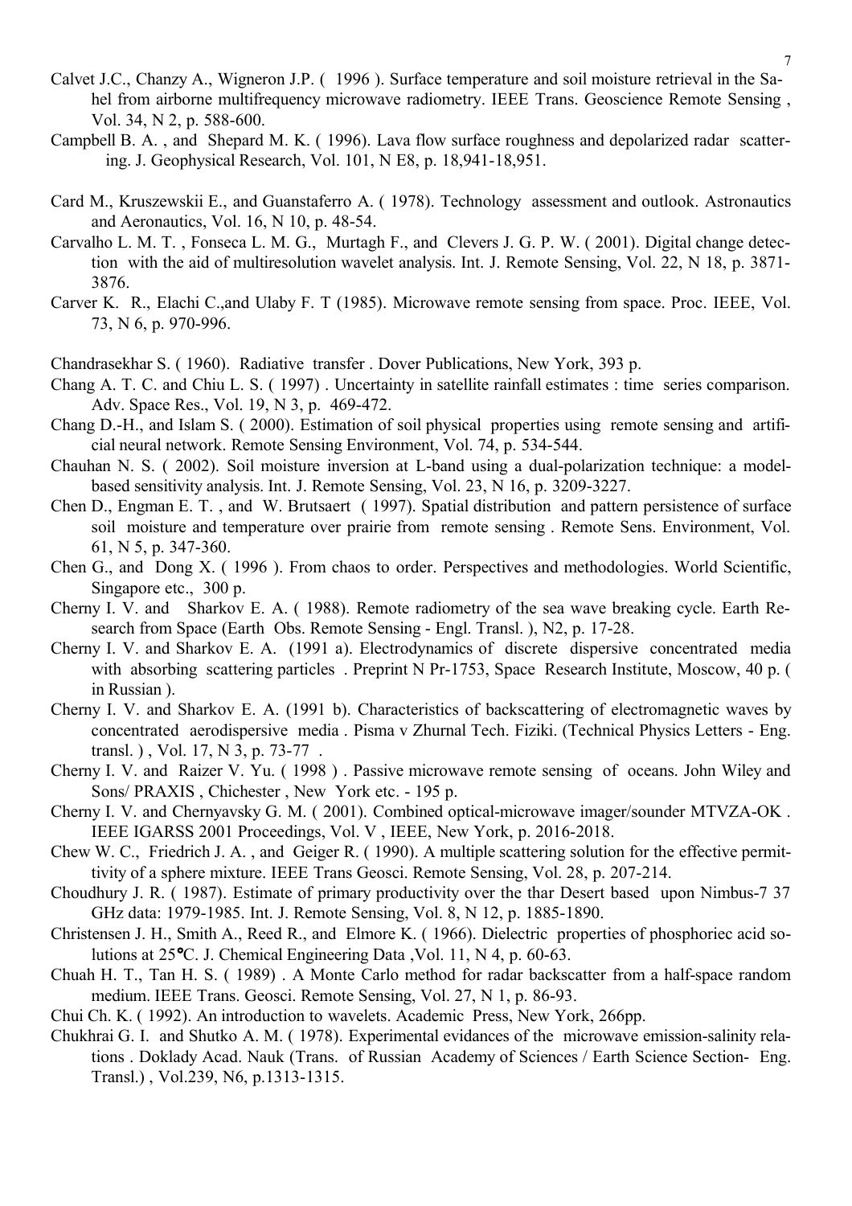Calvet J.C., Chanzy A., Wigneron J.P. ( 1996 ). Surface temperature and soil moisture retrieval in the Sahel from airborne multifrequency microwave radiometry. IEEE Trans. Geoscience Remote Sensing , Vol. 34, N 2, p. 588-600.

Campbell B. A. , and Shepard M. K. ( 1996). Lava flow surface roughness and depolarized radar scattering. J. Geophysical Research, Vol. 101, N E8, p. 18,941-18,951.

Card M., Kruszewskii E., and Guanstaferro A. ( 1978). Technology assessment and outlook. Astronautics and Aeronautics, Vol. 16, N 10, p. 48-54.

Carvalho L. M. T. , Fonseca L. M. G., Murtagh F., and Clevers J. G. P. W. ( 2001). Digital change detection with the aid of multiresolution wavelet analysis. Int. J. Remote Sensing, Vol. 22, N 18, p. 3871-3876.

Carver K. R., Elachi C.,and Ulaby F. T (1985). Microwave remote sensing from space. Proc. IEEE, Vol. 73, N 6, p. 970-996.

Chandrasekhar S. ( 1960). Radiative transfer . Dover Publications, New York, 393 p.

Chang A. T. C. and Chiu L. S. ( 1997) . Uncertainty in satellite rainfall estimates : time series comparison. Adv. Space Res., Vol. 19, N 3, p. 469-472.

Chang D.-H., and Islam S. ( 2000). Estimation of soil physical properties using remote sensing and artificial neural network. Remote Sensing Environment, Vol. 74, p. 534-544.

Chauhan N. S. ( 2002). Soil moisture inversion at L-band using a dual-polarization technique: a model-based sensitivity analysis. Int. J. Remote Sensing, Vol. 23, N 16, p. 3209-3227.

Chen D., Engman E. T. , and W. Brutsaert ( 1997). Spatial distribution and pattern persistence of surface soil moisture and temperature over prairie from remote sensing . Remote Sens. Environment, Vol. 61, N 5, p. 347-360.

Chen G., and Dong X. ( 1996 ). From chaos to order. Perspectives and methodologies. World Scientific, Singapore etc., 300 p.

Cherny I. V. and Sharkov E. A. ( 1988). Remote radiometry of the sea wave breaking cycle. Earth Research from Space (Earth Obs. Remote Sensing - Engl. Transl. ), N2, p. 17-28.

Cherny I. V. and Sharkov E. A. (1991 a). Electrodynamics of discrete dispersive concentrated media with absorbing scattering particles . Preprint N Pr-1753, Space Research Institute, Moscow, 40 p. ( in Russian ).

Cherny I. V. and Sharkov E. A. (1991 b). Characteristics of backscattering of electromagnetic waves by concentrated aerodispersive media . Pisma v Zhurnal Tech. Fiziki. (Technical Physics Letters - Eng. transl. ) , Vol. 17, N 3, p. 73-77 .

Cherny I. V. and Raizer V. Yu. ( 1998 ) . Passive microwave remote sensing of oceans. John Wiley and Sons/ PRAXIS , Chichester , New York etc. - 195 p.

Cherny I. V. and Chernyavsky G. M. ( 2001). Combined optical-microwave imager/sounder MTVZA-OK . IEEE IGARSS 2001 Proceedings, Vol. V , IEEE, New York, p. 2016-2018.

Chew W. C., Friedrich J. A. , and Geiger R. ( 1990). A multiple scattering solution for the effective permittivity of a sphere mixture. IEEE Trans Geosci. Remote Sensing, Vol. 28, p. 207-214.

Choudhury J. R. ( 1987). Estimate of primary productivity over the thar Desert based upon Nimbus-7 37 GHz data: 1979-1985. Int. J. Remote Sensing, Vol. 8, N 12, p. 1885-1890.

Christensen J. H., Smith A., Reed R., and Elmore K. ( 1966). Dielectric properties of phosphoriec acid solutions at 25°C. J. Chemical Engineering Data ,Vol. 11, N 4, p. 60-63.

Chuah H. T., Tan H. S. ( 1989) . A Monte Carlo method for radar backscatter from a half-space random medium. IEEE Trans. Geosci. Remote Sensing, Vol. 27, N 1, p. 86-93.

Chui Ch. K. ( 1992). An introduction to wavelets. Academic Press, New York, 266pp.

Chukhrai G. I. and Shutko A. M. ( 1978). Experimental evidances of the microwave emission-salinity relations . Doklady Acad. Nauk (Trans. of Russian Academy of Sciences / Earth Science Section- Eng. Transl.) , Vol.239, N6, p.1313-1315.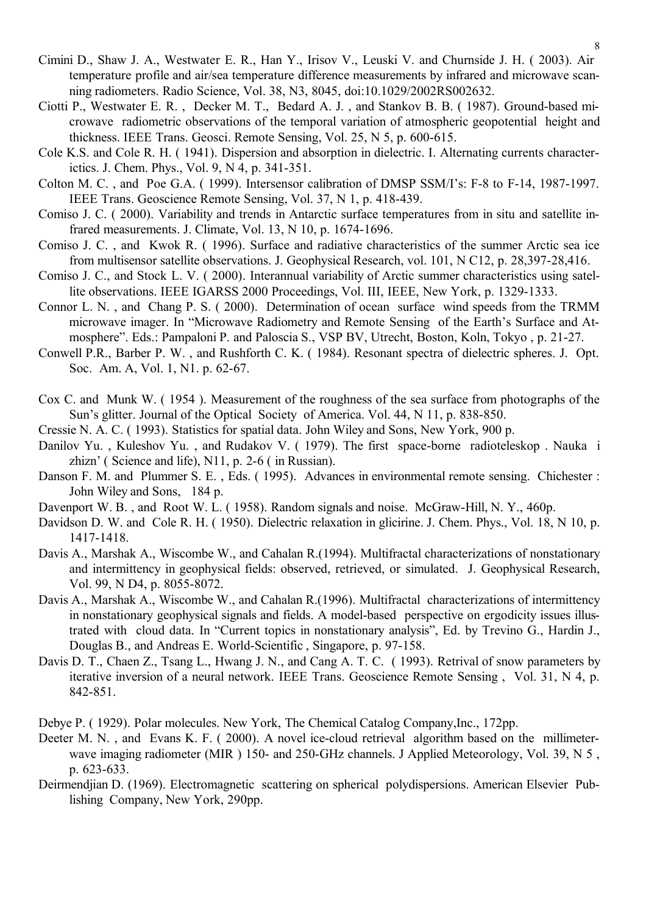Cimini D., Shaw J. A., Westwater E. R., Han Y., Irisov V., Leuski V. and Churnside J. H. ( 2003). Air temperature profile and air/sea temperature difference measurements by infrared and microwave scanning radiometers. Radio Science, Vol. 38, N3, 8045, doi:10.1029/2002RS002632.

Ciotti P., Westwater E. R. , Decker M. T., Bedard A. J. , and Stankov B. B. ( 1987). Ground-based microwave radiometric observations of the temporal variation of atmospheric geopotential height and thickness. IEEE Trans. Geosci. Remote Sensing, Vol. 25, N 5, p. 600-615.

Cole K.S. and Cole R. H. ( 1941). Dispersion and absorption in dielectric. I. Alternating currents characterictics. J. Chem. Phys., Vol. 9, N 4, p. 341-351.

Colton M. C. , and Poe G.A. ( 1999). Intersensor calibration of DMSP SSM/I's: F-8 to F-14, 1987-1997. IEEE Trans. Geoscience Remote Sensing, Vol. 37, N 1, p. 418-439.

Comiso J. C. ( 2000). Variability and trends in Antarctic surface temperatures from in situ and satellite infrared measurements. J. Climate, Vol. 13, N 10, p. 1674-1696.

Comiso J. C. , and Kwok R. ( 1996). Surface and radiative characteristics of the summer Arctic sea ice from multisensor satellite observations. J. Geophysical Research, vol. 101, N C12, p. 28,397-28,416.

Comiso J. C., and Stock L. V. ( 2000). Interannual variability of Arctic summer characteristics using satellite observations. IEEE IGARSS 2000 Proceedings, Vol. III, IEEE, New York, p. 1329-1333.

Connor L. N. , and Chang P. S. ( 2000). Determination of ocean surface wind speeds from the TRMM microwave imager. In "Microwave Radiometry and Remote Sensing of the Earth's Surface and Atmosphere". Eds.: Pampaloni P. and Paloscia S., VSP BV, Utrecht, Boston, Koln, Tokyo , p. 21-27.

Conwell P.R., Barber P. W. , and Rushforth C. K. ( 1984). Resonant spectra of dielectric spheres. J. Opt. Soc. Am. A, Vol. 1, N1. p. 62-67.

Cox C. and Munk W. ( 1954 ). Measurement of the roughness of the sea surface from photographs of the Sun's glitter. Journal of the Optical Society of America. Vol. 44, N 11, p. 838-850.

Cressie N. A. C. ( 1993). Statistics for spatial data. John Wiley and Sons, New York, 900 p.

Danilov Yu. , Kuleshov Yu. , and Rudakov V. ( 1979). The first space-borne radioteleskop . Nauka i zhizn' ( Science and life), N11, p. 2-6 ( in Russian).

Danson F. M. and Plummer S. E. , Eds. ( 1995). Advances in environmental remote sensing. Chichester : John Wiley and Sons, 184 p.

Davenport W. B. , and Root W. L. ( 1958). Random signals and noise. McGraw-Hill, N. Y., 460p.

Davidson D. W. and Cole R. H. ( 1950). Dielectric relaxation in glicirine. J. Chem. Phys., Vol. 18, N 10, p. 1417-1418.

Davis A., Marshak A., Wiscombe W., and Cahalan R.(1994). Multifractal characterizations of nonstationary and intermittency in geophysical fields: observed, retrieved, or simulated. J. Geophysical Research, Vol. 99, N D4, p. 8055-8072.

Davis A., Marshak A., Wiscombe W., and Cahalan R.(1996). Multifractal characterizations of intermittency in nonstationary geophysical signals and fields. A model-based perspective on ergodicity issues illustrated with cloud data. In "Current topics in nonstationary analysis", Ed. by Trevino G., Hardin J., Douglas B., and Andreas E. World-Scientific , Singapore, p. 97-158.

Davis D. T., Chaen Z., Tsang L., Hwang J. N., and Cang A. T. C. ( 1993). Retrival of snow parameters by iterative inversion of a neural network. IEEE Trans. Geoscience Remote Sensing , Vol. 31, N 4, p. 842-851.

Debye P. ( 1929). Polar molecules. New York, The Chemical Catalog Company,Inc., 172pp.

Deeter M. N. , and Evans K. F. ( 2000). A novel ice-cloud retrieval algorithm based on the millimeter-wave imaging radiometer (MIR ) 150- and 250-GHz channels. J Applied Meteorology, Vol. 39, N 5 , p. 623-633.

Deirmendjian D. (1969). Electromagnetic scattering on spherical polydispersions. American Elsevier Publishing Company, New York, 290pp.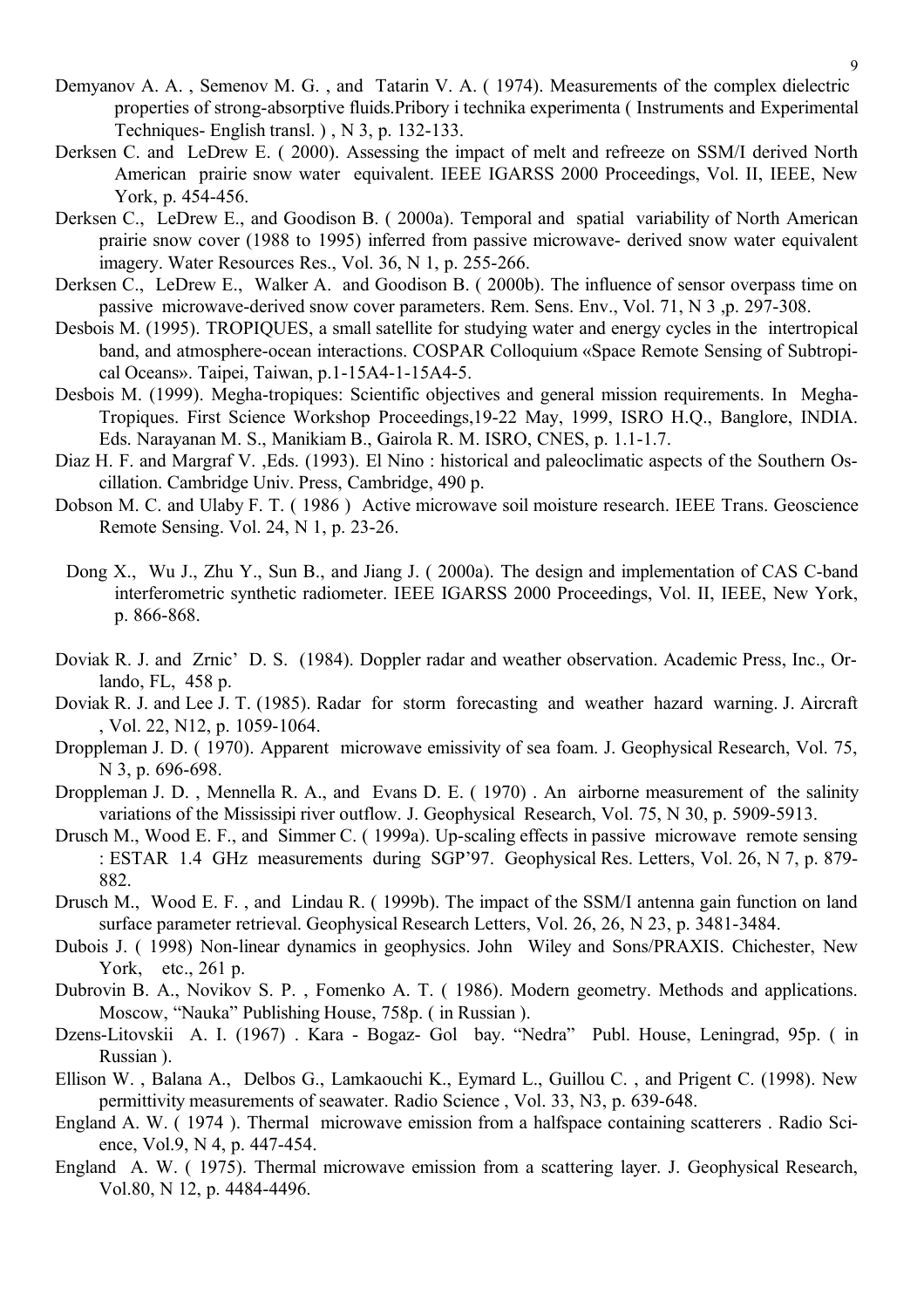Demyanov A. A. , Semenov M. G. , and Tatarin V. A. ( 1974). Measurements of the complex dielectric properties of strong-absorptive fluids.Pribory i technika experimenta ( Instruments and Experimental Techniques- English transl. ) , N 3, p. 132-133.

Derksen C. and LeDrew E. ( 2000). Assessing the impact of melt and refreeze on SSM/I derived North American prairie snow water equivalent. IEEE IGARSS 2000 Proceedings, Vol. II, IEEE, New York, p. 454-456.

Derksen C., LeDrew E., and Goodison B. ( 2000a). Temporal and spatial variability of North American prairie snow cover (1988 to 1995) inferred from passive microwave- derived snow water equivalent imagery. Water Resources Res., Vol. 36, N 1, p. 255-266.

Derksen C., LeDrew E., Walker A. and Goodison B. ( 2000b). The influence of sensor overpass time on passive microwave-derived snow cover parameters. Rem. Sens. Env., Vol. 71, N 3 ,p. 297-308.

Desbois M. (1995). TROPIQUES, a small satellite for studying water and energy cycles in the intertropical band, and atmosphere-ocean interactions. COSPAR Colloquium «Space Remote Sensing of Subtropical Oceans». Taipei, Taiwan, p.1-15A4-1-15A4-5.

Desbois M. (1999). Megha-tropiques: Scientific objectives and general mission requirements. In Megha-Tropiques. First Science Workshop Proceedings,19-22 May, 1999, ISRO H.Q., Banglore, INDIA. Eds. Narayanan M. S., Manikiam B., Gairola R. M. ISRO, CNES, p. 1.1-1.7.

Diaz H. F. and Margraf V. ,Eds. (1993). El Nino : historical and paleoclimatic aspects of the Southern Oscillation. Cambridge Univ. Press, Cambridge, 490 p.

Dobson M. C. and Ulaby F. T. ( 1986 ) Active microwave soil moisture research. IEEE Trans. Geoscience Remote Sensing. Vol. 24, N 1, p. 23-26.

Dong X., Wu J., Zhu Y., Sun B., and Jiang J. ( 2000a). The design and implementation of CAS C-band interferometric synthetic radiometer. IEEE IGARSS 2000 Proceedings, Vol. II, IEEE, New York, p. 866-868.

Doviak R. J. and Zrnic' D. S. (1984). Doppler radar and weather observation. Academic Press, Inc., Orlando, FL, 458 p.

Doviak R. J. and Lee J. T. (1985). Radar for storm forecasting and weather hazard warning. J. Aircraft , Vol. 22, N12, p. 1059-1064.

Droppleman J. D. ( 1970). Apparent microwave emissivity of sea foam. J. Geophysical Research, Vol. 75, N 3, p. 696-698.

Droppleman J. D. , Mennella R. A., and Evans D. E. ( 1970) . An airborne measurement of the salinity variations of the Mississipi river outflow. J. Geophysical Research, Vol. 75, N 30, p. 5909-5913.

Drusch M., Wood E. F., and Simmer C. ( 1999a). Up-scaling effects in passive microwave remote sensing : ESTAR 1.4 GHz measurements during SGP'97. Geophysical Res. Letters, Vol. 26, N 7, p. 879-882.

Drusch M., Wood E. F. , and Lindau R. ( 1999b). The impact of the SSM/I antenna gain function on land surface parameter retrieval. Geophysical Research Letters, Vol. 26, 26, N 23, p. 3481-3484.

Dubois J. ( 1998) Non-linear dynamics in geophysics. John Wiley and Sons/PRAXIS. Chichester, New York, etc., 261 p.

Dubrovin B. A., Novikov S. P. , Fomenko A. T. ( 1986). Modern geometry. Methods and applications. Moscow, "Nauka" Publishing House, 758p. ( in Russian ).

Dzens-Litovskii A. I. (1967) . Kara - Bogaz- Gol bay. "Nedra" Publ. House, Leningrad, 95p. ( in Russian ).

Ellison W. , Balana A., Delbos G., Lamkaouchi K., Eymard L., Guillou C. , and Prigent C. (1998). New permittivity measurements of seawater. Radio Science , Vol. 33, N3, p. 639-648.

England A. W. ( 1974 ). Thermal microwave emission from a halfspace containing scatterers . Radio Science, Vol.9, N 4, p. 447-454.

England A. W. ( 1975). Thermal microwave emission from a scattering layer. J. Geophysical Research, Vol.80, N 12, p. 4484-4496.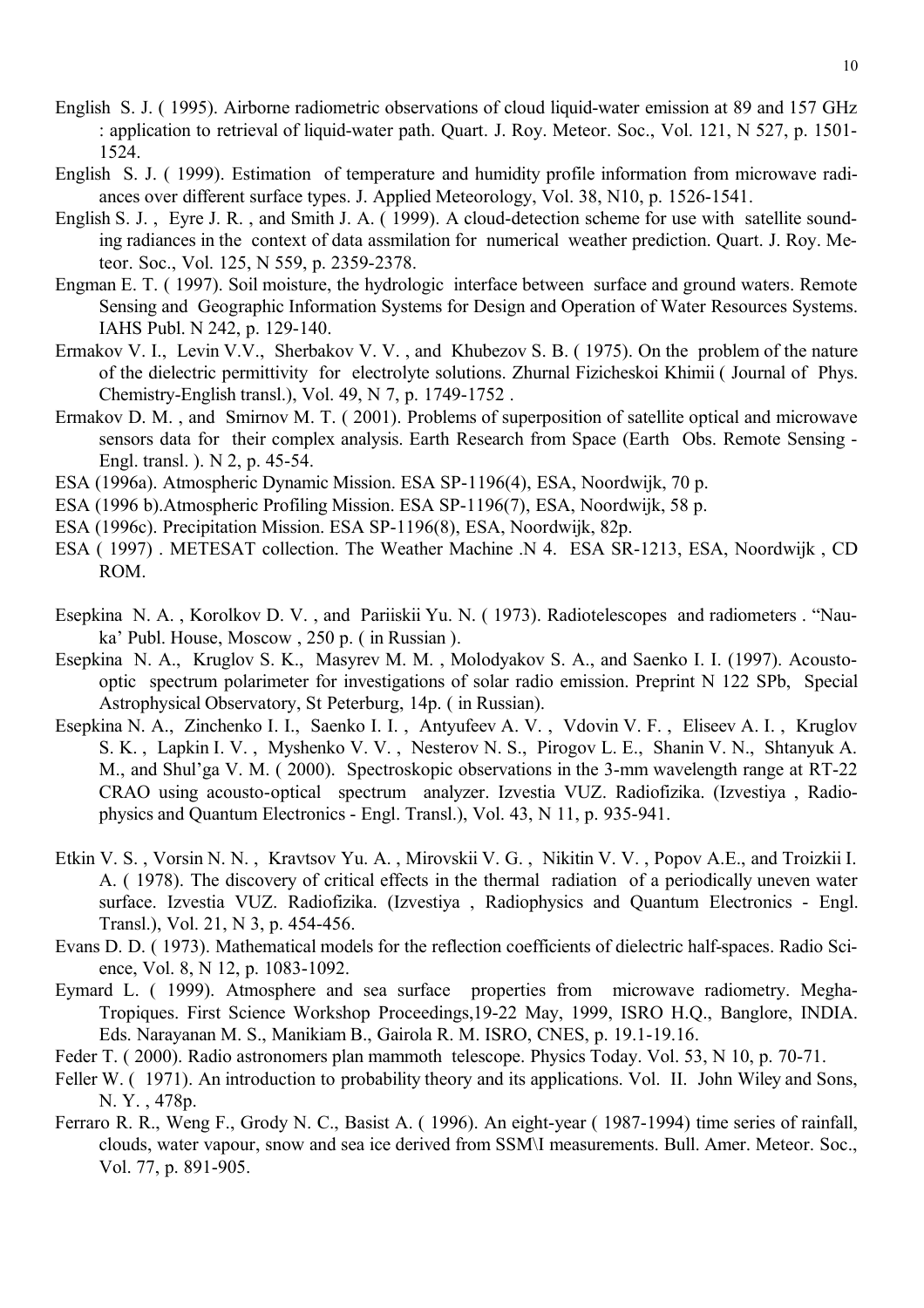English S. J. ( 1995). Airborne radiometric observations of cloud liquid-water emission at 89 and 157 GHz : application to retrieval of liquid-water path. Quart. J. Roy. Meteor. Soc., Vol. 121, N 527, p. 1501-1524.

English S. J. ( 1999). Estimation of temperature and humidity profile information from microwave radiances over different surface types. J. Applied Meteorology, Vol. 38, N10, p. 1526-1541.

English S. J. , Eyre J. R. , and Smith J. A. ( 1999). A cloud-detection scheme for use with satellite sounding radiances in the context of data assmilation for numerical weather prediction. Quart. J. Roy. Meteor. Soc., Vol. 125, N 559, p. 2359-2378.

Engman E. T. ( 1997). Soil moisture, the hydrologic interface between surface and ground waters. Remote Sensing and Geographic Information Systems for Design and Operation of Water Resources Systems. IAHS Publ. N 242, p. 129-140.

Ermakov V. I., Levin V.V., Sherbakov V. V. , and Khubezov S. B. ( 1975). On the problem of the nature of the dielectric permittivity for electrolyte solutions. Zhurnal Fizicheskoi Khimii ( Journal of Phys. Chemistry-English transl.), Vol. 49, N 7, p. 1749-1752 .

Ermakov D. M. , and Smirnov M. T. ( 2001). Problems of superposition of satellite optical and microwave sensors data for their complex analysis. Earth Research from Space (Earth Obs. Remote Sensing - Engl. transl. ). N 2, p. 45-54.

ESA (1996a). Atmospheric Dynamic Mission. ESA SP-1196(4), ESA, Noordwijk, 70 p.

ESA (1996 b).Atmospheric Profiling Mission. ESA SP-1196(7), ESA, Noordwijk, 58 p.

ESA (1996c). Precipitation Mission. ESA SP-1196(8), ESA, Noordwijk, 82p.

ESA ( 1997) . METESAT collection. The Weather Machine .N 4. ESA SR-1213, ESA, Noordwijk , CD ROM.

Esepkina N. A. , Korolkov D. V. , and Pariiskii Yu. N. ( 1973). Radiotelescopes and radiometers . "Nauka' Publ. House, Moscow , 250 p. ( in Russian ).

Esepkina N. A., Kruglov S. K., Masyrev M. M. , Molodyakov S. A., and Saenko I. I. (1997). Acousto-optic spectrum polarimeter for investigations of solar radio emission. Preprint N 122 SPb, Special Astrophysical Observatory, St Peterburg, 14p. ( in Russian).

Esepkina N. A., Zinchenko I. I., Saenko I. I. , Antyufeev A. V. , Vdovin V. F. , Eliseev A. I. , Kruglov S. K. , Lapkin I. V. , Myshenko V. V. , Nesterov N. S., Pirogov L. E., Shanin V. N., Shtanyuk A. M., and Shul'ga V. M. ( 2000). Spectroskopic observations in the 3-mm wavelength range at RT-22 CRAO using acousto-optical spectrum analyzer. Izvestia VUZ. Radiofizika. (Izvestiya , Radiophysics and Quantum Electronics - Engl. Transl.), Vol. 43, N 11, p. 935-941.

Etkin V. S. , Vorsin N. N. , Kravtsov Yu. A. , Mirovskii V. G. , Nikitin V. V. , Popov A.E., and Troizkii I. A. ( 1978). The discovery of critical effects in the thermal radiation of a periodically uneven water surface. Izvestia VUZ. Radiofizika. (Izvestiya , Radiophysics and Quantum Electronics - Engl. Transl.), Vol. 21, N 3, p. 454-456.

Evans D. D. ( 1973). Mathematical models for the reflection coefficients of dielectric half-spaces. Radio Science, Vol. 8, N 12, p. 1083-1092.

Eymard L. ( 1999). Atmosphere and sea surface properties from microwave radiometry. Megha-Tropiques. First Science Workshop Proceedings,19-22 May, 1999, ISRO H.Q., Banglore, INDIA. Eds. Narayanan M. S., Manikiam B., Gairola R. M. ISRO, CNES, p. 19.1-19.16.

Feder T. ( 2000). Radio astronomers plan mammoth telescope. Physics Today. Vol. 53, N 10, p. 70-71.

Feller W. ( 1971). An introduction to probability theory and its applications. Vol. II. John Wiley and Sons, N. Y. , 478p.

Ferraro R. R., Weng F., Grody N. C., Basist A. ( 1996). An eight-year ( 1987-1994) time series of rainfall, clouds, water vapour, snow and sea ice derived from SSM\I measurements. Bull. Amer. Meteor. Soc., Vol. 77, p. 891-905.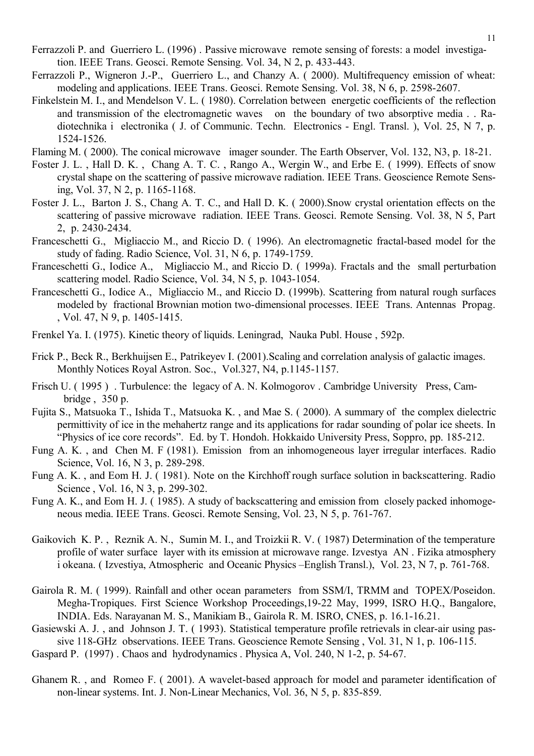Ferrazzoli P. and Guerriero L. (1996) . Passive microwave remote sensing of forests: a model investigation. IEEE Trans. Geosci. Remote Sensing. Vol. 34, N 2, p. 433-443.

Ferrazzoli P., Wigneron J.-P., Guerriero L., and Chanzy A. ( 2000). Multifrequency emission of wheat: modeling and applications. IEEE Trans. Geosci. Remote Sensing. Vol. 38, N 6, p. 2598-2607.

Finkelstein M. I., and Mendelson V. L. ( 1980). Correlation between energetic coefficients of the reflection and transmission of the electromagnetic waves on the boundary of two absorptive media . . Radiotechnika i electronika ( J. of Communic. Techn. Electronics - Engl. Transl. ), Vol. 25, N 7, p. 1524-1526.

Flaming M. ( 2000). The conical microwave imager sounder. The Earth Observer, Vol. 132, N3, p. 18-21.

Foster J. L. , Hall D. K. , Chang A. T. C. , Rango A., Wergin W., and Erbe E. ( 1999). Effects of snow crystal shape on the scattering of passive microwave radiation. IEEE Trans. Geoscience Remote Sensing, Vol. 37, N 2, p. 1165-1168.

Foster J. L., Barton J. S., Chang A. T. C., and Hall D. K. ( 2000).Snow crystal orientation effects on the scattering of passive microwave radiation. IEEE Trans. Geosci. Remote Sensing. Vol. 38, N 5, Part 2, p. 2430-2434.

Franceschetti G., Migliaccio M., and Riccio D. ( 1996). An electromagnetic fractal-based model for the study of fading. Radio Science, Vol. 31, N 6, p. 1749-1759.

Franceschetti G., Iodice A., Migliaccio M., and Riccio D. ( 1999a). Fractals and the small perturbation scattering model. Radio Science, Vol. 34, N 5, p. 1043-1054.

Franceschetti G., Iodice A., Migliaccio M., and Riccio D. (1999b). Scattering from natural rough surfaces modeled by fractional Brownian motion two-dimensional processes. IEEE Trans. Antennas Propag. , Vol. 47, N 9, p. 1405-1415.

Frenkel Ya. I. (1975). Kinetic theory of liquids. Leningrad, Nauka Publ. House , 592p.

Frick P., Beck R., Berkhuijsen E., Patrikeyev I. (2001).Scaling and correlation analysis of galactic images. Monthly Notices Royal Astron. Soc., Vol.327, N4, p.1145-1157.

Frisch U. ( 1995 ) . Turbulence: the legacy of A. N. Kolmogorov . Cambridge University Press, Cambridge , 350 p.

Fujita S., Matsuoka T., Ishida T., Matsuoka K. , and Mae S. ( 2000). A summary of the complex dielectric permittivity of ice in the mehahertz range and its applications for radar sounding of polar ice sheets. In "Physics of ice core records". Ed. by T. Hondoh. Hokkaido University Press, Soppro, pp. 185-212.

Fung A. K. , and Chen M. F (1981). Emission from an inhomogeneous layer irregular interfaces. Radio Science, Vol. 16, N 3, p. 289-298.

Fung A. K. , and Eom H. J. ( 1981). Note on the Kirchhoff rough surface solution in backscattering. Radio Science , Vol. 16, N 3, p. 299-302.

Fung A. K., and Eom H. J. ( 1985). A study of backscattering and emission from closely packed inhomogeneous media. IEEE Trans. Geosci. Remote Sensing, Vol. 23, N 5, p. 761-767.

Gaikovich K. P. , Reznik A. N., Sumin M. I., and Troizkii R. V. ( 1987) Determination of the temperature profile of water surface layer with its emission at microwave range. Izvestya AN . Fizika atmosphery i okeana. ( Izvestiya, Atmospheric and Oceanic Physics –English Transl.), Vol. 23, N 7, p. 761-768.

Gairola R. M. ( 1999). Rainfall and other ocean parameters from SSM/I, TRMM and TOPEX/Poseidon. Megha-Tropiques. First Science Workshop Proceedings,19-22 May, 1999, ISRO H.Q., Bangalore, INDIA. Eds. Narayanan M. S., Manikiam B., Gairola R. M. ISRO, CNES, p. 16.1-16.21.

Gasiewski A. J. , and Johnson J. T. ( 1993). Statistical temperature profile retrievals in clear-air using passive 118-GHz observations. IEEE Trans. Geoscience Remote Sensing , Vol. 31, N 1, p. 106-115.

Gaspard P. (1997) . Chaos and hydrodynamics . Physica A, Vol. 240, N 1-2, p. 54-67.

Ghanem R. , and Romeo F. ( 2001). A wavelet-based approach for model and parameter identification of non-linear systems. Int. J. Non-Linear Mechanics, Vol. 36, N 5, p. 835-859.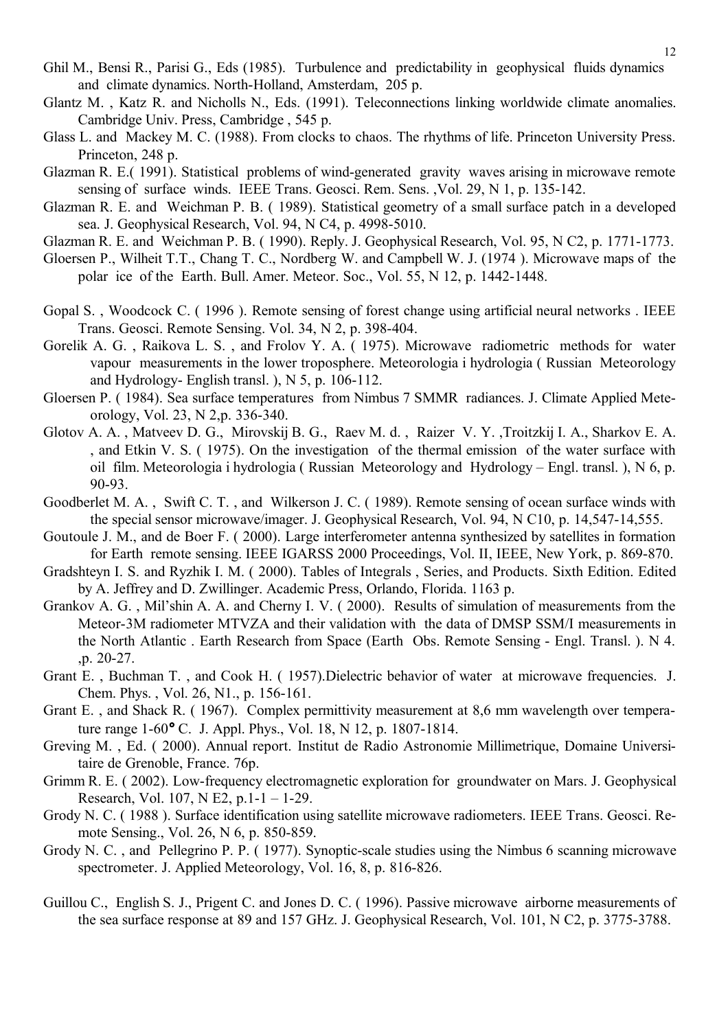Ghil M., Bensi R., Parisi G., Eds (1985). Turbulence and predictability in geophysical fluids dynamics and climate dynamics. North-Holland, Amsterdam, 205 p.

Glantz M. , Katz R. and Nicholls N., Eds. (1991). Teleconnections linking worldwide climate anomalies. Cambridge Univ. Press, Cambridge , 545 p.

Glass L. and Mackey M. C. (1988). From clocks to chaos. The rhythms of life. Princeton University Press. Princeton, 248 p.

Glazman R. E.( 1991). Statistical problems of wind-generated gravity waves arising in microwave remote sensing of surface winds. IEEE Trans. Geosci. Rem. Sens. ,Vol. 29, N 1, p. 135-142.

Glazman R. E. and Weichman P. B. ( 1989). Statistical geometry of a small surface patch in a developed sea. J. Geophysical Research, Vol. 94, N C4, p. 4998-5010.

Glazman R. E. and Weichman P. B. ( 1990). Reply. J. Geophysical Research, Vol. 95, N C2, p. 1771-1773.

Gloersen P., Wilheit T.T., Chang T. C., Nordberg W. and Campbell W. J. (1974 ). Microwave maps of the polar ice of the Earth. Bull. Amer. Meteor. Soc., Vol. 55, N 12, p. 1442-1448.

Gopal S. , Woodcock C. ( 1996 ). Remote sensing of forest change using artificial neural networks . IEEE Trans. Geosci. Remote Sensing. Vol. 34, N 2, p. 398-404.

Gorelik A. G. , Raikova L. S. , and Frolov Y. A. ( 1975). Microwave radiometric methods for water vapour measurements in the lower troposphere. Meteorologia i hydrologia ( Russian Meteorology and Hydrology- English transl. ), N 5, p. 106-112.

Gloersen P. ( 1984). Sea surface temperatures from Nimbus 7 SMMR radiances. J. Climate Applied Meteorology, Vol. 23, N 2,p. 336-340.

Glotov A. A. , Matveev D. G., Mirovskij B. G., Raev M. d. , Raizer V. Y. ,Troitzkij I. A., Sharkov E. A. , and Etkin V. S. ( 1975). On the investigation of the thermal emission of the water surface with oil film. Meteorologia i hydrologia ( Russian Meteorology and Hydrology – Engl. transl. ), N 6, p. 90-93.

Goodberlet M. A. , Swift C. T. , and Wilkerson J. C. ( 1989). Remote sensing of ocean surface winds with the special sensor microwave/imager. J. Geophysical Research, Vol. 94, N C10, p. 14,547-14,555.

Goutoule J. M., and de Boer F. ( 2000). Large interferometer antenna synthesized by satellites in formation for Earth remote sensing. IEEE IGARSS 2000 Proceedings, Vol. II, IEEE, New York, p. 869-870.

Gradshteyn I. S. and Ryzhik I. M. ( 2000). Tables of Integrals , Series, and Products. Sixth Edition. Edited by A. Jeffrey and D. Zwillinger. Academic Press, Orlando, Florida. 1163 p.

Grankov A. G. , Mil'shin A. A. and Cherny I. V. ( 2000). Results of simulation of measurements from the Meteor-3M radiometer MTVZA and their validation with the data of DMSP SSM/I measurements in the North Atlantic . Earth Research from Space (Earth Obs. Remote Sensing - Engl. Transl. ). N 4. ,p. 20-27.

Grant E. , Buchman T. , and Cook H. ( 1957).Dielectric behavior of water at microwave frequencies. J. Chem. Phys. , Vol. 26, N1., p. 156-161.

Grant E. , and Shack R. ( 1967). Complex permittivity measurement at 8,6 mm wavelength over temperature range 1-60° C. J. Appl. Phys., Vol. 18, N 12, p. 1807-1814.

Greving M. , Ed. ( 2000). Annual report. Institut de Radio Astronomie Millimetrique, Domaine Universitaire de Grenoble, France. 76p.

Grimm R. E. ( 2002). Low-frequency electromagnetic exploration for groundwater on Mars. J. Geophysical Research, Vol. 107, N E2, p.1-1 – 1-29.

Grody N. C. ( 1988 ). Surface identification using satellite microwave radiometers. IEEE Trans. Geosci. Remote Sensing., Vol. 26, N 6, p. 850-859.

Grody N. C. , and Pellegrino P. P. ( 1977). Synoptic-scale studies using the Nimbus 6 scanning microwave spectrometer. J. Applied Meteorology, Vol. 16, 8, p. 816-826.

Guillou C., English S. J., Prigent C. and Jones D. C. ( 1996). Passive microwave airborne measurements of the sea surface response at 89 and 157 GHz. J. Geophysical Research, Vol. 101, N C2, p. 3775-3788.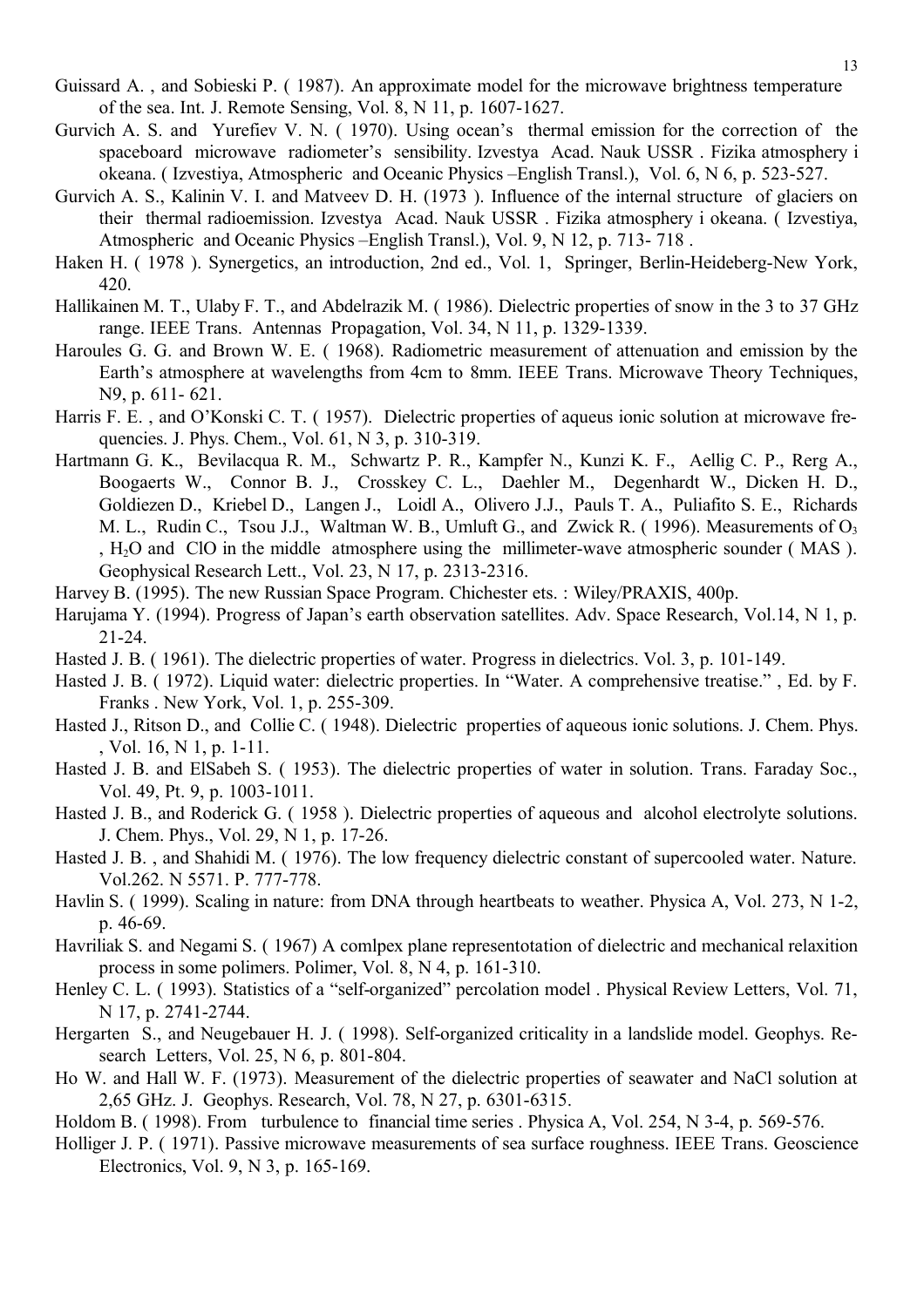Guissard A. , and Sobieski P. ( 1987). An approximate model for the microwave brightness temperature of the sea. Int. J. Remote Sensing, Vol. 8, N 11, p. 1607-1627.

Gurvich A. S. and Yurefiev V. N. ( 1970). Using ocean's thermal emission for the correction of the spaceboard microwave radiometer's sensibility. Izvestya Acad. Nauk USSR . Fizika atmosphery i okeana. ( Izvestiya, Atmospheric and Oceanic Physics –English Transl.), Vol. 6, N 6, p. 523-527.

Gurvich A. S., Kalinin V. I. and Matveev D. H. (1973 ). Influence of the internal structure of glaciers on their thermal radioemission. Izvestya Acad. Nauk USSR . Fizika atmosphery i okeana. ( Izvestiya, Atmospheric and Oceanic Physics –English Transl.), Vol. 9, N 12, p. 713- 718 .

Haken H. ( 1978 ). Synergetics, an introduction, 2nd ed., Vol. 1, Springer, Berlin-Heideberg-New York, 420.

Hallikainen M. T., Ulaby F. T., and Abdelrazik M. ( 1986). Dielectric properties of snow in the 3 to 37 GHz range. IEEE Trans. Antennas Propagation, Vol. 34, N 11, p. 1329-1339.

Haroules G. G. and Brown W. E. ( 1968). Radiometric measurement of attenuation and emission by the Earth's atmosphere at wavelengths from 4cm to 8mm. IEEE Trans. Microwave Theory Techniques, N9, p. 611- 621.

Harris F. E. , and O'Konski C. T. ( 1957). Dielectric properties of aqueus ionic solution at microwave frequencies. J. Phys. Chem., Vol. 61, N 3, p. 310-319.

Hartmann G. K., Bevilacqua R. M., Schwartz P. R., Kampfer N., Kunzi K. F., Aellig C. P., Rerg A., Boogaerts W., Connor B. J., Crosskey C. L., Daehler M., Degenhardt W., Dicken H. D., Goldiezen D., Kriebel D., Langen J., Loidl A., Olivero J.J., Pauls T. A., Puliafito S. E., Richards M. L., Rudin C., Tsou J.J., Waltman W. B., Umluft G., and Zwick R. ( 1996). Measurements of $O_3$ , $H_2O$ and ClO in the middle atmosphere using the millimeter-wave atmospheric sounder ( MAS ). Geophysical Research Lett., Vol. 23, N 17, p. 2313-2316.

Harvey B. (1995). The new Russian Space Program. Chichester ets. : Wiley/PRAXIS, 400p.

Harujama Y. (1994). Progress of Japan's earth observation satellites. Adv. Space Research, Vol.14, N 1, p. 21-24.

Hasted J. B. ( 1961). The dielectric properties of water. Progress in dielectrics. Vol. 3, p. 101-149.

Hasted J. B. ( 1972). Liquid water: dielectric properties. In "Water. A comprehensive treatise." , Ed. by F. Franks . New York, Vol. 1, p. 255-309.

Hasted J., Ritson D., and Collie C. ( 1948). Dielectric properties of aqueous ionic solutions. J. Chem. Phys. , Vol. 16, N 1, p. 1-11.

Hasted J. B. and ElSabeh S. ( 1953). The dielectric properties of water in solution. Trans. Faraday Soc., Vol. 49, Pt. 9, p. 1003-1011.

Hasted J. B., and Roderick G. ( 1958 ). Dielectric properties of aqueous and alcohol electrolyte solutions. J. Chem. Phys., Vol. 29, N 1, p. 17-26.

Hasted J. B. , and Shahidi M. ( 1976). The low frequency dielectric constant of supercooled water. Nature. Vol.262. N 5571. P. 777-778.

Havlin S. ( 1999). Scaling in nature: from DNA through heartbeats to weather. Physica A, Vol. 273, N 1-2, p. 46-69.

Havriliak S. and Negami S. ( 1967) A comlpex plane representotation of dielectric and mechanical relaxition process in some polimers. Polimer, Vol. 8, N 4, p. 161-310.

Henley C. L. ( 1993). Statistics of a "self-organized" percolation model . Physical Review Letters, Vol. 71, N 17, p. 2741-2744.

Hergarten S., and Neugebauer H. J. ( 1998). Self-organized criticality in a landslide model. Geophys. Research Letters, Vol. 25, N 6, p. 801-804.

Ho W. and Hall W. F. (1973). Measurement of the dielectric properties of seawater and NaCl solution at 2,65 GHz. J. Geophys. Research, Vol. 78, N 27, p. 6301-6315.

Holdom B. ( 1998). From turbulence to financial time series . Physica A, Vol. 254, N 3-4, p. 569-576.

Holliger J. P. ( 1971). Passive microwave measurements of sea surface roughness. IEEE Trans. Geoscience Electronics, Vol. 9, N 3, p. 165-169.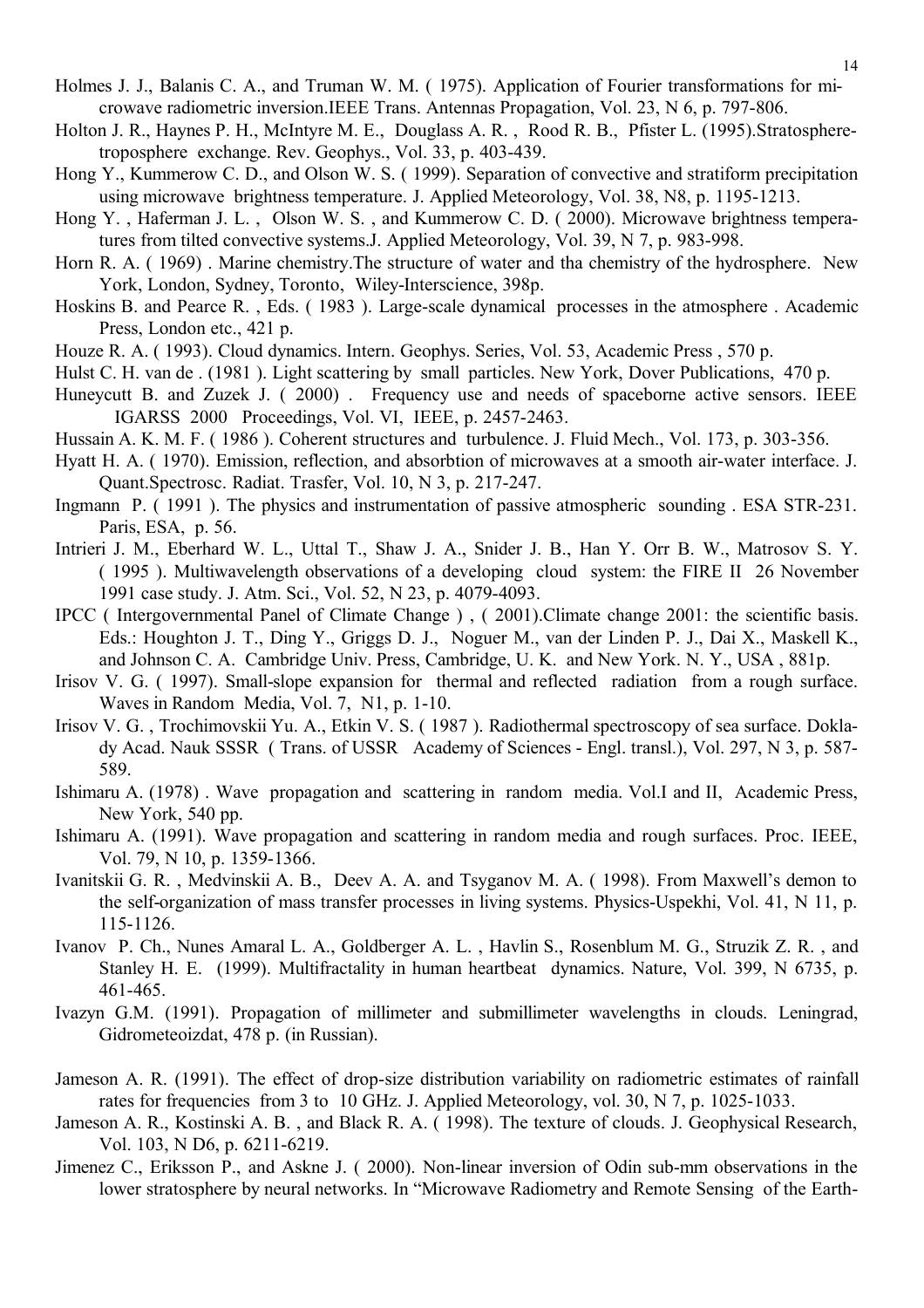Holmes J. J., Balanis C. A., and Truman W. M. ( 1975). Application of Fourier transformations for microwave radiometric inversion.IEEE Trans. Antennas Propagation, Vol. 23, N 6, p. 797-806.

Holton J. R., Haynes P. H., McIntyre M. E., Douglass A. R. , Rood R. B., Pfister L. (1995).Stratosphere-troposphere exchange. Rev. Geophys., Vol. 33, p. 403-439.

Hong Y., Kummerow C. D., and Olson W. S. ( 1999). Separation of convective and stratiform precipitation using microwave brightness temperature. J. Applied Meteorology, Vol. 38, N8, p. 1195-1213.

Hong Y. , Haferman J. L. , Olson W. S. , and Kummerow C. D. ( 2000). Microwave brightness temperatures from tilted convective systems.J. Applied Meteorology, Vol. 39, N 7, p. 983-998.

Horn R. A. ( 1969) . Marine chemistry.The structure of water and tha chemistry of the hydrosphere. New York, London, Sydney, Toronto, Wiley-Interscience, 398p.

Hoskins B. and Pearce R. , Eds. ( 1983 ). Large-scale dynamical processes in the atmosphere . Academic Press, London etc., 421 p.

Houze R. A. ( 1993). Cloud dynamics. Intern. Geophys. Series, Vol. 53, Academic Press , 570 p.

Hulst C. H. van de . (1981 ). Light scattering by small particles. New York, Dover Publications, 470 p.

Huneycutt B. and Zuzek J. ( 2000) . Frequency use and needs of spaceborne active sensors. IEEE IGARSS 2000 Proceedings, Vol. VI, IEEE, p. 2457-2463.

Hussain A. K. M. F. ( 1986 ). Coherent structures and turbulence. J. Fluid Mech., Vol. 173, p. 303-356.

Hyatt H. A. ( 1970). Emission, reflection, and absorbtion of microwaves at a smooth air-water interface. J. Quant.Spectrosc. Radiat. Trasfer, Vol. 10, N 3, p. 217-247.

Ingmann P. ( 1991 ). The physics and instrumentation of passive atmospheric sounding . ESA STR-231. Paris, ESA, p. 56.

Intrieri J. M., Eberhard W. L., Uttal T., Shaw J. A., Snider J. B., Han Y. Orr B. W., Matrosov S. Y. ( 1995 ). Multiwavelength observations of a developing cloud system: the FIRE II 26 November 1991 case study. J. Atm. Sci., Vol. 52, N 23, p. 4079-4093.

IPCC ( Intergovernmental Panel of Climate Change ) , ( 2001).Climate change 2001: the scientific basis. Eds.: Houghton J. T., Ding Y., Griggs D. J., Noguer M., van der Linden P. J., Dai X., Maskell K., and Johnson C. A. Cambridge Univ. Press, Cambridge, U. K. and New York. N. Y., USA , 881p.

Irisov V. G. ( 1997). Small-slope expansion for thermal and reflected radiation from a rough surface. Waves in Random Media, Vol. 7, N1, p. 1-10.

Irisov V. G. , Trochimovskii Yu. A., Etkin V. S. ( 1987 ). Radiothermal spectroscopy of sea surface. Doklady Acad. Nauk SSSR ( Trans. of USSR Academy of Sciences - Engl. transl.), Vol. 297, N 3, p. 587-589.

Ishimaru A. (1978) . Wave propagation and scattering in random media. Vol.I and II, Academic Press, New York, 540 pp.

Ishimaru A. (1991). Wave propagation and scattering in random media and rough surfaces. Proc. IEEE, Vol. 79, N 10, p. 1359-1366.

Ivanitskii G. R. , Medvinskii A. B., Deev A. A. and Tsyganov M. A. ( 1998). From Maxwell's demon to the self-organization of mass transfer processes in living systems. Physics-Uspekhi, Vol. 41, N 11, p. 115-1126.

Ivanov P. Ch., Nunes Amaral L. A., Goldberger A. L. , Havlin S., Rosenblum M. G., Struzik Z. R. , and Stanley H. E. (1999). Multifractality in human heartbeat dynamics. Nature, Vol. 399, N 6735, p. 461-465.

Ivazyn G.M. (1991). Propagation of millimeter and submillimeter wavelengths in clouds. Leningrad, Gidrometeoizdat, 478 p. (in Russian).

Jameson A. R. (1991). The effect of drop-size distribution variability on radiometric estimates of rainfall rates for frequencies from 3 to 10 GHz. J. Applied Meteorology, vol. 30, N 7, p. 1025-1033.

Jameson A. R., Kostinski A. B. , and Black R. A. ( 1998). The texture of clouds. J. Geophysical Research, Vol. 103, N D6, p. 6211-6219.

Jimenez C., Eriksson P., and Askne J. ( 2000). Non-linear inversion of Odin sub-mm observations in the lower stratosphere by neural networks. In "Microwave Radiometry and Remote Sensing of the Earth-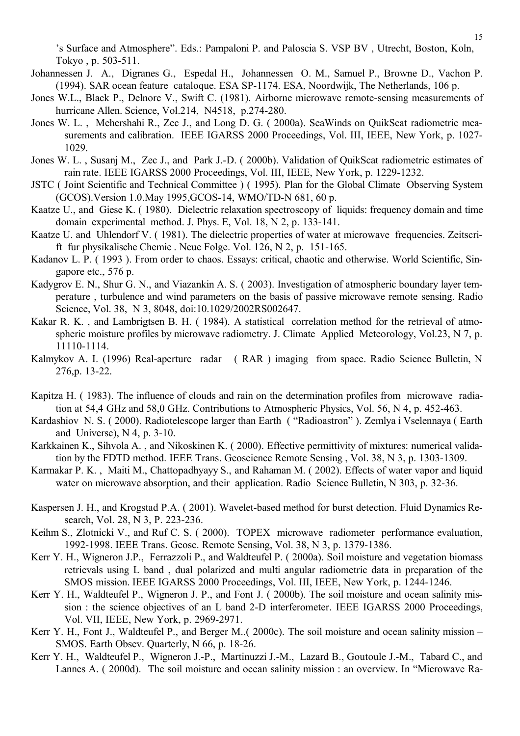's Surface and Atmosphere". Eds.: Pampaloni P. and Paloscia S. VSP BV , Utrecht, Boston, Koln, Tokyo , p. 503-511.

Johannessen J. A., Digranes G., Espedal H., Johannessen O. M., Samuel P., Browne D., Vachon P. (1994). SAR ocean feature cataloque. ESA SP-1174. ESA, Noordwijk, The Netherlands, 106 p.

Jones W.L., Black P., Delnore V., Swift C. (1981). Airborne microwave remote-sensing measurements of hurricane Allen. Science, Vol.214, N4518, p.274-280.

Jones W. L. , Mehershahi R., Zec J., and Long D. G. ( 2000a). SeaWinds on QuikScat radiometric measurements and calibration. IEEE IGARSS 2000 Proceedings, Vol. III, IEEE, New York, p. 1027-1029.

Jones W. L. , Susanj M., Zec J., and Park J.-D. ( 2000b). Validation of QuikScat radiometric estimates of rain rate. IEEE IGARSS 2000 Proceedings, Vol. III, IEEE, New York, p. 1229-1232.

JSTC ( Joint Scientific and Technical Committee ) ( 1995). Plan for the Global Climate Observing System (GCOS).Version 1.0.May 1995,GCOS-14, WMO/TD-N 681, 60 p.

Kaatze U., and Giese K. ( 1980). Dielectric relaxation spectroscopy of liquids: frequency domain and time domain experimental method. J. Phys. E, Vol. 18, N 2, p. 133-141.

Kaatze U. and Uhlendorf V. ( 1981). The dielectric properties of water at microwave frequencies. Zeitscrift fur physikalische Chemie . Neue Folge. Vol. 126, N 2, p. 151-165.

Kadanov L. P. ( 1993 ). From order to chaos. Essays: critical, chaotic and otherwise. World Scientific, Singapore etc., 576 p.

Kadygrov E. N., Shur G. N., and Viazankin A. S. ( 2003). Investigation of atmospheric boundary layer temperature , turbulence and wind parameters on the basis of passive microwave remote sensing. Radio Science, Vol. 38, N 3, 8048, doi:10.1029/2002RS002647.

Kakar R. K. , and Lambrigtsen B. H. ( 1984). A statistical correlation method for the retrieval of atmospheric moisture profiles by microwave radiometry. J. Climate Applied Meteorology, Vol.23, N 7, p. 11110-1114.

Kalmykov A. I. (1996) Real-aperture radar ( RAR ) imaging from space. Radio Science Bulletin, N 276,p. 13-22.

Kapitza H. ( 1983). The influence of clouds and rain on the determination profiles from microwave radiation at 54,4 GHz and 58,0 GHz. Contributions to Atmospheric Physics, Vol. 56, N 4, p. 452-463.

Kardashiov N. S. ( 2000). Radiotelescope larger than Earth ( "Radioastron" ). Zemlya i Vselennaya ( Earth and Universe), N 4, p. 3-10.

Karkkainen K., Sihvola A. , and Nikoskinen K. ( 2000). Effective permittivity of mixtures: numerical validation by the FDTD method. IEEE Trans. Geoscience Remote Sensing , Vol. 38, N 3, p. 1303-1309.

Karmakar P. K. , Maiti M., Chattopadhyayy S., and Rahaman M. ( 2002). Effects of water vapor and liquid water on microwave absorption, and their application. Radio Science Bulletin, N 303, p. 32-36.

Kaspersen J. H., and Krogstad P.A. ( 2001). Wavelet-based method for burst detection. Fluid Dynamics Research, Vol. 28, N 3, P. 223-236.

Keihm S., Zlotnicki V., and Ruf C. S. ( 2000). TOPEX microwave radiometer performance evaluation, 1992-1998. IEEE Trans. Geosc. Remote Sensing, Vol. 38, N 3, p. 1379-1386.

Kerr Y. H., Wigneron J.P., Ferrazzoli P., and Waldteufel P. ( 2000a). Soil moisture and vegetation biomass retrievals using L band , dual polarized and multi angular radiometric data in preparation of the SMOS mission. IEEE IGARSS 2000 Proceedings, Vol. III, IEEE, New York, p. 1244-1246.

Kerr Y. H., Waldteufel P., Wigneron J. P., and Font J. ( 2000b). The soil moisture and ocean salinity mission : the science objectives of an L band 2-D interferometer. IEEE IGARSS 2000 Proceedings, Vol. VII, IEEE, New York, p. 2969-2971.

Kerr Y. H., Font J., Waldteufel P., and Berger M..( 2000c). The soil moisture and ocean salinity mission – SMOS. Earth Obsev. Quarterly, N 66, p. 18-26.

Kerr Y. H., Waldteufel P., Wigneron J.-P., Martinuzzi J.-M., Lazard B., Goutoule J.-M., Tabard C., and Lannes A. ( 2000d). The soil moisture and ocean salinity mission : an overview. In "Microwave Ra-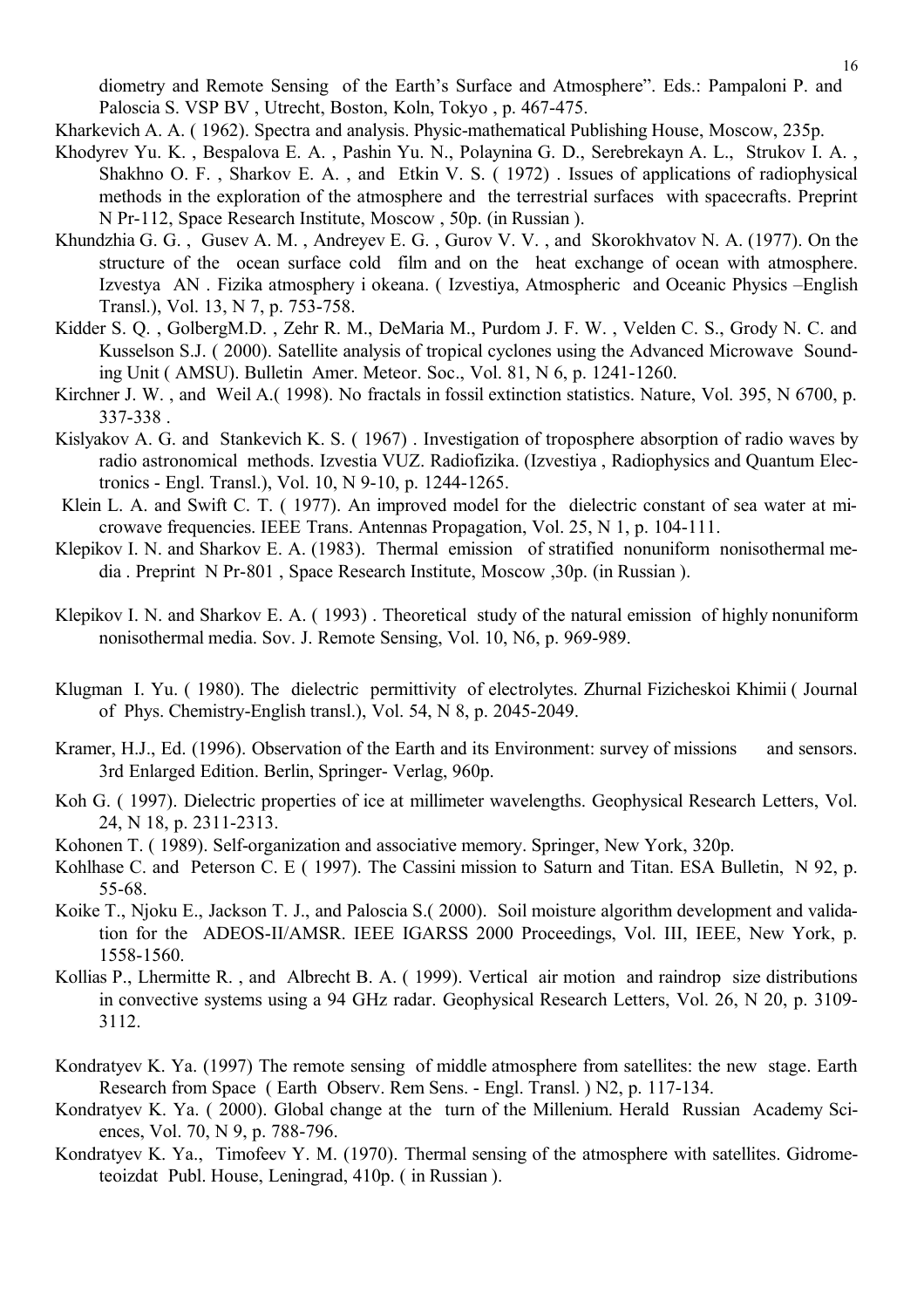diometry and Remote Sensing of the Earth's Surface and Atmosphere". Eds.: Pampaloni P. and Paloscia S. VSP BV , Utrecht, Boston, Koln, Tokyo , p. 467-475.

Kharkevich A. A. ( 1962). Spectra and analysis. Physic-mathematical Publishing House, Moscow, 235p.

Khodyrev Yu. K. , Bespalova E. A. , Pashin Yu. N., Polaynina G. D., Serebrekayn A. L., Strukov I. A. , Shakhno O. F. , Sharkov E. A. , and Etkin V. S. ( 1972) . Issues of applications of radiophysical methods in the exploration of the atmosphere and the terrestrial surfaces with spacecrafts. Preprint N Pr-112, Space Research Institute, Moscow , 50p. (in Russian ).

Khundzhia G. G. , Gusev A. M. , Andreyev E. G. , Gurov V. V. , and Skorokhvatov N. A. (1977). On the structure of the ocean surface cold film and on the heat exchange of ocean with atmosphere. Izvestya AN . Fizika atmosphery i okeana. ( Izvestiya, Atmospheric and Oceanic Physics –English Transl.), Vol. 13, N 7, p. 753-758.

Kidder S. Q. , GolbergM.D. , Zehr R. M., DeMaria M., Purdom J. F. W. , Velden C. S., Grody N. C. and Kusselson S.J. ( 2000). Satellite analysis of tropical cyclones using the Advanced Microwave Sounding Unit ( AMSU). Bulletin Amer. Meteor. Soc., Vol. 81, N 6, p. 1241-1260.

Kirchner J. W. , and Weil A.( 1998). No fractals in fossil extinction statistics. Nature, Vol. 395, N 6700, p. 337-338 .

Kislyakov A. G. and Stankevich K. S. ( 1967) . Investigation of troposphere absorption of radio waves by radio astronomical methods. Izvestia VUZ. Radiofizika. (Izvestiya , Radiophysics and Quantum Electronics - Engl. Transl.), Vol. 10, N 9-10, p. 1244-1265.

Klein L. A. and Swift C. T. ( 1977). An improved model for the dielectric constant of sea water at microwave frequencies. IEEE Trans. Antennas Propagation, Vol. 25, N 1, p. 104-111.

Klepikov I. N. and Sharkov E. A. (1983). Thermal emission of stratified nonuniform nonisothermal media . Preprint N Pr-801 , Space Research Institute, Moscow ,30p. (in Russian ).

Klepikov I. N. and Sharkov E. A. ( 1993) . Theoretical study of the natural emission of highly nonuniform nonisothermal media. Sov. J. Remote Sensing, Vol. 10, N6, p. 969-989.

Klugman I. Yu. ( 1980). The dielectric permittivity of electrolytes. Zhurnal Fizicheskoi Khimii ( Journal of Phys. Chemistry-English transl.), Vol. 54, N 8, p. 2045-2049.

Kramer, H.J., Ed. (1996). Observation of the Earth and its Environment: survey of missions and sensors. 3rd Enlarged Edition. Berlin, Springer- Verlag, 960p.

Koh G. ( 1997). Dielectric properties of ice at millimeter wavelengths. Geophysical Research Letters, Vol. 24, N 18, p. 2311-2313.

Kohonen T. ( 1989). Self-organization and associative memory. Springer, New York, 320p.

Kohlhase C. and Peterson C. E ( 1997). The Cassini mission to Saturn and Titan. ESA Bulletin, N 92, p. 55-68.

Koike T., Njoku E., Jackson T. J., and Paloscia S.( 2000). Soil moisture algorithm development and validation for the ADEOS-II/AMSR. IEEE IGARSS 2000 Proceedings, Vol. III, IEEE, New York, p. 1558-1560.

Kollias P., Lhermitte R. , and Albrecht B. A. ( 1999). Vertical air motion and raindrop size distributions in convective systems using a 94 GHz radar. Geophysical Research Letters, Vol. 26, N 20, p. 3109-3112.

Kondratyev K. Ya. (1997) The remote sensing of middle atmosphere from satellites: the new stage. Earth Research from Space ( Earth Observ. Rem Sens. - Engl. Transl. ) N2, p. 117-134.

Kondratyev K. Ya. ( 2000). Global change at the turn of the Millenium. Herald Russian Academy Sciences, Vol. 70, N 9, p. 788-796.

Kondratyev K. Ya., Timofeev Y. M. (1970). Thermal sensing of the atmosphere with satellites. Gidrometeoizdat Publ. House, Leningrad, 410p. ( in Russian ).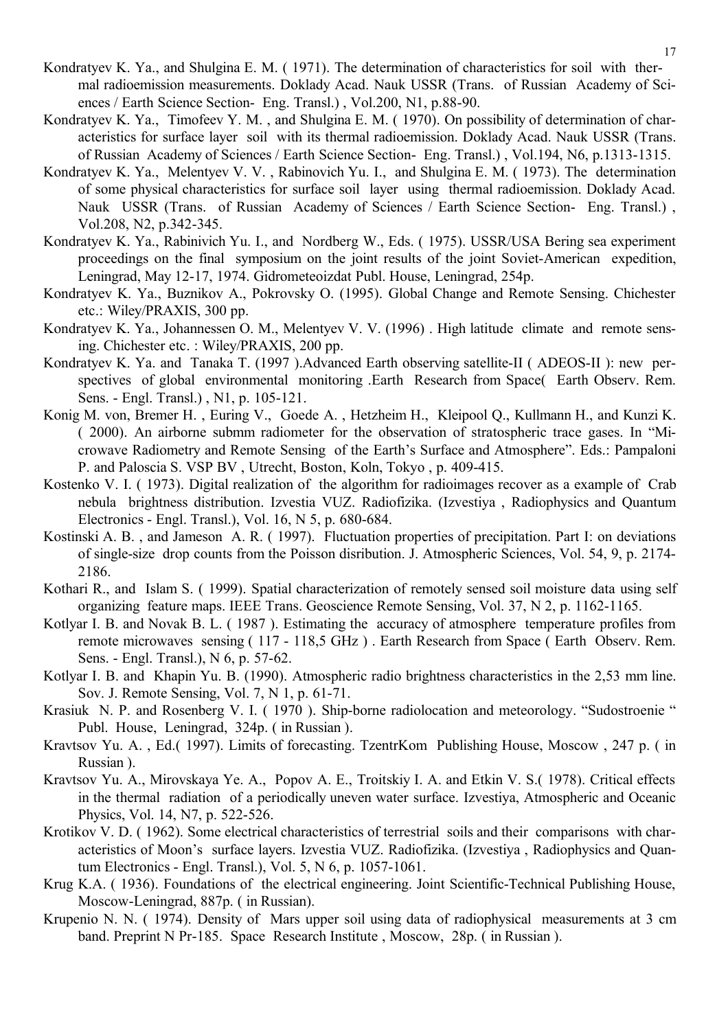Kondratyev K. Ya., and Shulgina E. M. ( 1971). The determination of characteristics for soil with thermal radioemission measurements. Doklady Acad. Nauk USSR (Trans. of Russian Academy of Sciences / Earth Science Section- Eng. Transl.) , Vol.200, N1, p.88-90.

Kondratyev K. Ya., Timofeev Y. M. , and Shulgina E. M. ( 1970). On possibility of determination of characteristics for surface layer soil with its thermal radioemission. Doklady Acad. Nauk USSR (Trans. of Russian Academy of Sciences / Earth Science Section- Eng. Transl.) , Vol.194, N6, p.1313-1315.

Kondratyev K. Ya., Melentyev V. V. , Rabinovich Yu. I., and Shulgina E. M. ( 1973). The determination of some physical characteristics for surface soil layer using thermal radioemission. Doklady Acad. Nauk USSR (Trans. of Russian Academy of Sciences / Earth Science Section- Eng. Transl.) , Vol.208, N2, p.342-345.

Kondratyev K. Ya., Rabinivich Yu. I., and Nordberg W., Eds. ( 1975). USSR/USA Bering sea experiment proceedings on the final symposium on the joint results of the joint Soviet-American expedition, Leningrad, May 12-17, 1974. Gidrometeoizdat Publ. House, Leningrad, 254p.

Kondratyev K. Ya., Buznikov A., Pokrovsky O. (1995). Global Change and Remote Sensing. Chichester etc.: Wiley/PRAXIS, 300 pp.

Kondratyev K. Ya., Johannessen O. M., Melentyev V. V. (1996) . High latitude climate and remote sensing. Chichester etc. : Wiley/PRAXIS, 200 pp.

Kondratyev K. Ya. and Tanaka T. (1997 ).Advanced Earth observing satellite-II ( ADEOS-II ): new perspectives of global environmental monitoring .Earth Research from Space( Earth Observ. Rem. Sens. - Engl. Transl.) , N1, p. 105-121.

Konig M. von, Bremer H. , Euring V., Goede A. , Hetzheim H., Kleipool Q., Kullmann H., and Kunzi K. ( 2000). An airborne submm radiometer for the observation of stratospheric trace gases. In “Microwave Radiometry and Remote Sensing of the Earth’s Surface and Atmosphere”. Eds.: Pampaloni P. and Paloscia S. VSP BV , Utrecht, Boston, Koln, Tokyo , p. 409-415.

Kostenko V. I. ( 1973). Digital realization of the algorithm for radioimages recover as a example of Crab nebula brightness distribution. Izvestia VUZ. Radiofizika. (Izvestiya , Radiophysics and Quantum Electronics - Engl. Transl.), Vol. 16, N 5, p. 680-684.

Kostinski A. B. , and Jameson A. R. ( 1997). Fluctuation properties of precipitation. Part I: on deviations of single-size drop counts from the Poisson disribution. J. Atmospheric Sciences, Vol. 54, 9, p. 2174-2186.

Kothari R., and Islam S. ( 1999). Spatial characterization of remotely sensed soil moisture data using self organizing feature maps. IEEE Trans. Geoscience Remote Sensing, Vol. 37, N 2, p. 1162-1165.

Kotlyar I. B. and Novak B. L. ( 1987 ). Estimating the accuracy of atmosphere temperature profiles from remote microwaves sensing ( 117 - 118,5 GHz ) . Earth Research from Space ( Earth Observ. Rem. Sens. - Engl. Transl.), N 6, p. 57-62.

Kotlyar I. B. and Khapin Yu. B. (1990). Atmospheric radio brightness characteristics in the 2,53 mm line. Sov. J. Remote Sensing, Vol. 7, N 1, p. 61-71.

Krasiuk N. P. and Rosenberg V. I. ( 1970 ). Ship-borne radiolocation and meteorology. “Sudostroenie “ Publ. House, Leningrad, 324p. ( in Russian ).

Kravtsov Yu. A. , Ed.( 1997). Limits of forecasting. TzentrKom Publishing House, Moscow , 247 p. ( in Russian ).

Kravtsov Yu. A., Mirovskaya Ye. A., Popov A. E., Troitskiy I. A. and Etkin V. S.( 1978). Critical effects in the thermal radiation of a periodically uneven water surface. Izvestiya, Atmospheric and Oceanic Physics, Vol. 14, N7, p. 522-526.

Krotikov V. D. ( 1962). Some electrical characteristics of terrestrial soils and their comparisons with characteristics of Moon’s surface layers. Izvestia VUZ. Radiofizika. (Izvestiya , Radiophysics and Quantum Electronics - Engl. Transl.), Vol. 5, N 6, p. 1057-1061.

Krug K.A. ( 1936). Foundations of the electrical engineering. Joint Scientific-Technical Publishing House, Moscow-Leningrad, 887p. ( in Russian).

Krupenio N. N. ( 1974). Density of Mars upper soil using data of radiophysical measurements at 3 cm band. Preprint N Pr-185. Space Research Institute , Moscow, 28p. ( in Russian ).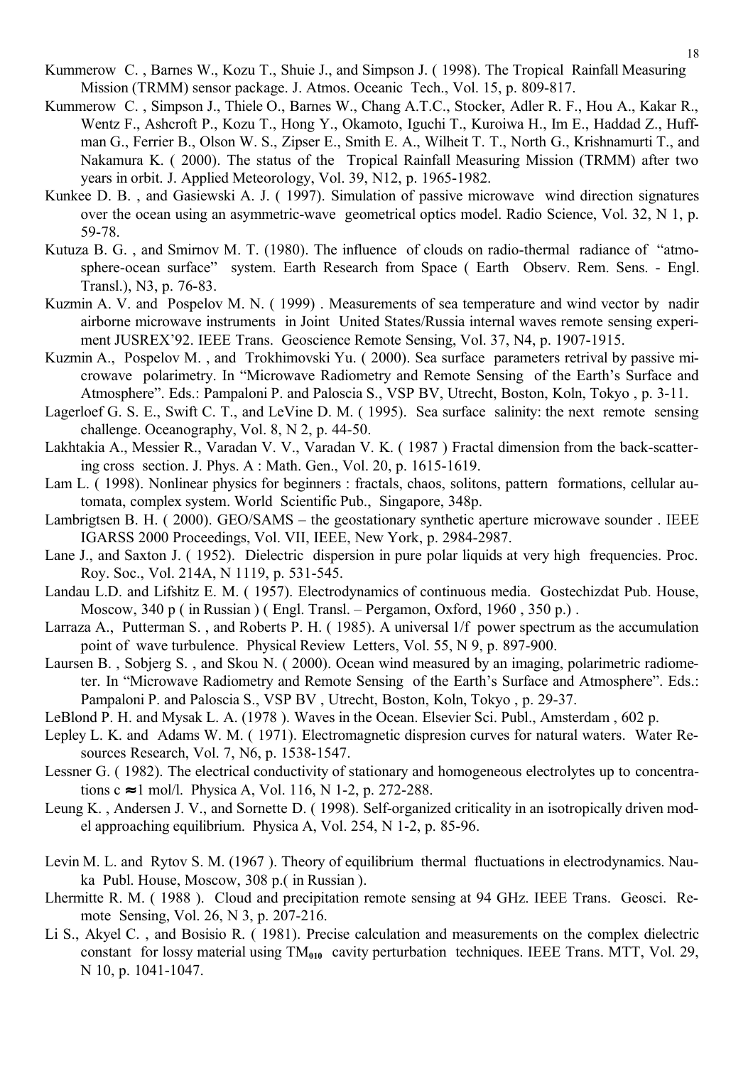Kummerow C. , Barnes W., Kozu T., Shuie J., and Simpson J. ( 1998). The Tropical Rainfall Measuring Mission (TRMM) sensor package. J. Atmos. Oceanic Tech., Vol. 15, p. 809-817.

Kummerow C. , Simpson J., Thiele O., Barnes W., Chang A.T.C., Stocker, Adler R. F., Hou A., Kakar R., Wentz F., Ashcroft P., Kozu T., Hong Y., Okamoto, Iguchi T., Kuroiwa H., Im E., Haddad Z., Huffman G., Ferrier B., Olson W. S., Zipser E., Smith E. A., Wilheit T. T., North G., Krishnamurti T., and Nakamura K. ( 2000). The status of the Tropical Rainfall Measuring Mission (TRMM) after two years in orbit. J. Applied Meteorology, Vol. 39, N12, p. 1965-1982.

Kunkee D. B. , and Gasiewski A. J. ( 1997). Simulation of passive microwave wind direction signatures over the ocean using an asymmetric-wave geometrical optics model. Radio Science, Vol. 32, N 1, p. 59-78.

Kutuza B. G. , and Smirnov M. T. (1980). The influence of clouds on radio-thermal radiance of "atmosphere-ocean surface" system. Earth Research from Space ( Earth Observ. Rem. Sens. - Engl. Transl.), N3, p. 76-83.

Kuzmin A. V. and Pospelov M. N. ( 1999) . Measurements of sea temperature and wind vector by nadir airborne microwave instruments in Joint United States/Russia internal waves remote sensing experiment JUSREX'92. IEEE Trans. Geoscience Remote Sensing, Vol. 37, N4, p. 1907-1915.

Kuzmin A., Pospelov M. , and Trokhimovski Yu. ( 2000). Sea surface parameters retrival by passive microwave polarimetry. In "Microwave Radiometry and Remote Sensing of the Earth's Surface and Atmosphere". Eds.: Pampaloni P. and Paloscia S., VSP BV, Utrecht, Boston, Koln, Tokyo , p. 3-11.

Lagerloef G. S. E., Swift C. T., and LeVine D. M. ( 1995). Sea surface salinity: the next remote sensing challenge. Oceanography, Vol. 8, N 2, p. 44-50.

Lakhtakia A., Messier R., Varadan V. V., Varadan V. K. ( 1987 ) Fractal dimension from the back-scattering cross section. J. Phys. A : Math. Gen., Vol. 20, p. 1615-1619.

Lam L. ( 1998). Nonlinear physics for beginners : fractals, chaos, solitons, pattern formations, cellular automata, complex system. World Scientific Pub., Singapore, 348p.

Lambrigtsen B. H. ( 2000). GEO/SAMS – the geostationary synthetic aperture microwave sounder . IEEE IGARSS 2000 Proceedings, Vol. VII, IEEE, New York, p. 2984-2987.

Lane J., and Saxton J. ( 1952). Dielectric dispersion in pure polar liquids at very high frequencies. Proc. Roy. Soc., Vol. 214A, N 1119, p. 531-545.

Landau L.D. and Lifshitz E. M. ( 1957). Electrodynamics of continuous media. Gostechizdat Pub. House, Moscow, 340 p ( in Russian ) ( Engl. Transl. – Pergamon, Oxford, 1960 , 350 p.) .

Larraza A., Putterman S. , and Roberts P. H. ( 1985). A universal 1/f power spectrum as the accumulation point of wave turbulence. Physical Review Letters, Vol. 55, N 9, p. 897-900.

Laursen B. , Sobjerg S. , and Skou N. ( 2000). Ocean wind measured by an imaging, polarimetric radiometer. In "Microwave Radiometry and Remote Sensing of the Earth's Surface and Atmosphere". Eds.: Pampaloni P. and Paloscia S., VSP BV , Utrecht, Boston, Koln, Tokyo , p. 29-37.

LeBlond P. H. and Mysak L. A. (1978 ). Waves in the Ocean. Elsevier Sci. Publ., Amsterdam , 602 p.

Lepley L. K. and Adams W. M. ( 1971). Electromagnetic dispresion curves for natural waters. Water Resources Research, Vol. 7, N6, p. 1538-1547.

Lessner G. ( 1982). The electrical conductivity of stationary and homogeneous electrolytes up to concentrations $c \approx 1$ mol/l. Physica A, Vol. 116, N 1-2, p. 272-288.

Leung K. , Andersen J. V., and Sornette D. ( 1998). Self-organized criticality in an isotropically driven model approaching equilibrium. Physica A, Vol. 254, N 1-2, p. 85-96.

Levin M. L. and Rytov S. M. (1967 ). Theory of equilibrium thermal fluctuations in electrodynamics. Nauka Publ. House, Moscow, 308 p.( in Russian ).

Lhermitte R. M. ( 1988 ). Cloud and precipitation remote sensing at 94 GHz. IEEE Trans. Geosci. Remote Sensing, Vol. 26, N 3, p. 207-216.

Li S., Akyel C. , and Bosisio R. ( 1981). Precise calculation and measurements on the complex dielectric constant for lossy material using $TM_{010}$ cavity perturbation techniques. IEEE Trans. MTT, Vol. 29, N 10, p. 1041-1047.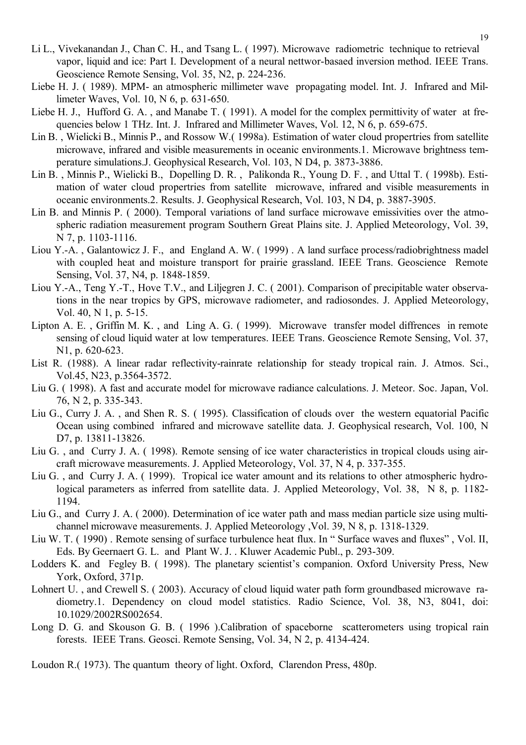Li L., Vivekanandan J., Chan C. H., and Tsang L. ( 1997). Microwave radiometric technique to retrieval vapor, liquid and ice: Part I. Development of a neural nettwor-basaed inversion method. IEEE Trans. Geoscience Remote Sensing, Vol. 35, N2, p. 224-236.

Liebe H. J. ( 1989). MPM- an atmospheric millimeter wave propagating model. Int. J. Infrared and Millimeter Waves, Vol. 10, N 6, p. 631-650.

Liebe H. J., Hufford G. A. , and Manabe T. ( 1991). A model for the complex permittivity of water at frequencies below 1 THz. Int. J. Infrared and Millimeter Waves, Vol. 12, N 6, p. 659-675.

Lin B. , Wielicki B., Minnis P., and Rossow W.( 1998a). Estimation of water cloud propertries from satellite microwave, infrared and visible measurements in oceanic environments.1. Microwave brightness temperature simulations.J. Geophysical Research, Vol. 103, N D4, p. 3873-3886.

Lin B. , Minnis P., Wielicki B., Dopelling D. R. , Palikonda R., Young D. F. , and Uttal T. ( 1998b). Estimation of water cloud propertries from satellite microwave, infrared and visible measurements in oceanic environments.2. Results. J. Geophysical Research, Vol. 103, N D4, p. 3887-3905.

Lin B. and Minnis P. ( 2000). Temporal variations of land surface microwave emissivities over the atmospheric radiation measurement program Southern Great Plains site. J. Applied Meteorology, Vol. 39, N 7, p. 1103-1116.

Liou Y.-A. , Galantowicz J. F., and England A. W. ( 1999) . A land surface process/radiobrightness madel with coupled heat and moisture transport for prairie grassland. IEEE Trans. Geoscience Remote Sensing, Vol. 37, N4, p. 1848-1859.

Liou Y.-A., Teng Y.-T., Hove T.V., and Liljegren J. C. ( 2001). Comparison of precipitable water observations in the near tropics by GPS, microwave radiometer, and radiosondes. J. Applied Meteorology, Vol. 40, N 1, p. 5-15.

Lipton A. E. , Griffin M. K. , and Ling A. G. ( 1999). Microwave transfer model diffrences in remote sensing of cloud liquid water at low temperatures. IEEE Trans. Geoscience Remote Sensing, Vol. 37, N1, p. 620-623.

List R. (1988). A linear radar reflectivity-rainrate relationship for steady tropical rain. J. Atmos. Sci., Vol.45, N23, p.3564-3572.

Liu G. ( 1998). A fast and accurate model for microwave radiance calculations. J. Meteor. Soc. Japan, Vol. 76, N 2, p. 335-343.

Liu G., Curry J. A. , and Shen R. S. ( 1995). Classification of clouds over the western equatorial Pacific Ocean using combined infrared and microwave satellite data. J. Geophysical research, Vol. 100, N D7, p. 13811-13826.

Liu G. , and Curry J. A. ( 1998). Remote sensing of ice water characteristics in tropical clouds using aircraft microwave measurements. J. Applied Meteorology, Vol. 37, N 4, p. 337-355.

Liu G. , and Curry J. A. ( 1999). Tropical ice water amount and its relations to other atmospheric hydrological parameters as inferred from satellite data. J. Applied Meteorology, Vol. 38, N 8, p. 1182-1194.

Liu G., and Curry J. A. ( 2000). Determination of ice water path and mass median particle size using multichannel microwave measurements. J. Applied Meteorology ,Vol. 39, N 8, p. 1318-1329.

Liu W. T. ( 1990) . Remote sensing of surface turbulence heat flux. In " Surface waves and fluxes" , Vol. II, Eds. By Geernaert G. L. and Plant W. J. . Kluwer Academic Publ., p. 293-309.

Lodders K. and Fegley B. ( 1998). The planetary scientist's companion. Oxford University Press, New York, Oxford, 371p.

Lohnert U. , and Crewell S. ( 2003). Accuracy of cloud liquid water path form groundbased microwave radiometry.1. Dependency on cloud model statistics. Radio Science, Vol. 38, N3, 8041, doi: 10.1029/2002RS002654.

Long D. G. and Skouson G. B. ( 1996 ).Calibration of spaceborne scatterometers using tropical rain forests. IEEE Trans. Geosci. Remote Sensing, Vol. 34, N 2, p. 4134-424.

Loudon R.( 1973). The quantum theory of light. Oxford, Clarendon Press, 480p.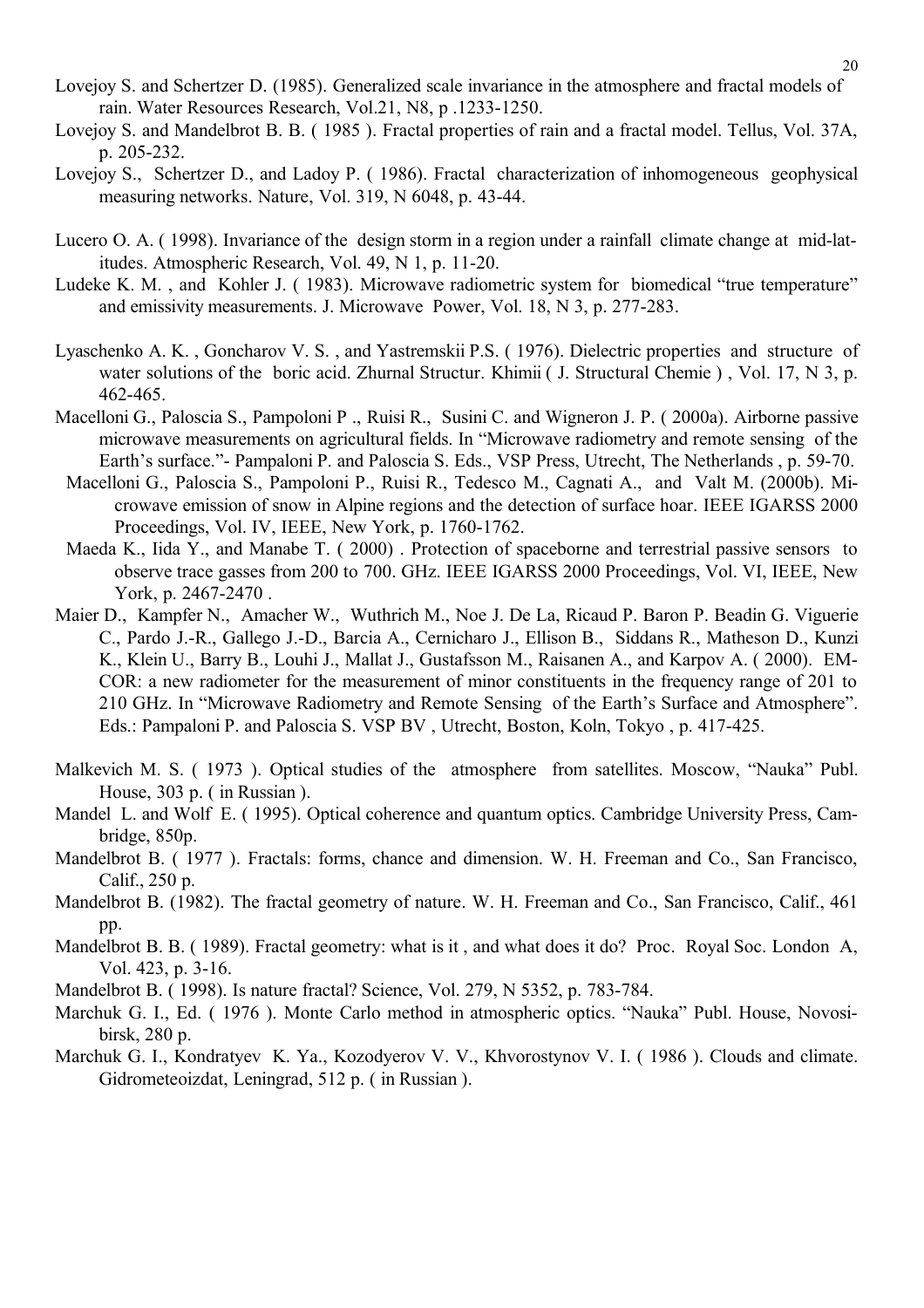Lovejoy S. and Schertzer D. (1985). Generalized scale invariance in the atmosphere and fractal models of rain. Water Resources Research, Vol.21, N8, p .1233-1250.

Lovejoy S. and Mandelbrot B. B. ( 1985 ). Fractal properties of rain and a fractal model. Tellus, Vol. 37A, p. 205-232.

Lovejoy S., Schertzer D., and Ladoy P. ( 1986). Fractal characterization of inhomogeneous geophysical measuring networks. Nature, Vol. 319, N 6048, p. 43-44.

Lucero O. A. ( 1998). Invariance of the design storm in a region under a rainfall climate change at mid-latitudes. Atmospheric Research, Vol. 49, N 1, p. 11-20.

Ludeke K. M. , and Kohler J. ( 1983). Microwave radiometric system for biomedical "true temperature" and emissivity measurements. J. Microwave Power, Vol. 18, N 3, p. 277-283.

Lyaschenko A. K. , Goncharov V. S. , and Yastremskii P.S. ( 1976). Dielectric properties and structure of water solutions of the boric acid. Zhurnal Structur. Khimii ( J. Structural Chemie ) , Vol. 17, N 3, p. 462-465.

Macelloni G., Paloscia S., Pampoloni P ., Ruisi R., Susini C. and Wigneron J. P. ( 2000a). Airborne passive microwave measurements on agricultural fields. In "Microwave radiometry and remote sensing of the Earth's surface."- Pampaloni P. and Paloscia S. Eds., VSP Press, Utrecht, The Netherlands , p. 59-70.

Macelloni G., Paloscia S., Pampoloni P., Ruisi R., Tedesco M., Cagnati A., and Valt M. (2000b). Microwave emission of snow in Alpine regions and the detection of surface hoar. IEEE IGARSS 2000 Proceedings, Vol. IV, IEEE, New York, p. 1760-1762.

Maeda K., Iida Y., and Manabe T. ( 2000) . Protection of spaceborne and terrestrial passive sensors to observe trace gasses from 200 to 700. GHz. IEEE IGARSS 2000 Proceedings, Vol. VI, IEEE, New York, p. 2467-2470 .

Maier D., Kampfer N., Amacher W., Wuthrich M., Noe J. De La, Ricaud P. Baron P. Beadin G. Viguerie C., Pardo J.-R., Gallego J.-D., Barcia A., Cernicharo J., Ellison B., Siddans R., Matheson D., Kunzi K., Klein U., Barry B., Louhi J., Mallat J., Gustafsson M., Raisanen A., and Karpov A. ( 2000). EMCOR: a new radiometer for the measurement of minor constituents in the frequency range of 201 to 210 GHz. In "Microwave Radiometry and Remote Sensing of the Earth's Surface and Atmosphere". Eds.: Pampaloni P. and Paloscia S. VSP BV , Utrecht, Boston, Koln, Tokyo , p. 417-425.

Malkevich M. S. ( 1973 ). Optical studies of the atmosphere from satellites. Moscow, "Nauka" Publ. House, 303 p. ( in Russian ).

Mandel L. and Wolf E. ( 1995). Optical coherence and quantum optics. Cambridge University Press, Cambridge, 850p.

Mandelbrot B. ( 1977 ). Fractals: forms, chance and dimension. W. H. Freeman and Co., San Francisco, Calif., 250 p.

Mandelbrot B. (1982). The fractal geometry of nature. W. H. Freeman and Co., San Francisco, Calif., 461 pp.

Mandelbrot B. B. ( 1989). Fractal geometry: what is it , and what does it do? Proc. Royal Soc. London A, Vol. 423, p. 3-16.

Mandelbrot B. ( 1998). Is nature fractal? Science, Vol. 279, N 5352, p. 783-784.

Marchuk G. I., Ed. ( 1976 ). Monte Carlo method in atmospheric optics. "Nauka" Publ. House, Novosibirsk, 280 p.

Marchuk G. I., Kondratyev K. Ya., Kozodyerov V. V., Khvorostynov V. I. ( 1986 ). Clouds and climate. Gidrometeoizdat, Leningrad, 512 p. ( in Russian ).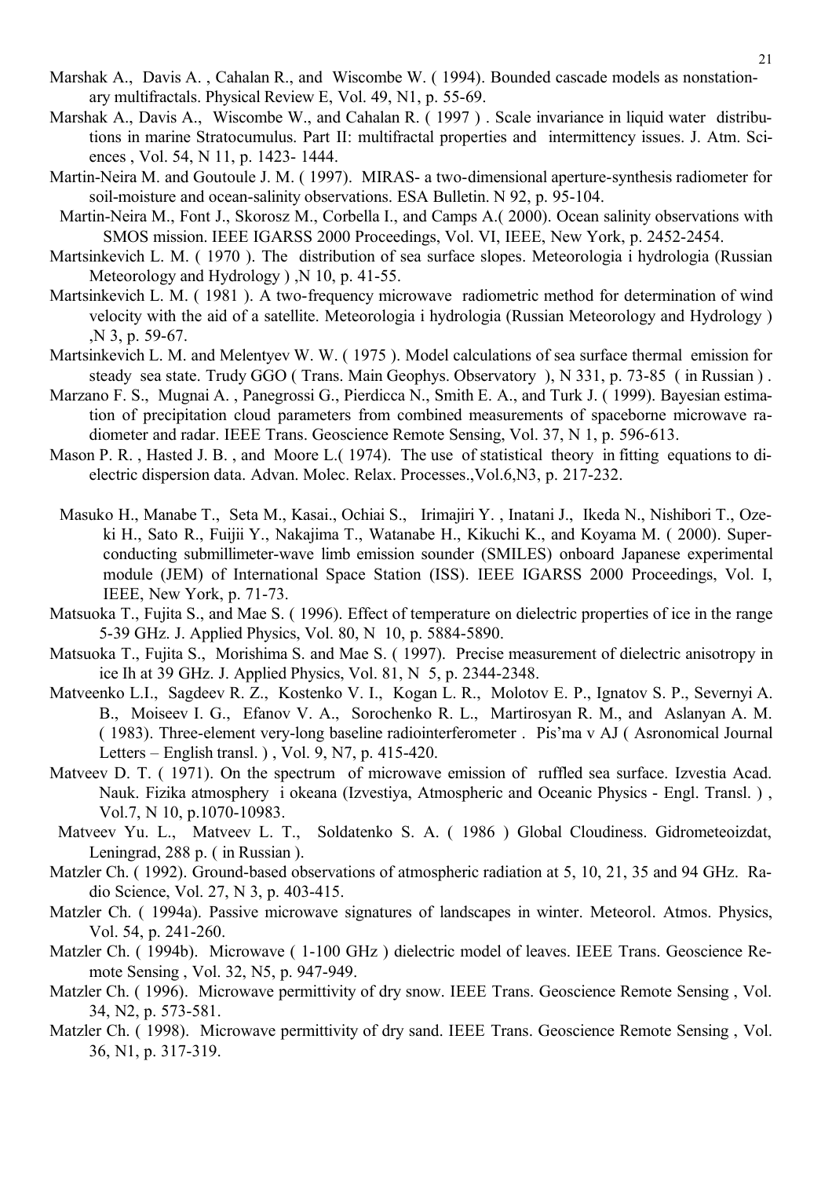Marshak A., Davis A. , Cahalan R., and Wiscombe W. ( 1994). Bounded cascade models as nonstationary multifractals. Physical Review E, Vol. 49, N1, p. 55-69.

Marshak A., Davis A., Wiscombe W., and Cahalan R. ( 1997 ) . Scale invariance in liquid water distributions in marine Stratocumulus. Part II: multifractal properties and intermittency issues. J. Atm. Sciences , Vol. 54, N 11, p. 1423- 1444.

Martin-Neira M. and Goutoule J. M. ( 1997). MIRAS- a two-dimensional aperture-synthesis radiometer for soil-moisture and ocean-salinity observations. ESA Bulletin. N 92, p. 95-104.

Martin-Neira M., Font J., Skorosz M., Corbella I., and Camps A.( 2000). Ocean salinity observations with SMOS mission. IEEE IGARSS 2000 Proceedings, Vol. VI, IEEE, New York, p. 2452-2454.

Martsinkevich L. M. ( 1970 ). The distribution of sea surface slopes. Meteorologia i hydrologia (Russian Meteorology and Hydrology ) ,N 10, p. 41-55.

Martsinkevich L. M. ( 1981 ). A two-frequency microwave radiometric method for determination of wind velocity with the aid of a satellite. Meteorologia i hydrologia (Russian Meteorology and Hydrology ) ,N 3, p. 59-67.

Martsinkevich L. M. and Melentyev W. W. ( 1975 ). Model calculations of sea surface thermal emission for steady sea state. Trudy GGO ( Trans. Main Geophys. Observatory ), N 331, p. 73-85 ( in Russian ) .

Marzano F. S., Mugnai A. , Panegrossi G., Pierdicca N., Smith E. A., and Turk J. ( 1999). Bayesian estimation of precipitation cloud parameters from combined measurements of spaceborne microwave radiometer and radar. IEEE Trans. Geoscience Remote Sensing, Vol. 37, N 1, p. 596-613.

Mason P. R. , Hasted J. B. , and Moore L.( 1974). The use of statistical theory in fitting equations to dielectric dispersion data. Advan. Molec. Relax. Processes.,Vol.6,N3, p. 217-232.

Masuko H., Manabe T., Seta M., Kasai., Ochiai S., Irimajiri Y. , Inatani J., Ikeda N., Nishibori T., Ozeki H., Sato R., Fuijii Y., Nakajima T., Watanabe H., Kikuchi K., and Koyama M. ( 2000). Superconducting submillimeter-wave limb emission sounder (SMILES) onboard Japanese experimental module (JEM) of International Space Station (ISS). IEEE IGARSS 2000 Proceedings, Vol. I, IEEE, New York, p. 71-73.

Matsuoka T., Fujita S., and Mae S. ( 1996). Effect of temperature on dielectric properties of ice in the range 5-39 GHz. J. Applied Physics, Vol. 80, N 10, p. 5884-5890.

Matsuoka T., Fujita S., Morishima S. and Mae S. ( 1997). Precise measurement of dielectric anisotropy in ice Ih at 39 GHz. J. Applied Physics, Vol. 81, N 5, p. 2344-2348.

Matveenko L.I., Sagdeev R. Z., Kostenko V. I., Kogan L. R., Molotov E. P., Ignatov S. P., Severnyi A. B., Moiseev I. G., Efanov V. A., Sorochenko R. L., Martirosyan R. M., and Aslanyan A. M. ( 1983). Three-element very-long baseline radiointerferometer . Pis'ma v AJ ( Asronomical Journal Letters – English transl. ) , Vol. 9, N7, p. 415-420.

Matveev D. T. ( 1971). On the spectrum of microwave emission of ruffled sea surface. Izvestia Acad. Nauk. Fizika atmosphery i okeana (Izvestiya, Atmospheric and Oceanic Physics - Engl. Transl. ) , Vol.7, N 10, p.1070-10983.

Matveev Yu. L., Matveev L. T., Soldatenko S. A. ( 1986 ) Global Cloudiness. Gidrometeoizdat, Leningrad, 288 p. ( in Russian ).

Matzler Ch. ( 1992). Ground-based observations of atmospheric radiation at 5, 10, 21, 35 and 94 GHz. Radio Science, Vol. 27, N 3, p. 403-415.

Matzler Ch. ( 1994a). Passive microwave signatures of landscapes in winter. Meteorol. Atmos. Physics, Vol. 54, p. 241-260.

Matzler Ch. ( 1994b). Microwave ( 1-100 GHz ) dielectric model of leaves. IEEE Trans. Geoscience Remote Sensing , Vol. 32, N5, p. 947-949.

Matzler Ch. ( 1996). Microwave permittivity of dry snow. IEEE Trans. Geoscience Remote Sensing , Vol. 34, N2, p. 573-581.

Matzler Ch. ( 1998). Microwave permittivity of dry sand. IEEE Trans. Geoscience Remote Sensing , Vol. 36, N1, p. 317-319.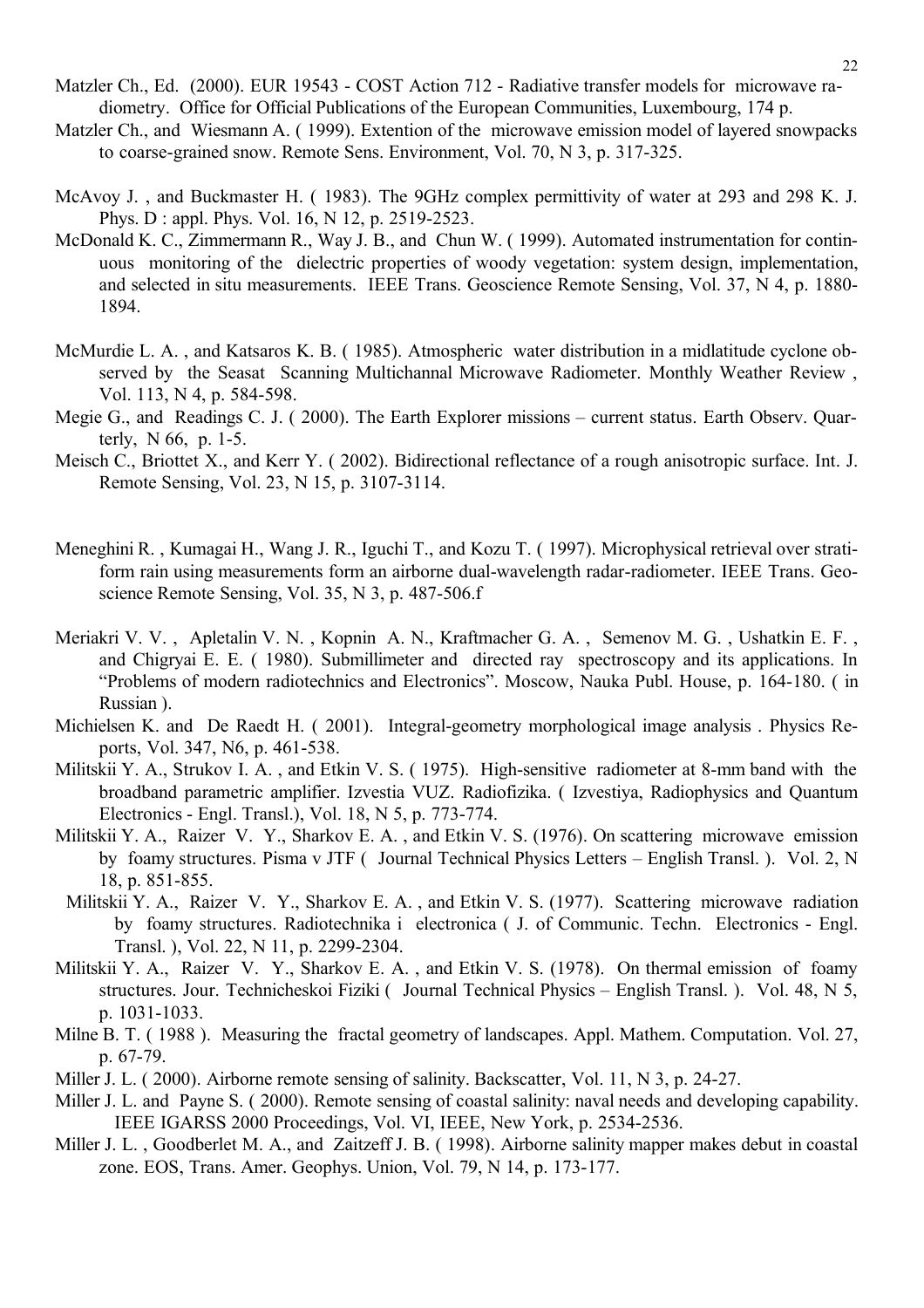Matzler Ch., Ed. (2000). EUR 19543 - COST Action 712 - Radiative transfer models for microwave radiometry. Office for Official Publications of the European Communities, Luxembourg, 174 p.

Matzler Ch., and Wiesmann A. ( 1999). Extention of the microwave emission model of layered snowpacks to coarse-grained snow. Remote Sens. Environment, Vol. 70, N 3, p. 317-325.

McAvoy J. , and Buckmaster H. ( 1983). The 9GHz complex permittivity of water at 293 and 298 K. J. Phys. D : appl. Phys. Vol. 16, N 12, p. 2519-2523.

McDonald K. C., Zimmermann R., Way J. B., and Chun W. ( 1999). Automated instrumentation for continuous monitoring of the dielectric properties of woody vegetation: system design, implementation, and selected in situ measurements. IEEE Trans. Geoscience Remote Sensing, Vol. 37, N 4, p. 1880-1894.

McMurdie L. A. , and Katsaros K. B. ( 1985). Atmospheric water distribution in a midlatitude cyclone observed by the Seasat Scanning Multichannal Microwave Radiometer. Monthly Weather Review , Vol. 113, N 4, p. 584-598.

Megie G., and Readings C. J. ( 2000). The Earth Explorer missions – current status. Earth Observ. Quarterly, N 66, p. 1-5.

Meisch C., Briottet X., and Kerr Y. ( 2002). Bidirectional reflectance of a rough anisotropic surface. Int. J. Remote Sensing, Vol. 23, N 15, p. 3107-3114.

Meneghini R. , Kumagai H., Wang J. R., Iguchi T., and Kozu T. ( 1997). Microphysical retrieval over stratiform rain using measurements form an airborne dual-wavelength radar-radiometer. IEEE Trans. Geoscience Remote Sensing, Vol. 35, N 3, p. 487-506.f

Meriakri V. V. , Apletalin V. N. , Kopnin A. N., Kraftmacher G. A. , Semenov M. G. , Ushatkin E. F. , and Chigryai E. E. ( 1980). Submillimeter and directed ray spectroscopy and its applications. In "Problems of modern radiotechnics and Electronics". Moscow, Nauka Publ. House, p. 164-180. ( in Russian ).

Michielsen K. and De Raedt H. ( 2001). Integral-geometry morphological image analysis . Physics Reports, Vol. 347, N6, p. 461-538.

Militskii Y. A., Strukov I. A. , and Etkin V. S. ( 1975). High-sensitive radiometer at 8-mm band with the broadband parametric amplifier. Izvestia VUZ. Radiofizika. ( Izvestiya, Radiophysics and Quantum Electronics - Engl. Transl.), Vol. 18, N 5, p. 773-774.

Militskii Y. A., Raizer V. Y., Sharkov E. A. , and Etkin V. S. (1976). On scattering microwave emission by foamy structures. Pisma v JTF ( Journal Technical Physics Letters – English Transl. ). Vol. 2, N 18, p. 851-855.

Militskii Y. A., Raizer V. Y., Sharkov E. A. , and Etkin V. S. (1977). Scattering microwave radiation by foamy structures. Radiotechnika i electronica ( J. of Communic. Techn. Electronics - Engl. Transl. ), Vol. 22, N 11, p. 2299-2304.

Militskii Y. A., Raizer V. Y., Sharkov E. A. , and Etkin V. S. (1978). On thermal emission of foamy structures. Jour. Technicheskoi Fiziki ( Journal Technical Physics – English Transl. ). Vol. 48, N 5, p. 1031-1033.

Milne B. T. ( 1988 ). Measuring the fractal geometry of landscapes. Appl. Mathem. Computation. Vol. 27, p. 67-79.

Miller J. L. ( 2000). Airborne remote sensing of salinity. Backscatter, Vol. 11, N 3, p. 24-27.

Miller J. L. and Payne S. ( 2000). Remote sensing of coastal salinity: naval needs and developing capability. IEEE IGARSS 2000 Proceedings, Vol. VI, IEEE, New York, p. 2534-2536.

Miller J. L. , Goodberlet M. A., and Zaitzeff J. B. ( 1998). Airborne salinity mapper makes debut in coastal zone. EOS, Trans. Amer. Geophys. Union, Vol. 79, N 14, p. 173-177.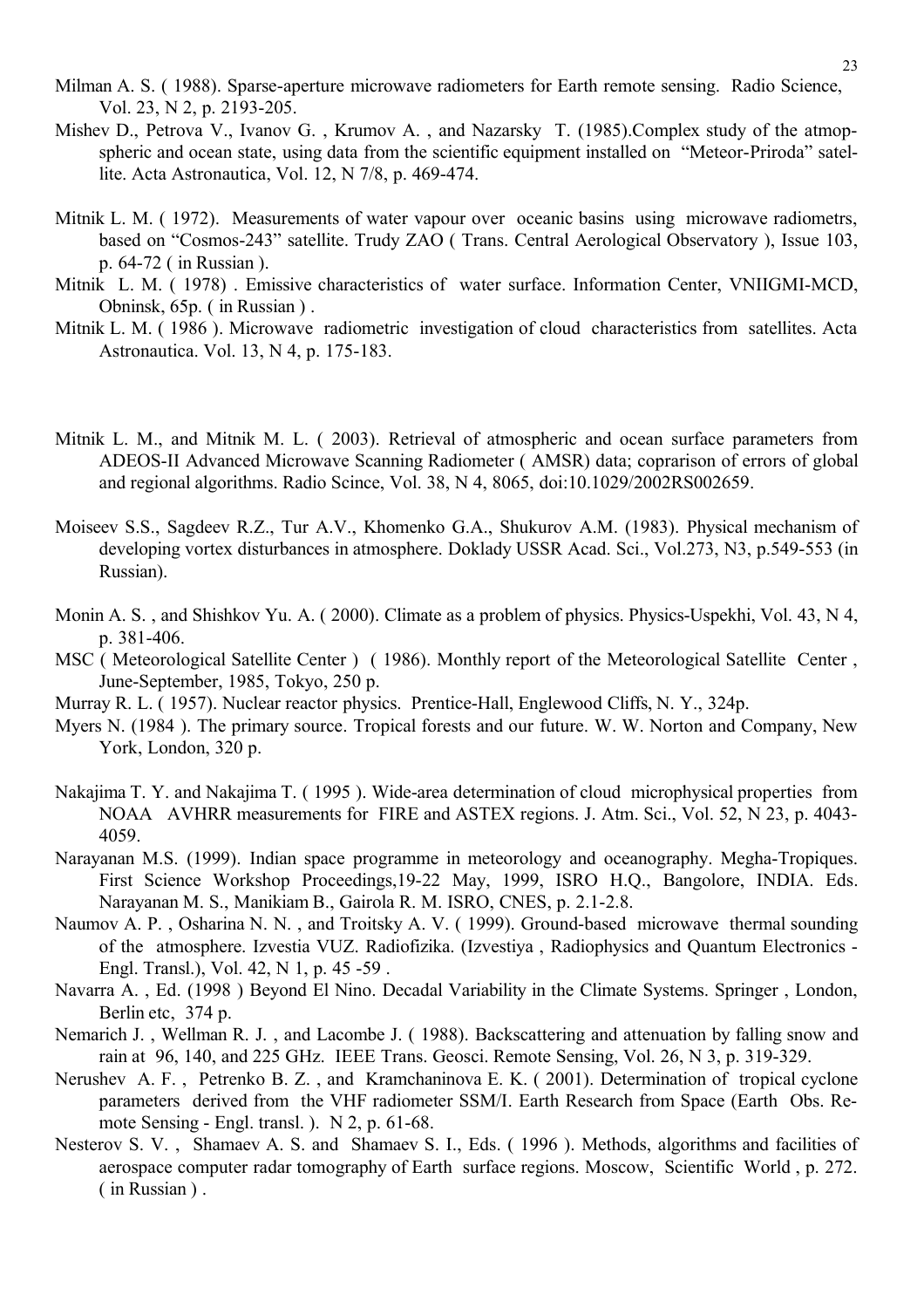Milman A. S. ( 1988). Sparse-aperture microwave radiometers for Earth remote sensing. Radio Science, Vol. 23, N 2, p. 2193-205.

Mishev D., Petrova V., Ivanov G. , Krumov A. , and Nazarsky T. (1985).Complex study of the atmop-spheric and ocean state, using data from the scientific equipment installed on "Meteor-Priroda" satellite. Acta Astronautica, Vol. 12, N 7/8, p. 469-474.

Mitnik L. M. ( 1972). Measurements of water vapour over oceanic basins using microwave radiometrs, based on "Cosmos-243" satellite. Trudy ZAO ( Trans. Central Aerological Observatory ), Issue 103, p. 64-72 ( in Russian ).

Mitnik L. M. ( 1978) . Emissive characteristics of water surface. Information Center, VNIIGMI-MCD, Obninsk, 65p. ( in Russian ) .

Mitnik L. M. ( 1986 ). Microwave radiometric investigation of cloud characteristics from satellites. Acta Astronautica. Vol. 13, N 4, p. 175-183.

Mitnik L. M., and Mitnik M. L. ( 2003). Retrieval of atmospheric and ocean surface parameters from ADEOS-II Advanced Microwave Scanning Radiometer ( AMSR) data; coprarison of errors of global and regional algorithms. Radio Scince, Vol. 38, N 4, 8065, doi:10.1029/2002RS002659.

Moiseev S.S., Sagdeev R.Z., Tur A.V., Khomenko G.A., Shukurov A.M. (1983). Physical mechanism of developing vortex disturbances in atmosphere. Doklady USSR Acad. Sci., Vol.273, N3, p.549-553 (in Russian).

Monin A. S. , and Shishkov Yu. A. ( 2000). Climate as a problem of physics. Physics-Uspekhi, Vol. 43, N 4, p. 381-406.

MSC ( Meteorological Satellite Center ) ( 1986). Monthly report of the Meteorological Satellite Center , June-September, 1985, Tokyo, 250 p.

Murray R. L. ( 1957). Nuclear reactor physics. Prentice-Hall, Englewood Cliffs, N. Y., 324p.

Myers N. (1984 ). The primary source. Tropical forests and our future. W. W. Norton and Company, New York, London, 320 p.

Nakajima T. Y. and Nakajima T. ( 1995 ). Wide-area determination of cloud microphysical properties from NOAA AVHRR measurements for FIRE and ASTEX regions. J. Atm. Sci., Vol. 52, N 23, p. 4043-4059.

Narayanan M.S. (1999). Indian space programme in meteorology and oceanography. Megha-Tropiques. First Science Workshop Proceedings,19-22 May, 1999, ISRO H.Q., Bangolore, INDIA. Eds. Narayanan M. S., Manikiam B., Gairola R. M. ISRO, CNES, p. 2.1-2.8.

Naumov A. P. , Osharina N. N. , and Troitsky A. V. ( 1999). Ground-based microwave thermal sounding of the atmosphere. Izvestia VUZ. Radiofizika. (Izvestiya , Radiophysics and Quantum Electronics - Engl. Transl.), Vol. 42, N 1, p. 45 -59 .

Navarra A. , Ed. (1998 ) Beyond El Nino. Decadal Variability in the Climate Systems. Springer , London, Berlin etc, 374 p.

Nemarich J. , Wellman R. J. , and Lacombe J. ( 1988). Backscattering and attenuation by falling snow and rain at 96, 140, and 225 GHz. IEEE Trans. Geosci. Remote Sensing, Vol. 26, N 3, p. 319-329.

Nerushev A. F. , Petrenko B. Z. , and Kramchaninova E. K. ( 2001). Determination of tropical cyclone parameters derived from the VHF radiometer SSM/I. Earth Research from Space (Earth Obs. Remote Sensing - Engl. transl. ). N 2, p. 61-68.

Nesterov S. V. , Shamaev A. S. and Shamaev S. I., Eds. ( 1996 ). Methods, algorithms and facilities of aerospace computer radar tomography of Earth surface regions. Moscow, Scientific World , p. 272. ( in Russian ) .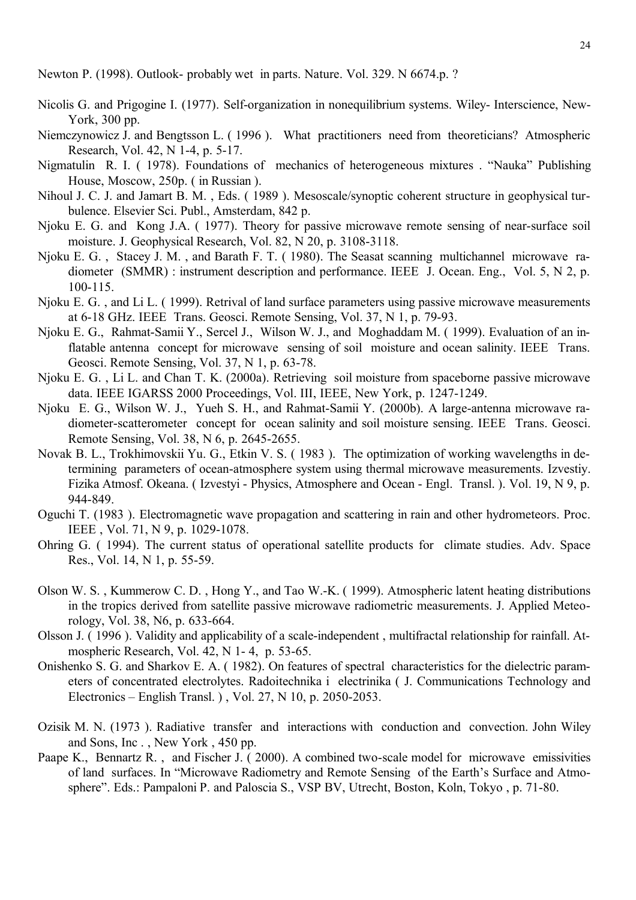Newton P. (1998). Outlook- probably wet in parts. Nature. Vol. 329. N 6674.p. ?

Nicolis G. and Prigogine I. (1977). Self-organization in nonequilibrium systems. Wiley- Interscience, New-York, 300 pp.

Niemczynowicz J. and Bengtsson L. ( 1996 ). What practitioners need from theoreticians? Atmospheric Research, Vol. 42, N 1-4, p. 5-17.

Nigmatulin R. I. ( 1978). Foundations of mechanics of heterogeneous mixtures . "Nauka" Publishing House, Moscow, 250p. ( in Russian ).

Nihoul J. C. J. and Jamart B. M. , Eds. ( 1989 ). Mesoscale/synoptic coherent structure in geophysical turbulence. Elsevier Sci. Publ., Amsterdam, 842 p.

Njoku E. G. and Kong J.A. ( 1977). Theory for passive microwave remote sensing of near-surface soil moisture. J. Geophysical Research, Vol. 82, N 20, p. 3108-3118.

Njoku E. G. , Stacey J. M. , and Barath F. T. ( 1980). The Seasat scanning multichannel microwave radiometer (SMMR) : instrument description and performance. IEEE J. Ocean. Eng., Vol. 5, N 2, p. 100-115.

Njoku E. G. , and Li L. ( 1999). Retrival of land surface parameters using passive microwave measurements at 6-18 GHz. IEEE Trans. Geosci. Remote Sensing, Vol. 37, N 1, p. 79-93.

Njoku E. G., Rahmat-Samii Y., Sercel J., Wilson W. J., and Moghaddam M. ( 1999). Evaluation of an inflatable antenna concept for microwave sensing of soil moisture and ocean salinity. IEEE Trans. Geosci. Remote Sensing, Vol. 37, N 1, p. 63-78.

Njoku E. G. , Li L. and Chan T. K. (2000a). Retrieving soil moisture from spaceborne passive microwave data. IEEE IGARSS 2000 Proceedings, Vol. III, IEEE, New York, p. 1247-1249.

Njoku E. G., Wilson W. J., Yueh S. H., and Rahmat-Samii Y. (2000b). A large-antenna microwave radiometer-scatterometer concept for ocean salinity and soil moisture sensing. IEEE Trans. Geosci. Remote Sensing, Vol. 38, N 6, p. 2645-2655.

Novak B. L., Trokhimovskii Yu. G., Etkin V. S. ( 1983 ). The optimization of working wavelengths in determining parameters of ocean-atmosphere system using thermal microwave measurements. Izvestiy. Fizika Atmosf. Okeana. ( Izvestyi - Physics, Atmosphere and Ocean - Engl. Transl. ). Vol. 19, N 9, p. 944-849.

Oguchi T. (1983 ). Electromagnetic wave propagation and scattering in rain and other hydrometeors. Proc. IEEE , Vol. 71, N 9, p. 1029-1078.

Ohring G. ( 1994). The current status of operational satellite products for climate studies. Adv. Space Res., Vol. 14, N 1, p. 55-59.

Olson W. S. , Kummerow C. D. , Hong Y., and Tao W.-K. ( 1999). Atmospheric latent heating distributions in the tropics derived from satellite passive microwave radiometric measurements. J. Applied Meteorology, Vol. 38, N6, p. 633-664.

Olsson J. ( 1996 ). Validity and applicability of a scale-independent , multifractal relationship for rainfall. Atmospheric Research, Vol. 42, N 1- 4, p. 53-65.

Onishenko S. G. and Sharkov E. A. ( 1982). On features of spectral characteristics for the dielectric parameters of concentrated electrolytes. Radoitechnika i electrinika ( J. Communications Technology and Electronics – English Transl. ) , Vol. 27, N 10, p. 2050-2053.

Ozisik M. N. (1973 ). Radiative transfer and interactions with conduction and convection. John Wiley and Sons, Inc . , New York , 450 pp.

Paape K., Bennartz R. , and Fischer J. ( 2000). A combined two-scale model for microwave emissivities of land surfaces. In "Microwave Radiometry and Remote Sensing of the Earth's Surface and Atmosphere". Eds.: Pampaloni P. and Paloscia S., VSP BV, Utrecht, Boston, Koln, Tokyo , p. 71-80.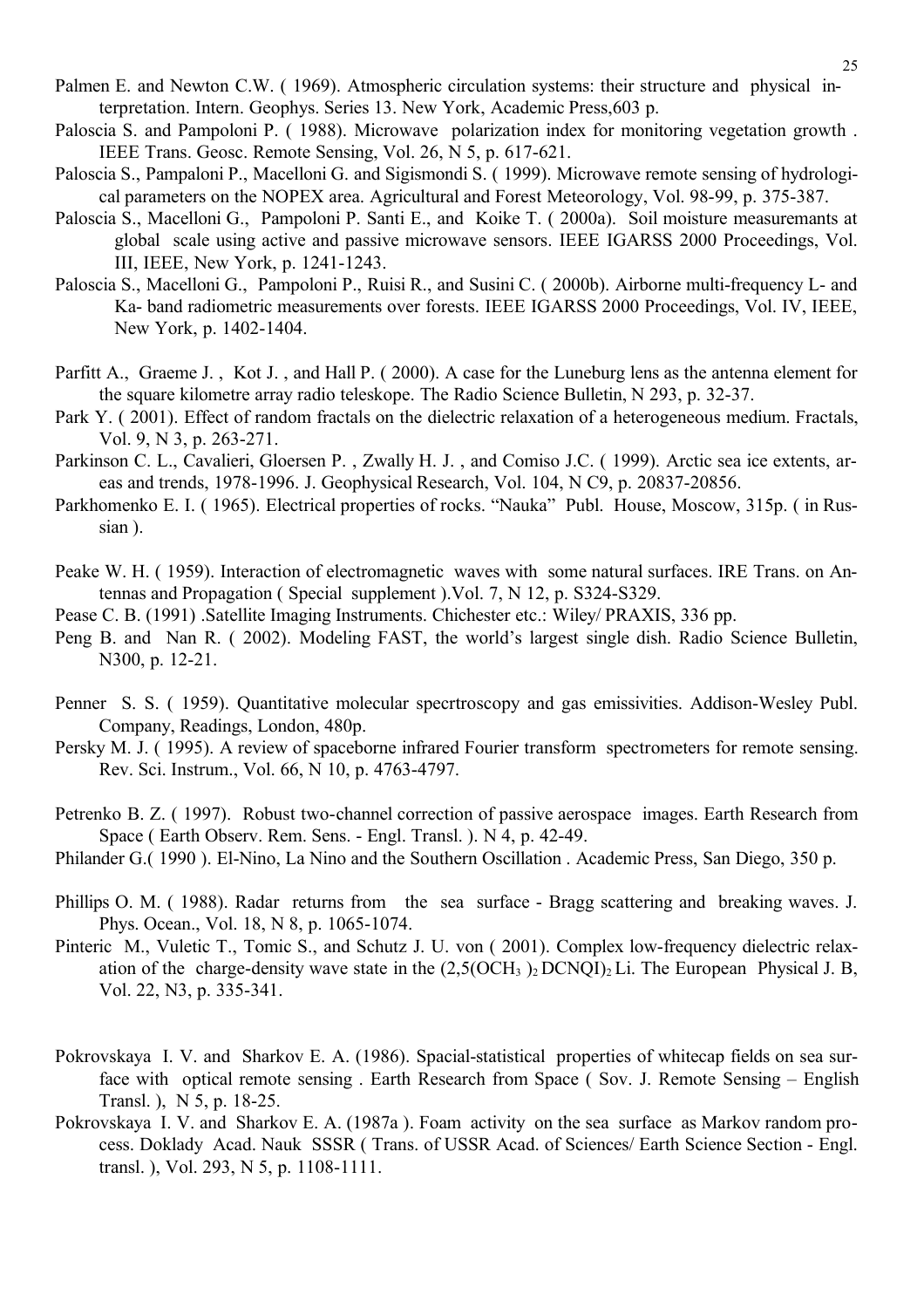Palmen E. and Newton C.W. ( 1969). Atmospheric circulation systems: their structure and physical interpretation. Intern. Geophys. Series 13. New York, Academic Press,603 p.

Paloscia S. and Pampoloni P. ( 1988). Microwave polarization index for monitoring vegetation growth . IEEE Trans. Geosc. Remote Sensing, Vol. 26, N 5, p. 617-621.

Paloscia S., Pampaloni P., Macelloni G. and Sigismondi S. ( 1999). Microwave remote sensing of hydrological parameters on the NOPEX area. Agricultural and Forest Meteorology, Vol. 98-99, p. 375-387.

Paloscia S., Macelloni G., Pampoloni P. Santi E., and Koike T. ( 2000a). Soil moisture measuremants at global scale using active and passive microwave sensors. IEEE IGARSS 2000 Proceedings, Vol. III, IEEE, New York, p. 1241-1243.

Paloscia S., Macelloni G., Pampoloni P., Ruisi R., and Susini C. ( 2000b). Airborne multi-frequency L- and Ka- band radiometric measurements over forests. IEEE IGARSS 2000 Proceedings, Vol. IV, IEEE, New York, p. 1402-1404.

Parfitt A., Graeme J. , Kot J. , and Hall P. ( 2000). A case for the Luneburg lens as the antenna element for the square kilometre array radio teleskope. The Radio Science Bulletin, N 293, p. 32-37.

Park Y. ( 2001). Effect of random fractals on the dielectric relaxation of a heterogeneous medium. Fractals, Vol. 9, N 3, p. 263-271.

Parkinson C. L., Cavalieri, Gloersen P. , Zwally H. J. , and Comiso J.C. ( 1999). Arctic sea ice extents, areas and trends, 1978-1996. J. Geophysical Research, Vol. 104, N C9, p. 20837-20856.

Parkhomenko E. I. ( 1965). Electrical properties of rocks. "Nauka" Publ. House, Moscow, 315p. ( in Russian ).

Peake W. H. ( 1959). Interaction of electromagnetic waves with some natural surfaces. IRE Trans. on Antennas and Propagation ( Special supplement ).Vol. 7, N 12, p. S324-S329.

Pease C. B. (1991) .Satellite Imaging Instruments. Chichester etc.: Wiley/ PRAXIS, 336 pp.

Peng B. and Nan R. ( 2002). Modeling FAST, the world's largest single dish. Radio Science Bulletin, N300, p. 12-21.

Penner S. S. ( 1959). Quantitative molecular specrtroscopy and gas emissivities. Addison-Wesley Publ. Company, Readings, London, 480p.

Persky M. J. ( 1995). A review of spaceborne infrared Fourier transform spectrometers for remote sensing. Rev. Sci. Instrum., Vol. 66, N 10, p. 4763-4797.

Petrenko B. Z. ( 1997). Robust two-channel correction of passive aerospace images. Earth Research from Space ( Earth Observ. Rem. Sens. - Engl. Transl. ). N 4, p. 42-49.

Philander G.( 1990 ). El-Nino, La Nino and the Southern Oscillation . Academic Press, San Diego, 350 p.

Phillips O. M. ( 1988). Radar returns from the sea surface - Bragg scattering and breaking waves. J. Phys. Ocean., Vol. 18, N 8, p. 1065-1074.

Pinteric M., Vuletic T., Tomic S., and Schutz J. U. von ( 2001). Complex low-frequency dielectric relaxation of the charge-density wave state in the $(2,5(OCH_3)_2DCNQI)_2Li$. The European Physical J. B, Vol. 22, N3, p. 335-341.

Pokrovskaya I. V. and Sharkov E. A. (1986). Spacial-statistical properties of whitecap fields on sea surface with optical remote sensing . Earth Research from Space ( Sov. J. Remote Sensing – English Transl. ), N 5, p. 18-25.

Pokrovskaya I. V. and Sharkov E. A. (1987a ). Foam activity on the sea surface as Markov random process. Doklady Acad. Nauk SSSR ( Trans. of USSR Acad. of Sciences/ Earth Science Section - Engl. transl. ), Vol. 293, N 5, p. 1108-1111.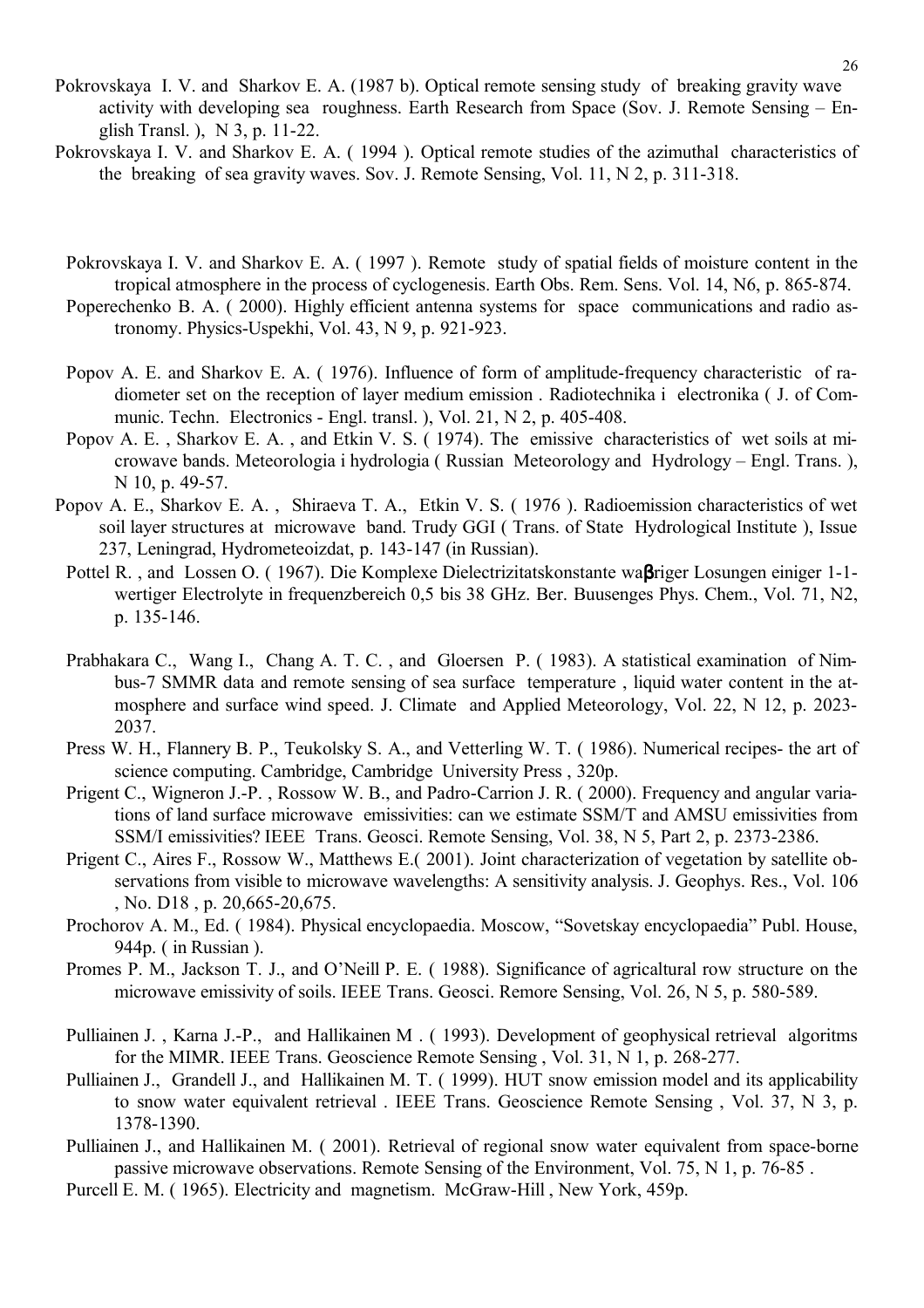Pokrovskaya I. V. and Sharkov E. A. (1987 b). Optical remote sensing study of breaking gravity wave activity with developing sea roughness. Earth Research from Space (Sov. J. Remote Sensing – English Transl. ), N 3, p. 11-22.

Pokrovskaya I. V. and Sharkov E. A. ( 1994 ). Optical remote studies of the azimuthal characteristics of the breaking of sea gravity waves. Sov. J. Remote Sensing, Vol. 11, N 2, p. 311-318.

Pokrovskaya I. V. and Sharkov E. A. ( 1997 ). Remote study of spatial fields of moisture content in the tropical atmosphere in the process of cyclogenesis. Earth Obs. Rem. Sens. Vol. 14, N6, p. 865-874.

Poperechenko B. A. ( 2000). Highly efficient antenna systems for space communications and radio astronomy. Physics-Uspekhi, Vol. 43, N 9, p. 921-923.

Popov A. E. and Sharkov E. A. ( 1976). Influence of form of amplitude-frequency characteristic of radiometer set on the reception of layer medium emission . Radiotechnika i electronika ( J. of Communic. Techn. Electronics - Engl. transl. ), Vol. 21, N 2, p. 405-408.

Popov A. E. , Sharkov E. A. , and Etkin V. S. ( 1974). The emissive characteristics of wet soils at microwave bands. Meteorologia i hydrologia ( Russian Meteorology and Hydrology – Engl. Trans. ), N 10, p. 49-57.

Popov A. E., Sharkov E. A. , Shiraeva T. A., Etkin V. S. ( 1976 ). Radioemission characteristics of wet soil layer structures at microwave band. Trudy GGI ( Trans. of State Hydrological Institute ), Issue 237, Leningrad, Hydrometeoizdat, p. 143-147 (in Russian).

Pottel R. , and Lossen O. ( 1967). Die Komplexe Dielectrizitatskonstante waβriger Losungen einiger 1-1-wertiger Electrolyte in frequenzbereich 0,5 bis 38 GHz. Ber. Buusenges Phys. Chem., Vol. 71, N2, p. 135-146.

Prabhakara C., Wang I., Chang A. T. C. , and Gloersen P. ( 1983). A statistical examination of Nimbus-7 SMMR data and remote sensing of sea surface temperature , liquid water content in the atmosphere and surface wind speed. J. Climate and Applied Meteorology, Vol. 22, N 12, p. 2023-2037.

Press W. H., Flannery B. P., Teukolsky S. A., and Vetterling W. T. ( 1986). Numerical recipes- the art of science computing. Cambridge, Cambridge University Press , 320p.

Prigent C., Wigneron J.-P. , Rossow W. B., and Padro-Carrion J. R. ( 2000). Frequency and angular variations of land surface microwave emissivities: can we estimate SSM/T and AMSU emissivities from SSM/I emissivities? IEEE Trans. Geosci. Remote Sensing, Vol. 38, N 5, Part 2, p. 2373-2386.

Prigent C., Aires F., Rossow W., Matthews E.( 2001). Joint characterization of vegetation by satellite observations from visible to microwave wavelengths: A sensitivity analysis. J. Geophys. Res., Vol. 106 , No. D18 , p. 20,665-20,675.

Prochorov A. M., Ed. ( 1984). Physical encyclopaedia. Moscow, "Sovetskay encyclopaedia" Publ. House, 944p. ( in Russian ).

Promes P. M., Jackson T. J., and O'Neill P. E. ( 1988). Significance of agricaltural row structure on the microwave emissivity of soils. IEEE Trans. Geosci. Remore Sensing, Vol. 26, N 5, p. 580-589.

Pulliainen J. , Karna J.-P., and Hallikainen M . ( 1993). Development of geophysical retrieval algoritms for the MIMR. IEEE Trans. Geoscience Remote Sensing , Vol. 31, N 1, p. 268-277.

Pulliainen J., Grandell J., and Hallikainen M. T. ( 1999). HUT snow emission model and its applicability to snow water equivalent retrieval . IEEE Trans. Geoscience Remote Sensing , Vol. 37, N 3, p. 1378-1390.

Pulliainen J., and Hallikainen M. ( 2001). Retrieval of regional snow water equivalent from space-borne passive microwave observations. Remote Sensing of the Environment, Vol. 75, N 1, p. 76-85 .

Purcell E. M. ( 1965). Electricity and magnetism. McGraw-Hill , New York, 459p.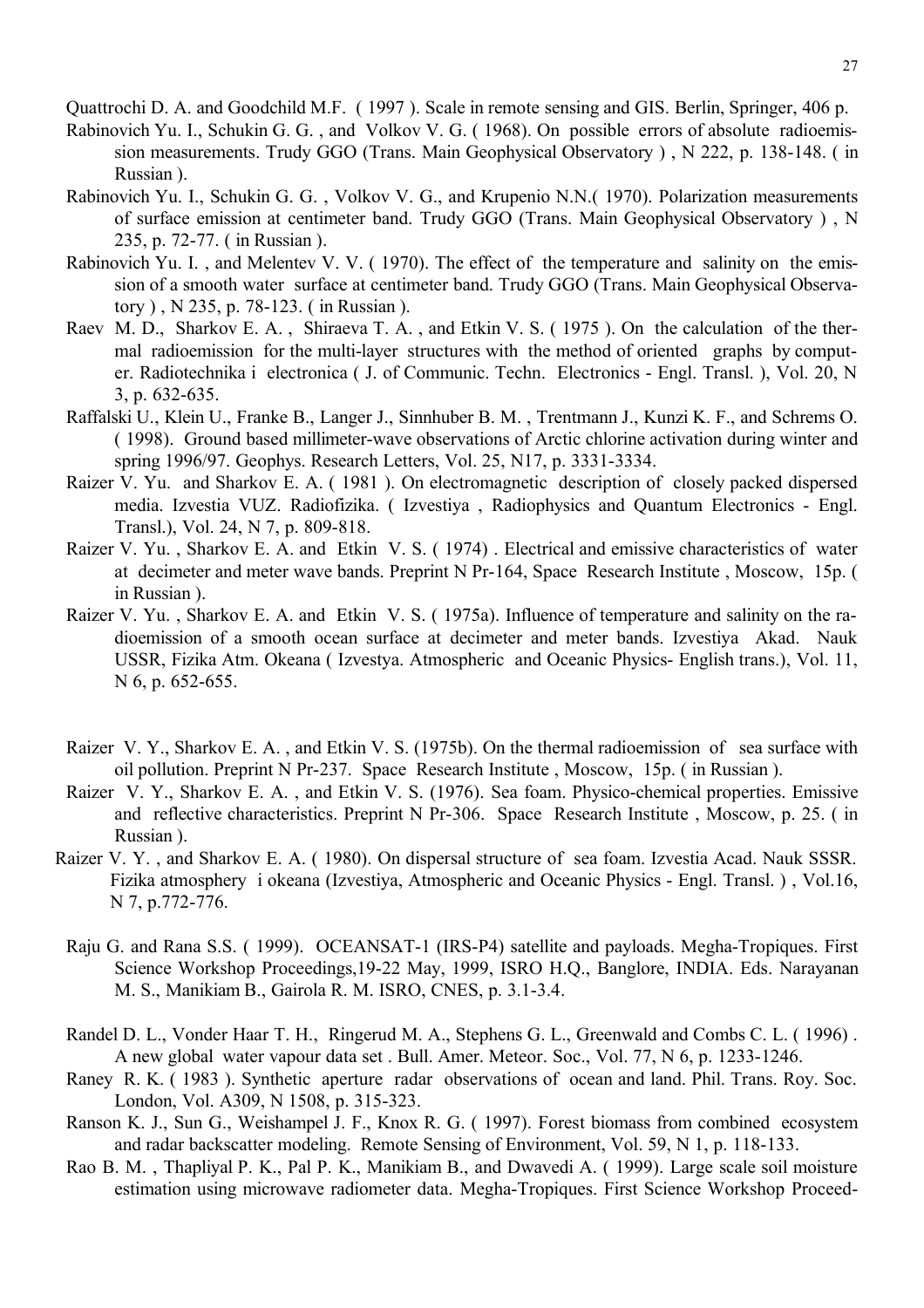Quattrochi D. A. and Goodchild M.F. ( 1997 ). Scale in remote sensing and GIS. Berlin, Springer, 406 p.

Rabinovich Yu. I., Schukin G. G. , and Volkov V. G. ( 1968). On possible errors of absolute radioemission measurements. Trudy GGO (Trans. Main Geophysical Observatory ) , N 222, p. 138-148. ( in Russian ).

Rabinovich Yu. I., Schukin G. G. , Volkov V. G., and Krupenio N.N.( 1970). Polarization measurements of surface emission at centimeter band. Trudy GGO (Trans. Main Geophysical Observatory ) , N 235, p. 72-77. ( in Russian ).

Rabinovich Yu. I. , and Melentev V. V. ( 1970). The effect of the temperature and salinity on the emission of a smooth water surface at centimeter band. Trudy GGO (Trans. Main Geophysical Observatory ) , N 235, p. 78-123. ( in Russian ).

Raev M. D., Sharkov E. A. , Shiraeva T. A. , and Etkin V. S. ( 1975 ). On the calculation of the thermal radioemission for the multi-layer structures with the method of oriented graphs by computer. Radiotechnika i electronica ( J. of Communic. Techn. Electronics - Engl. Transl. ), Vol. 20, N 3, p. 632-635.

Raffalski U., Klein U., Franke B., Langer J., Sinnhuber B. M. , Trentmann J., Kunzi K. F., and Schrems O. ( 1998). Ground based millimeter-wave observations of Arctic chlorine activation during winter and spring 1996/97. Geophys. Research Letters, Vol. 25, N17, p. 3331-3334.

Raizer V. Yu. and Sharkov E. A. ( 1981 ). On electromagnetic description of closely packed dispersed media. Izvestia VUZ. Radiofizika. ( Izvestiya , Radiophysics and Quantum Electronics - Engl. Transl.), Vol. 24, N 7, p. 809-818.

Raizer V. Yu. , Sharkov E. A. and Etkin V. S. ( 1974) . Electrical and emissive characteristics of water at decimeter and meter wave bands. Preprint N Pr-164, Space Research Institute , Moscow, 15p. ( in Russian ).

Raizer V. Yu. , Sharkov E. A. and Etkin V. S. ( 1975a). Influence of temperature and salinity on the radioemission of a smooth ocean surface at decimeter and meter bands. Izvestiya Akad. Nauk USSR, Fizika Atm. Okeana ( Izvestya. Atmospheric and Oceanic Physics- English trans.), Vol. 11, N 6, p. 652-655.

Raizer V. Y., Sharkov E. A. , and Etkin V. S. (1975b). On the thermal radioemission of sea surface with oil pollution. Preprint N Pr-237. Space Research Institute , Moscow, 15p. ( in Russian ).

Raizer V. Y., Sharkov E. A. , and Etkin V. S. (1976). Sea foam. Physico-chemical properties. Emissive and reflective characteristics. Preprint N Pr-306. Space Research Institute , Moscow, p. 25. ( in Russian ).

Raizer V. Y. , and Sharkov E. A. ( 1980). On dispersal structure of sea foam. Izvestia Acad. Nauk SSSR. Fizika atmosphery i okeana (Izvestiya, Atmospheric and Oceanic Physics - Engl. Transl. ) , Vol.16, N 7, p.772-776.

Raju G. and Rana S.S. ( 1999). OCEANSAT-1 (IRS-P4) satellite and payloads. Megha-Tropiques. First Science Workshop Proceedings,19-22 May, 1999, ISRO H.Q., Banglore, INDIA. Eds. Narayanan M. S., Manikiam B., Gairola R. M. ISRO, CNES, p. 3.1-3.4.

Randel D. L., Vonder Haar T. H., Ringerud M. A., Stephens G. L., Greenwald and Combs C. L. ( 1996) . A new global water vapour data set . Bull. Amer. Meteor. Soc., Vol. 77, N 6, p. 1233-1246.

Raney R. K. ( 1983 ). Synthetic aperture radar observations of ocean and land. Phil. Trans. Roy. Soc. London, Vol. A309, N 1508, p. 315-323.

Ranson K. J., Sun G., Weishampel J. F., Knox R. G. ( 1997). Forest biomass from combined ecosystem and radar backscatter modeling. Remote Sensing of Environment, Vol. 59, N 1, p. 118-133.

Rao B. M. , Thapliyal P. K., Pal P. K., Manikiam B., and Dwavedi A. ( 1999). Large scale soil moisture estimation using microwave radiometer data. Megha-Tropiques. First Science Workshop Proceed-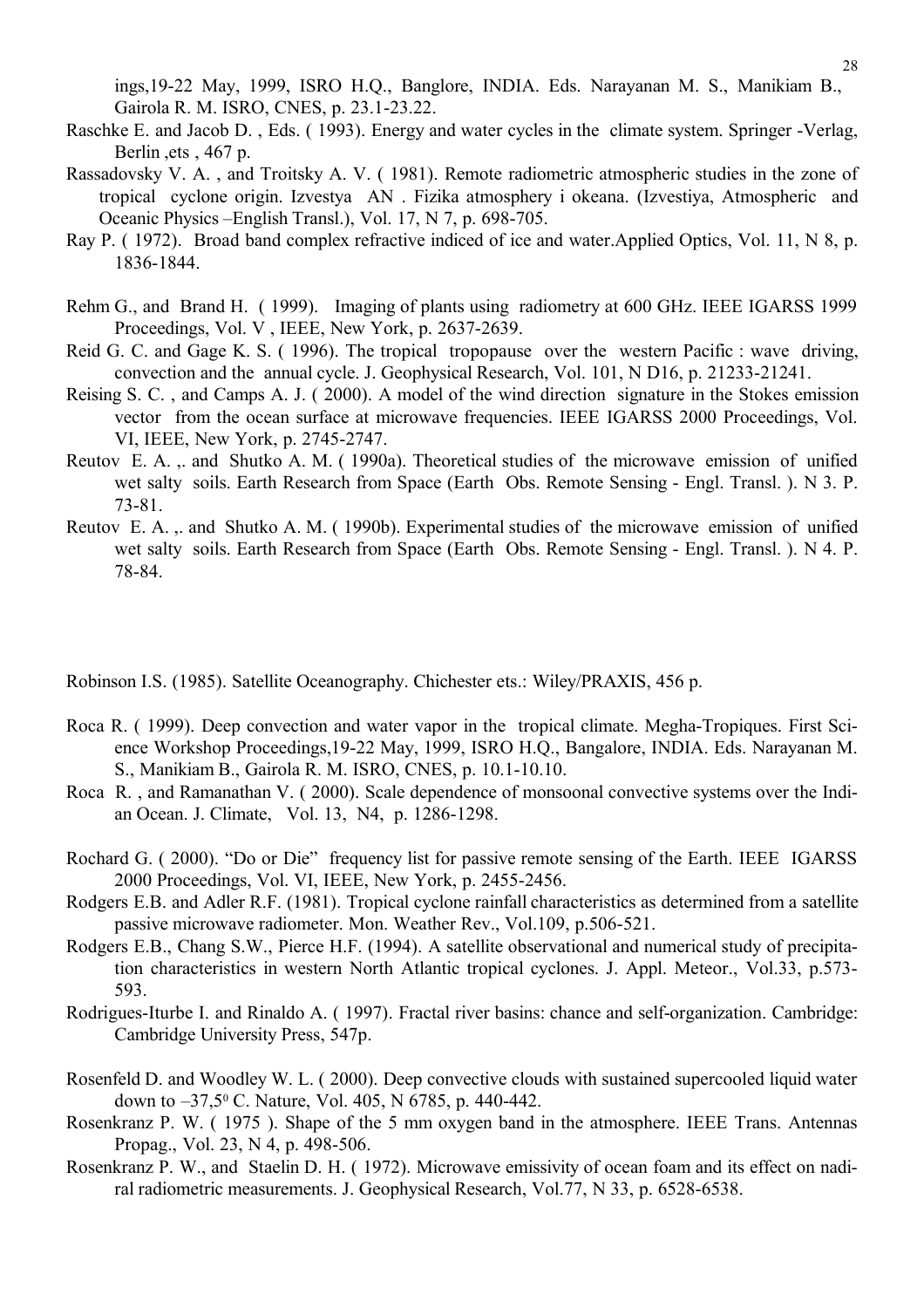ings,19-22 May, 1999, ISRO H.Q., Banglore, INDIA. Eds. Narayanan M. S., Manikiam B., Gairola R. M. ISRO, CNES, p. 23.1-23.22.

Raschke E. and Jacob D. , Eds. ( 1993). Energy and water cycles in the climate system. Springer -Verlag, Berlin ,ets , 467 p.

Rassadovsky V. A. , and Troitsky A. V. ( 1981). Remote radiometric atmospheric studies in the zone of tropical cyclone origin. Izvestya AN . Fizika atmosphery i okeana. (Izvestiya, Atmospheric and Oceanic Physics –English Transl.), Vol. 17, N 7, p. 698-705.

Ray P. ( 1972). Broad band complex refractive indiced of ice and water.Applied Optics, Vol. 11, N 8, p. 1836-1844.

Rehm G., and Brand H. ( 1999). Imaging of plants using radiometry at 600 GHz. IEEE IGARSS 1999 Proceedings, Vol. V , IEEE, New York, p. 2637-2639.

Reid G. C. and Gage K. S. ( 1996). The tropical tropopause over the western Pacific : wave driving, convection and the annual cycle. J. Geophysical Research, Vol. 101, N D16, p. 21233-21241.

Reising S. C. , and Camps A. J. ( 2000). A model of the wind direction signature in the Stokes emission vector from the ocean surface at microwave frequencies. IEEE IGARSS 2000 Proceedings, Vol. VI, IEEE, New York, p. 2745-2747.

Reutov E. A. ,. and Shutko A. M. ( 1990a). Theoretical studies of the microwave emission of unified wet salty soils. Earth Research from Space (Earth Obs. Remote Sensing - Engl. Transl. ). N 3. P. 73-81.

Reutov E. A. ,. and Shutko A. M. ( 1990b). Experimental studies of the microwave emission of unified wet salty soils. Earth Research from Space (Earth Obs. Remote Sensing - Engl. Transl. ). N 4. P. 78-84.

Robinson I.S. (1985). Satellite Oceanography. Chichester ets.: Wiley/PRAXIS, 456 p.

Roca R. ( 1999). Deep convection and water vapor in the tropical climate. Megha-Tropiques. First Science Workshop Proceedings,19-22 May, 1999, ISRO H.Q., Bangalore, INDIA. Eds. Narayanan M. S., Manikiam B., Gairola R. M. ISRO, CNES, p. 10.1-10.10.

Roca R. , and Ramanathan V. ( 2000). Scale dependence of monsoonal convective systems over the Indian Ocean. J. Climate, Vol. 13, N4, p. 1286-1298.

Rochard G. ( 2000). "Do or Die" frequency list for passive remote sensing of the Earth. IEEE IGARSS 2000 Proceedings, Vol. VI, IEEE, New York, p. 2455-2456.

Rodgers E.B. and Adler R.F. (1981). Tropical cyclone rainfall characteristics as determined from a satellite passive microwave radiometer. Mon. Weather Rev., Vol.109, p.506-521.

Rodgers E.B., Chang S.W., Pierce H.F. (1994). A satellite observational and numerical study of precipitation characteristics in western North Atlantic tropical cyclones. J. Appl. Meteor., Vol.33, p.573-593.

Rodrigues-Iturbe I. and Rinaldo A. ( 1997). Fractal river basins: chance and self-organization. Cambridge: Cambridge University Press, 547p.

Rosenfeld D. and Woodley W. L. ( 2000). Deep convective clouds with sustained supercooled liquid water down to $-37{,}5^0$ C. Nature, Vol. 405, N 6785, p. 440-442.

Rosenkranz P. W. ( 1975 ). Shape of the 5 mm oxygen band in the atmosphere. IEEE Trans. Antennas Propag., Vol. 23, N 4, p. 498-506.

Rosenkranz P. W., and Staelin D. H. ( 1972). Microwave emissivity of ocean foam and its effect on nadiral radiometric measurements. J. Geophysical Research, Vol.77, N 33, p. 6528-6538.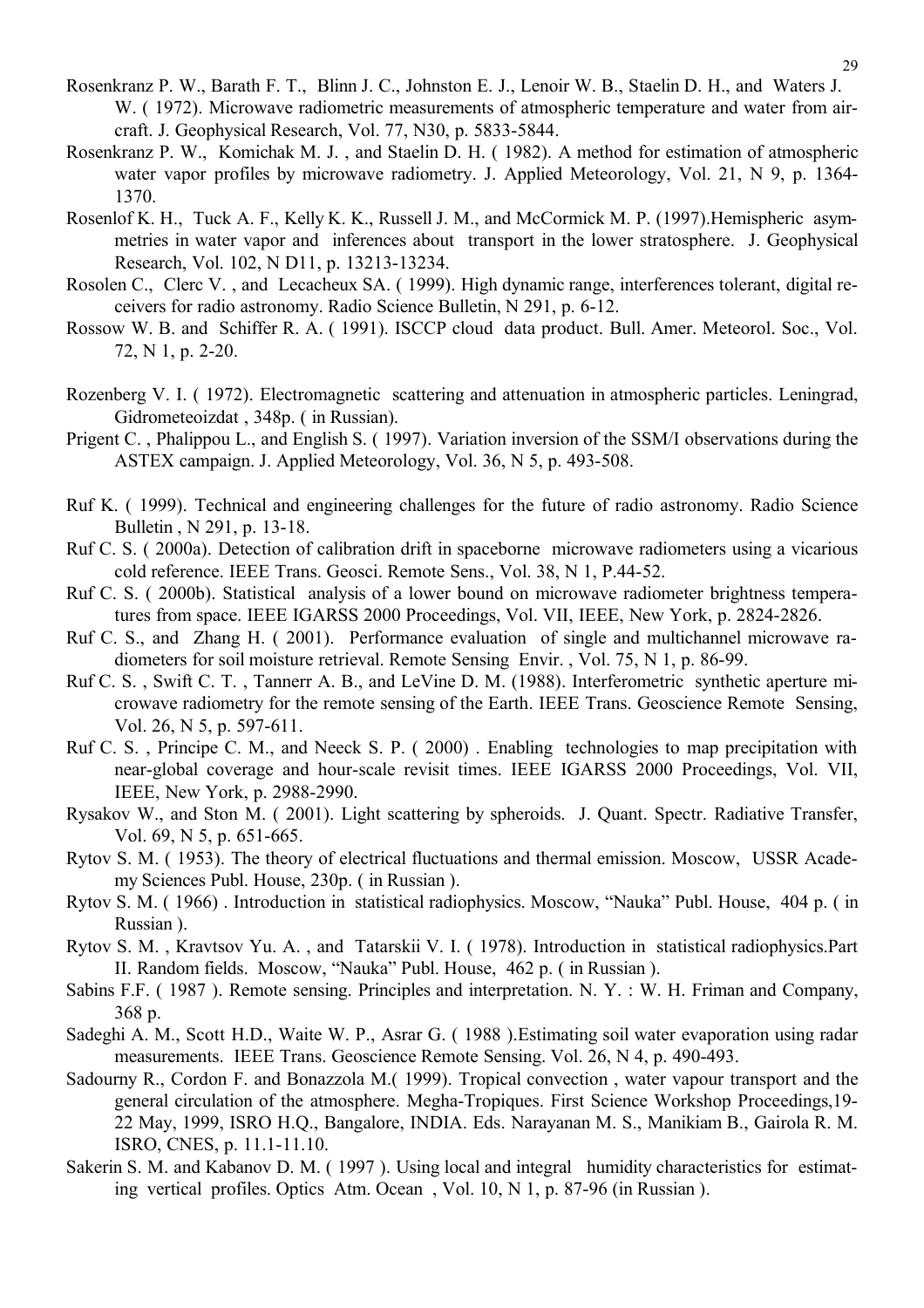Rosenkranz P. W., Barath F. T., Blinn J. C., Johnston E. J., Lenoir W. B., Staelin D. H., and Waters J. W. ( 1972). Microwave radiometric measurements of atmospheric temperature and water from aircraft. J. Geophysical Research, Vol. 77, N30, p. 5833-5844.

Rosenkranz P. W., Komichak M. J. , and Staelin D. H. ( 1982). A method for estimation of atmospheric water vapor profiles by microwave radiometry. J. Applied Meteorology, Vol. 21, N 9, p. 1364-1370.

Rosenlof K. H., Tuck A. F., Kelly K. K., Russell J. M., and McCormick M. P. (1997).Hemispheric asymmetries in water vapor and inferences about transport in the lower stratosphere. J. Geophysical Research, Vol. 102, N D11, p. 13213-13234.

Rosolen C., Clerc V. , and Lecacheux SA. ( 1999). High dynamic range, interferences tolerant, digital receivers for radio astronomy. Radio Science Bulletin, N 291, p. 6-12.

Rossow W. B. and Schiffer R. A. ( 1991). ISCCP cloud data product. Bull. Amer. Meteorol. Soc., Vol. 72, N 1, p. 2-20.

Rozenberg V. I. ( 1972). Electromagnetic scattering and attenuation in atmospheric particles. Leningrad, Gidrometeoizdat , 348p. ( in Russian).

Prigent C. , Phalippou L., and English S. ( 1997). Variation inversion of the SSM/I observations during the ASTEX campaign. J. Applied Meteorology, Vol. 36, N 5, p. 493-508.

Ruf K. ( 1999). Technical and engineering challenges for the future of radio astronomy. Radio Science Bulletin , N 291, p. 13-18.

Ruf C. S. ( 2000a). Detection of calibration drift in spaceborne microwave radiometers using a vicarious cold reference. IEEE Trans. Geosci. Remote Sens., Vol. 38, N 1, P.44-52.

Ruf C. S. ( 2000b). Statistical analysis of a lower bound on microwave radiometer brightness temperatures from space. IEEE IGARSS 2000 Proceedings, Vol. VII, IEEE, New York, p. 2824-2826.

Ruf C. S., and Zhang H. ( 2001). Performance evaluation of single and multichannel microwave radiometers for soil moisture retrieval. Remote Sensing Envir. , Vol. 75, N 1, p. 86-99.

Ruf C. S. , Swift C. T. , Tannerr A. B., and LeVine D. M. (1988). Interferometric synthetic aperture microwave radiometry for the remote sensing of the Earth. IEEE Trans. Geoscience Remote Sensing, Vol. 26, N 5, p. 597-611.

Ruf C. S. , Principe C. M., and Neeck S. P. ( 2000) . Enabling technologies to map precipitation with near-global coverage and hour-scale revisit times. IEEE IGARSS 2000 Proceedings, Vol. VII, IEEE, New York, p. 2988-2990.

Rysakov W., and Ston M. ( 2001). Light scattering by spheroids. J. Quant. Spectr. Radiative Transfer, Vol. 69, N 5, p. 651-665.

Rytov S. M. ( 1953). The theory of electrical fluctuations and thermal emission. Moscow, USSR Academy Sciences Publ. House, 230p. ( in Russian ).

Rytov S. M. ( 1966) . Introduction in statistical radiophysics. Moscow, "Nauka" Publ. House, 404 p. ( in Russian ).

Rytov S. M. , Kravtsov Yu. A. , and Tatarskii V. I. ( 1978). Introduction in statistical radiophysics.Part II. Random fields. Moscow, "Nauka" Publ. House, 462 p. ( in Russian ).

Sabins F.F. ( 1987 ). Remote sensing. Principles and interpretation. N. Y. : W. H. Friman and Company, 368 p.

Sadeghi A. M., Scott H.D., Waite W. P., Asrar G. ( 1988 ).Estimating soil water evaporation using radar measurements. IEEE Trans. Geoscience Remote Sensing. Vol. 26, N 4, p. 490-493.

Sadourny R., Cordon F. and Bonazzola M.( 1999). Tropical convection , water vapour transport and the general circulation of the atmosphere. Megha-Tropiques. First Science Workshop Proceedings,19-22 May, 1999, ISRO H.Q., Bangalore, INDIA. Eds. Narayanan M. S., Manikiam B., Gairola R. M. ISRO, CNES, p. 11.1-11.10.

Sakerin S. M. and Kabanov D. M. ( 1997 ). Using local and integral humidity characteristics for estimating vertical profiles. Optics Atm. Ocean , Vol. 10, N 1, p. 87-96 (in Russian ).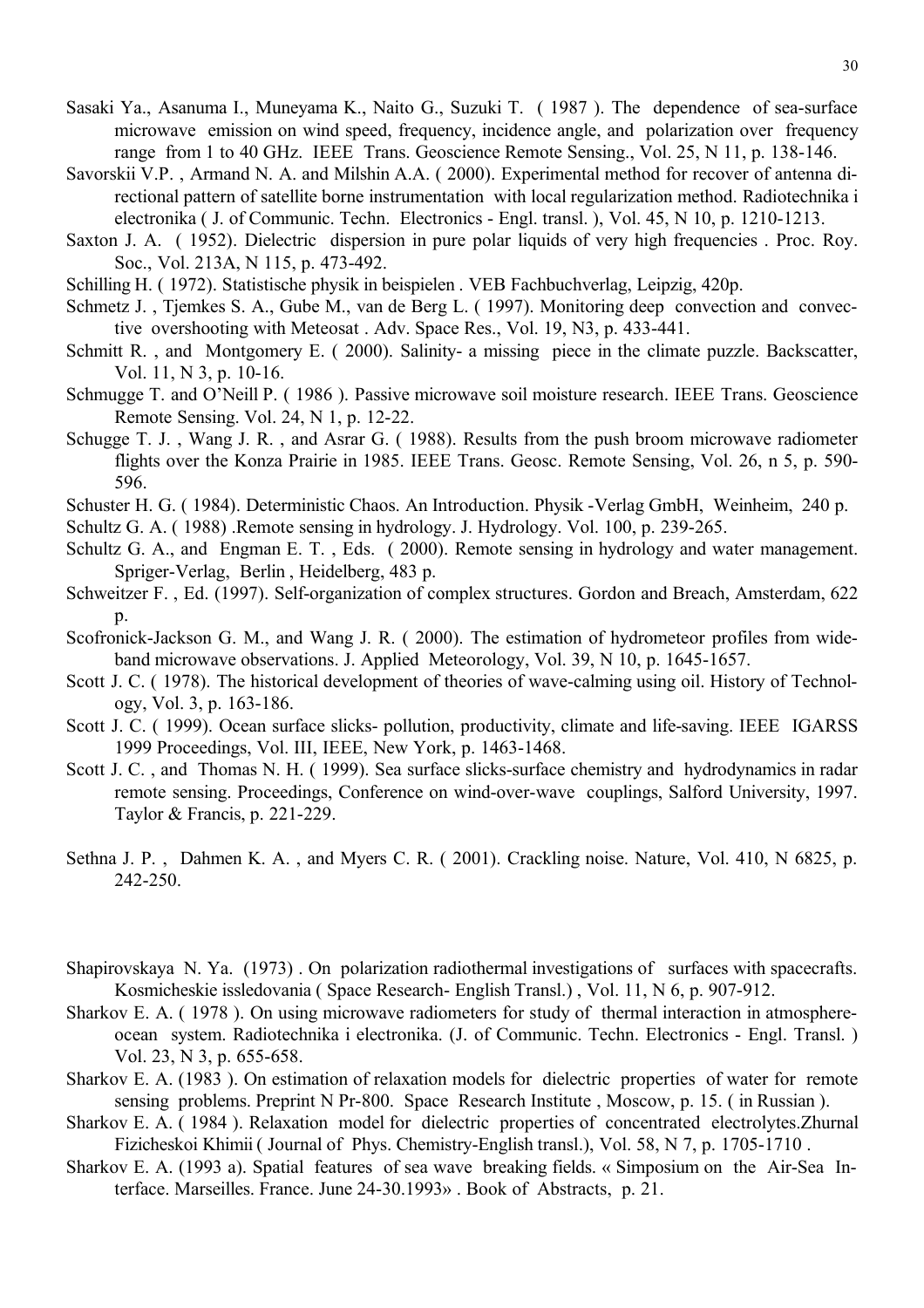Sasaki Ya., Asanuma I., Muneyama K., Naito G., Suzuki T. ( 1987 ). The dependence of sea-surface microwave emission on wind speed, frequency, incidence angle, and polarization over frequency range from 1 to 40 GHz. IEEE Trans. Geoscience Remote Sensing., Vol. 25, N 11, p. 138-146.

Savorskii V.P. , Armand N. A. and Milshin A.A. ( 2000). Experimental method for recover of antenna directional pattern of satellite borne instrumentation with local regularization method. Radiotechnika i electronika ( J. of Communic. Techn. Electronics - Engl. transl. ), Vol. 45, N 10, p. 1210-1213.

Saxton J. A. ( 1952). Dielectric dispersion in pure polar liquids of very high frequencies . Proc. Roy. Soc., Vol. 213A, N 115, p. 473-492.

Schilling H. ( 1972). Statistische physik in beispielen . VEB Fachbuchverlag, Leipzig, 420p.

Schmetz J. , Tjemkes S. A., Gube M., van de Berg L. ( 1997). Monitoring deep convection and convective overshooting with Meteosat . Adv. Space Res., Vol. 19, N3, p. 433-441.

Schmitt R. , and Montgomery E. ( 2000). Salinity- a missing piece in the climate puzzle. Backscatter, Vol. 11, N 3, p. 10-16.

Schmugge T. and O'Neill P. ( 1986 ). Passive microwave soil moisture research. IEEE Trans. Geoscience Remote Sensing. Vol. 24, N 1, p. 12-22.

Schugge T. J. , Wang J. R. , and Asrar G. ( 1988). Results from the push broom microwave radiometer flights over the Konza Prairie in 1985. IEEE Trans. Geosc. Remote Sensing, Vol. 26, n 5, p. 590-596.

Schuster H. G. ( 1984). Deterministic Chaos. An Introduction. Physik -Verlag GmbH, Weinheim, 240 p.

Schultz G. A. ( 1988) .Remote sensing in hydrology. J. Hydrology. Vol. 100, p. 239-265.

Schultz G. A., and Engman E. T. , Eds. ( 2000). Remote sensing in hydrology and water management. Spriger-Verlag, Berlin , Heidelberg, 483 p.

Schweitzer F. , Ed. (1997). Self-organization of complex structures. Gordon and Breach, Amsterdam, 622 p.

Scofronick-Jackson G. M., and Wang J. R. ( 2000). The estimation of hydrometeor profiles from wide-band microwave observations. J. Applied Meteorology, Vol. 39, N 10, p. 1645-1657.

Scott J. C. ( 1978). The historical development of theories of wave-calming using oil. History of Technology, Vol. 3, p. 163-186.

Scott J. C. ( 1999). Ocean surface slicks- pollution, productivity, climate and life-saving. IEEE IGARSS 1999 Proceedings, Vol. III, IEEE, New York, p. 1463-1468.

Scott J. C. , and Thomas N. H. ( 1999). Sea surface slicks-surface chemistry and hydrodynamics in radar remote sensing. Proceedings, Conference on wind-over-wave couplings, Salford University, 1997. Taylor & Francis, p. 221-229.

Sethna J. P. , Dahmen K. A. , and Myers C. R. ( 2001). Crackling noise. Nature, Vol. 410, N 6825, p. 242-250.

Shapirovskaya N. Ya. (1973) . On polarization radiothermal investigations of surfaces with spacecrafts. Kosmicheskie issledovania ( Space Research- English Transl.) , Vol. 11, N 6, p. 907-912.

Sharkov E. A. ( 1978 ). On using microwave radiometers for study of thermal interaction in atmosphere-ocean system. Radiotechnika i electronika. (J. of Communic. Techn. Electronics - Engl. Transl. ) Vol. 23, N 3, p. 655-658.

Sharkov E. A. (1983 ). On estimation of relaxation models for dielectric properties of water for remote sensing problems. Preprint N Pr-800. Space Research Institute , Moscow, p. 15. ( in Russian ).

Sharkov E. A. ( 1984 ). Relaxation model for dielectric properties of concentrated electrolytes.Zhurnal Fizicheskoi Khimii ( Journal of Phys. Chemistry-English transl.), Vol. 58, N 7, p. 1705-1710 .

Sharkov E. A. (1993 a). Spatial features of sea wave breaking fields. « Simposium on the Air-Sea Interface. Marseilles. France. June 24-30.1993» . Book of Abstracts, p. 21.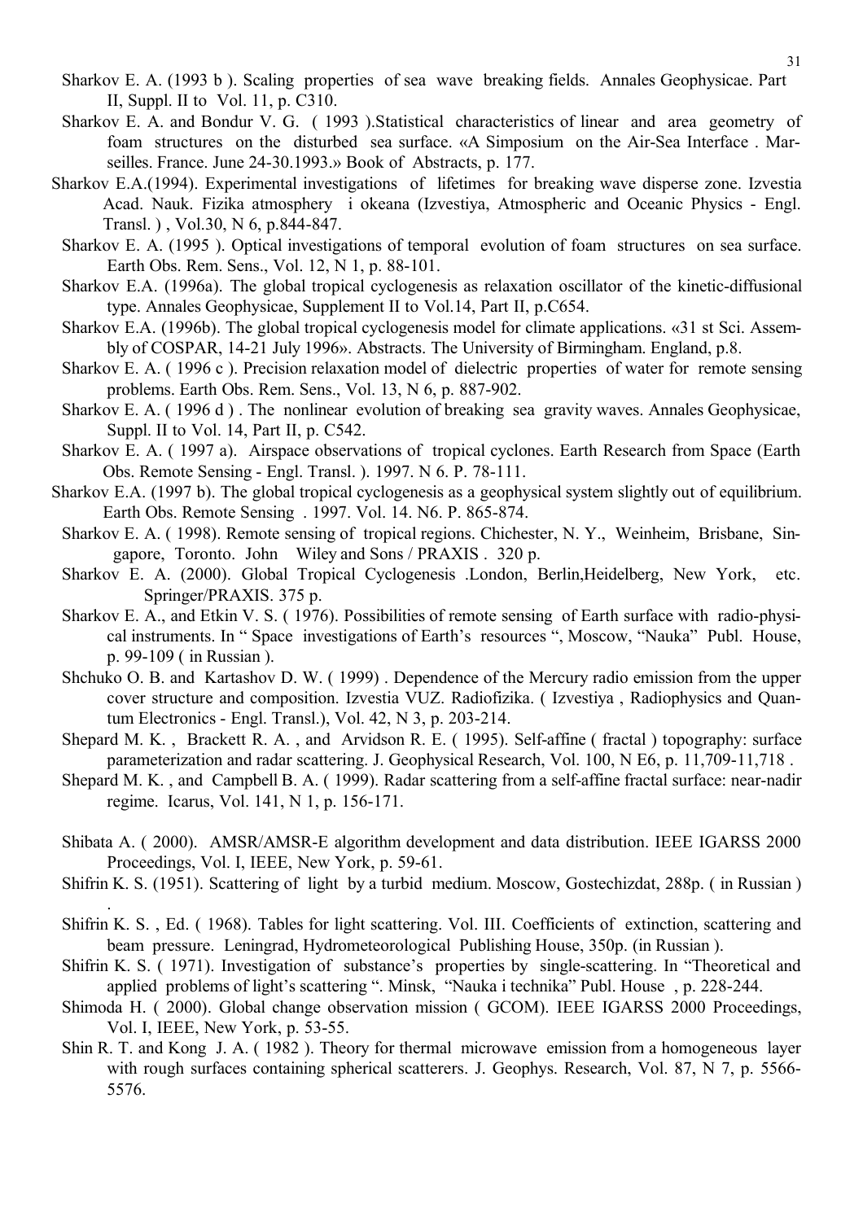Sharkov E. A. (1993 b ). Scaling properties of sea wave breaking fields. Annales Geophysicae. Part II, Suppl. II to Vol. 11, p. C310.

Sharkov E. A. and Bondur V. G. ( 1993 ).Statistical characteristics of linear and area geometry of foam structures on the disturbed sea surface. «A Simposium on the Air-Sea Interface . Marseilles. France. June 24-30.1993.» Book of Abstracts, p. 177.

Sharkov E.A.(1994). Experimental investigations of lifetimes for breaking wave disperse zone. Izvestia Acad. Nauk. Fizika atmosphery i okeana (Izvestiya, Atmospheric and Oceanic Physics - Engl. Transl. ) , Vol.30, N 6, p.844-847.

Sharkov E. A. (1995 ). Optical investigations of temporal evolution of foam structures on sea surface. Earth Obs. Rem. Sens., Vol. 12, N 1, p. 88-101.

Sharkov E.A. (1996a). The global tropical cyclogenesis as relaxation oscillator of the kinetic-diffusional type. Annales Geophysicae, Supplement II to Vol.14, Part II, p.C654.

Sharkov E.A. (1996b). The global tropical cyclogenesis model for climate applications. «31 st Sci. Assembly of COSPAR, 14-21 July 1996». Abstracts. The University of Birmingham. England, p.8.

Sharkov E. A. ( 1996 c ). Precision relaxation model of dielectric properties of water for remote sensing problems. Earth Obs. Rem. Sens., Vol. 13, N 6, p. 887-902.

Sharkov E. A. ( 1996 d ) . The nonlinear evolution of breaking sea gravity waves. Annales Geophysicae, Suppl. II to Vol. 14, Part II, p. C542.

Sharkov E. A. ( 1997 a). Airspace observations of tropical cyclones. Earth Research from Space (Earth Obs. Remote Sensing - Engl. Transl. ). 1997. N 6. P. 78-111.

Sharkov E.A. (1997 b). The global tropical cyclogenesis as a geophysical system slightly out of equilibrium. Earth Obs. Remote Sensing . 1997. Vol. 14. N6. P. 865-874.

Sharkov E. A. ( 1998). Remote sensing of tropical regions. Chichester, N. Y., Weinheim, Brisbane, Singapore, Toronto. John Wiley and Sons / PRAXIS . 320 p.

Sharkov E. A. (2000). Global Tropical Cyclogenesis .London, Berlin,Heidelberg, New York, etc. Springer/PRAXIS. 375 p.

Sharkov E. A., and Etkin V. S. ( 1976). Possibilities of remote sensing of Earth surface with radio-physical instruments. In " Space investigations of Earth's resources ", Moscow, "Nauka" Publ. House, p. 99-109 ( in Russian ).

Shchuko O. B. and Kartashov D. W. ( 1999) . Dependence of the Mercury radio emission from the upper cover structure and composition. Izvestia VUZ. Radiofizika. ( Izvestiya , Radiophysics and Quantum Electronics - Engl. Transl.), Vol. 42, N 3, p. 203-214.

Shepard M. K. , Brackett R. A. , and Arvidson R. E. ( 1995). Self-affine ( fractal ) topography: surface parameterization and radar scattering. J. Geophysical Research, Vol. 100, N E6, p. 11,709-11,718 .

Shepard M. K. , and Campbell B. A. ( 1999). Radar scattering from a self-affine fractal surface: near-nadir regime. Icarus, Vol. 141, N 1, p. 156-171.

Shibata A. ( 2000). AMSR/AMSR-E algorithm development and data distribution. IEEE IGARSS 2000 Proceedings, Vol. I, IEEE, New York, p. 59-61.

Shifrin K. S. (1951). Scattering of light by a turbid medium. Moscow, Gostechizdat, 288p. ( in Russian ) .

Shifrin K. S. , Ed. ( 1968). Tables for light scattering. Vol. III. Coefficients of extinction, scattering and beam pressure. Leningrad, Hydrometeorological Publishing House, 350p. (in Russian ).

Shifrin K. S. ( 1971). Investigation of substance's properties by single-scattering. In "Theoretical and applied problems of light's scattering ". Minsk, "Nauka i technika" Publ. House , p. 228-244.

Shimoda H. ( 2000). Global change observation mission ( GCOM). IEEE IGARSS 2000 Proceedings, Vol. I, IEEE, New York, p. 53-55.

Shin R. T. and Kong J. A. ( 1982 ). Theory for thermal microwave emission from a homogeneous layer with rough surfaces containing spherical scatterers. J. Geophys. Research, Vol. 87, N 7, p. 5566-5576.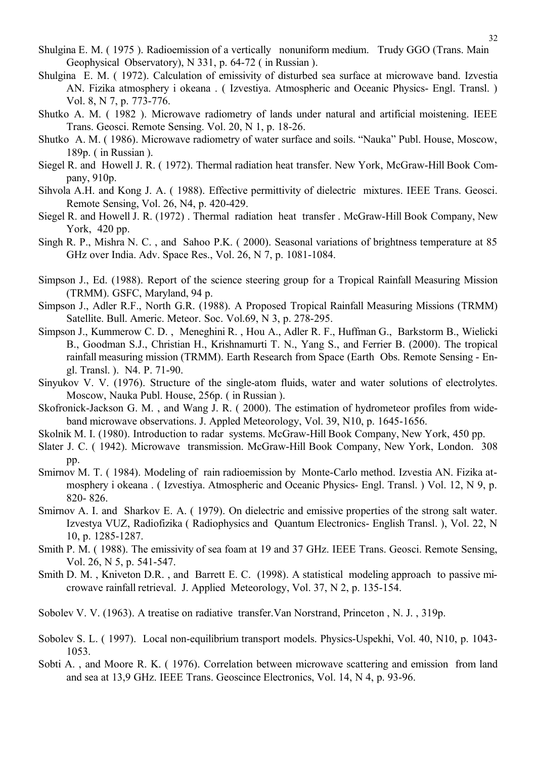Shulgina E. M. ( 1975 ). Radioemission of a vertically nonuniform medium. Trudy GGO (Trans. Main Geophysical Observatory), N 331, p. 64-72 ( in Russian ).

Shulgina E. M. ( 1972). Calculation of emissivity of disturbed sea surface at microwave band. Izvestia AN. Fizika atmosphery i okeana . ( Izvestiya. Atmospheric and Oceanic Physics- Engl. Transl. ) Vol. 8, N 7, p. 773-776.

Shutko A. M. ( 1982 ). Microwave radiometry of lands under natural and artificial moistening. IEEE Trans. Geosci. Remote Sensing. Vol. 20, N 1, p. 18-26.

Shutko A. M. ( 1986). Microwave radiometry of water surface and soils. "Nauka" Publ. House, Moscow, 189p. ( in Russian ).

Siegel R. and Howell J. R. ( 1972). Thermal radiation heat transfer. New York, McGraw-Hill Book Company, 910p.

Sihvola A.H. and Kong J. A. ( 1988). Effective permittivity of dielectric mixtures. IEEE Trans. Geosci. Remote Sensing, Vol. 26, N4, p. 420-429.

Siegel R. and Howell J. R. (1972) . Thermal radiation heat transfer . McGraw-Hill Book Company, New York, 420 pp.

Singh R. P., Mishra N. C. , and Sahoo P.K. ( 2000). Seasonal variations of brightness temperature at 85 GHz over India. Adv. Space Res., Vol. 26, N 7, p. 1081-1084.

Simpson J., Ed. (1988). Report of the science steering group for a Tropical Rainfall Measuring Mission (TRMM). GSFC, Maryland, 94 p.

Simpson J., Adler R.F., North G.R. (1988). A Proposed Tropical Rainfall Measuring Missions (TRMM) Satellite. Bull. Americ. Meteor. Soc. Vol.69, N 3, p. 278-295.

Simpson J., Kummerow C. D. , Meneghini R. , Hou A., Adler R. F., Huffman G., Barkstorm B., Wielicki B., Goodman S.J., Christian H., Krishnamurti T. N., Yang S., and Ferrier B. (2000). The tropical rainfall measuring mission (TRMM). Earth Research from Space (Earth Obs. Remote Sensing - Engl. Transl. ). N4. P. 71-90.

Sinyukov V. V. (1976). Structure of the single-atom fluids, water and water solutions of electrolytes. Moscow, Nauka Publ. House, 256p. ( in Russian ).

Skofronick-Jackson G. M. , and Wang J. R. ( 2000). The estimation of hydrometeor profiles from wide-band microwave observations. J. Appled Meteorology, Vol. 39, N10, p. 1645-1656.

Skolnik M. I. (1980). Introduction to radar systems. McGraw-Hill Book Company, New York, 450 pp.

Slater J. C. ( 1942). Microwave transmission. McGraw-Hill Book Company, New York, London. 308 pp.

Smirnov M. T. ( 1984). Modeling of rain radioemission by Monte-Carlo method. Izvestia AN. Fizika atmosphery i okeana . ( Izvestiya. Atmospheric and Oceanic Physics- Engl. Transl. ) Vol. 12, N 9, p. 820- 826.

Smirnov A. I. and Sharkov E. A. ( 1979). On dielectric and emissive properties of the strong salt water. Izvestya VUZ, Radiofizika ( Radiophysics and Quantum Electronics- English Transl. ), Vol. 22, N 10, p. 1285-1287.

Smith P. M. ( 1988). The emissivity of sea foam at 19 and 37 GHz. IEEE Trans. Geosci. Remote Sensing, Vol. 26, N 5, p. 541-547.

Smith D. M. , Kniveton D.R. , and Barrett E. C. (1998). A statistical modeling approach to passive microwave rainfall retrieval. J. Applied Meteorology, Vol. 37, N 2, p. 135-154.

Sobolev V. V. (1963). A treatise on radiative transfer.Van Norstrand, Princeton , N. J. , 319p.

Sobolev S. L. ( 1997). Local non-equilibrium transport models. Physics-Uspekhi, Vol. 40, N10, p. 1043-1053.

Sobti A. , and Moore R. K. ( 1976). Correlation between microwave scattering and emission from land and sea at 13,9 GHz. IEEE Trans. Geoscince Electronics, Vol. 14, N 4, p. 93-96.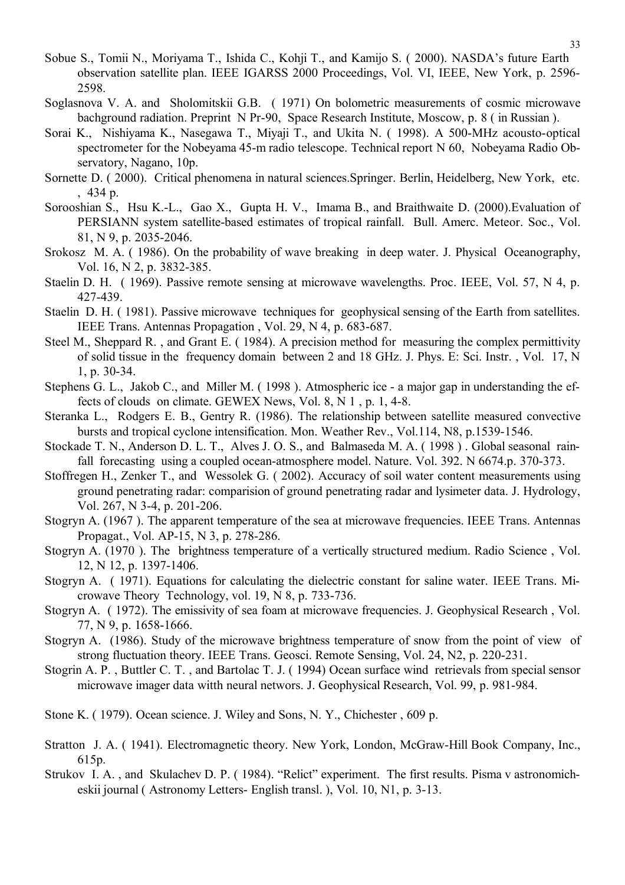Sobue S., Tomii N., Moriyama T., Ishida C., Kohji T., and Kamijo S. ( 2000). NASDA's future Earth observation satellite plan. IEEE IGARSS 2000 Proceedings, Vol. VI, IEEE, New York, p. 2596-2598.

Soglasnova V. A. and Sholomitskii G.B. ( 1971) On bolometric measurements of cosmic microwave bachground radiation. Preprint N Pr-90, Space Research Institute, Moscow, p. 8 ( in Russian ).

Sorai K., Nishiyama K., Nasegawa T., Miyaji T., and Ukita N. ( 1998). A 500-MHz acousto-optical spectrometer for the Nobeyama 45-m radio telescope. Technical report N 60, Nobeyama Radio Observatory, Nagano, 10p.

Sornette D. ( 2000). Critical phenomena in natural sciences.Springer. Berlin, Heidelberg, New York, etc. , 434 p.

Sorooshian S., Hsu K.-L., Gao X., Gupta H. V., Imama B., and Braithwaite D. (2000).Evaluation of PERSIANN system satellite-based estimates of tropical rainfall. Bull. Amerc. Meteor. Soc., Vol. 81, N 9, p. 2035-2046.

Srokosz M. A. ( 1986). On the probability of wave breaking in deep water. J. Physical Oceanography, Vol. 16, N 2, p. 3832-385.

Staelin D. H. ( 1969). Passive remote sensing at microwave wavelengths. Proc. IEEE, Vol. 57, N 4, p. 427-439.

Staelin D. H. ( 1981). Passive microwave techniques for geophysical sensing of the Earth from satellites. IEEE Trans. Antennas Propagation , Vol. 29, N 4, p. 683-687.

Steel M., Sheppard R. , and Grant E. ( 1984). A precision method for measuring the complex permittivity of solid tissue in the frequency domain between 2 and 18 GHz. J. Phys. E: Sci. Instr. , Vol. 17, N 1, p. 30-34.

Stephens G. L., Jakob C., and Miller M. ( 1998 ). Atmospheric ice - a major gap in understanding the effects of clouds on climate. GEWEX News, Vol. 8, N 1 , p. 1, 4-8.

Steranka L., Rodgers E. B., Gentry R. (1986). The relationship between satellite measured convective bursts and tropical cyclone intensification. Mon. Weather Rev., Vol.114, N8, p.1539-1546.

Stockade T. N., Anderson D. L. T., Alves J. O. S., and Balmaseda M. A. ( 1998 ) . Global seasonal rainfall forecasting using a coupled ocean-atmosphere model. Nature. Vol. 392. N 6674.p. 370-373.

Stoffregen H., Zenker T., and Wessolek G. ( 2002). Accuracy of soil water content measurements using ground penetrating radar: comparision of ground penetrating radar and lysimeter data. J. Hydrology, Vol. 267, N 3-4, p. 201-206.

Stogryn A. (1967 ). The apparent temperature of the sea at microwave frequencies. IEEE Trans. Antennas Propagat., Vol. AP-15, N 3, p. 278-286.

Stogryn A. (1970 ). The brightness temperature of a vertically structured medium. Radio Science , Vol. 12, N 12, p. 1397-1406.

Stogryn A. ( 1971). Equations for calculating the dielectric constant for saline water. IEEE Trans. Microwave Theory Technology, vol. 19, N 8, p. 733-736.

Stogryn A. ( 1972). The emissivity of sea foam at microwave frequencies. J. Geophysical Research , Vol. 77, N 9, p. 1658-1666.

Stogryn A. (1986). Study of the microwave brightness temperature of snow from the point of view of strong fluctuation theory. IEEE Trans. Geosci. Remote Sensing, Vol. 24, N2, p. 220-231.

Stogrin A. P. , Buttler C. T. , and Bartolac T. J. ( 1994) Ocean surface wind retrievals from special sensor microwave imager data witth neural networs. J. Geophysical Research, Vol. 99, p. 981-984.

Stone K. ( 1979). Ocean science. J. Wiley and Sons, N. Y., Chichester , 609 p.

Stratton J. A. ( 1941). Electromagnetic theory. New York, London, McGraw-Hill Book Company, Inc., 615p.

Strukov I. A. , and Skulachev D. P. ( 1984). "Relict" experiment. The first results. Pisma v astronomicheskii journal ( Astronomy Letters- English transl. ), Vol. 10, N1, p. 3-13.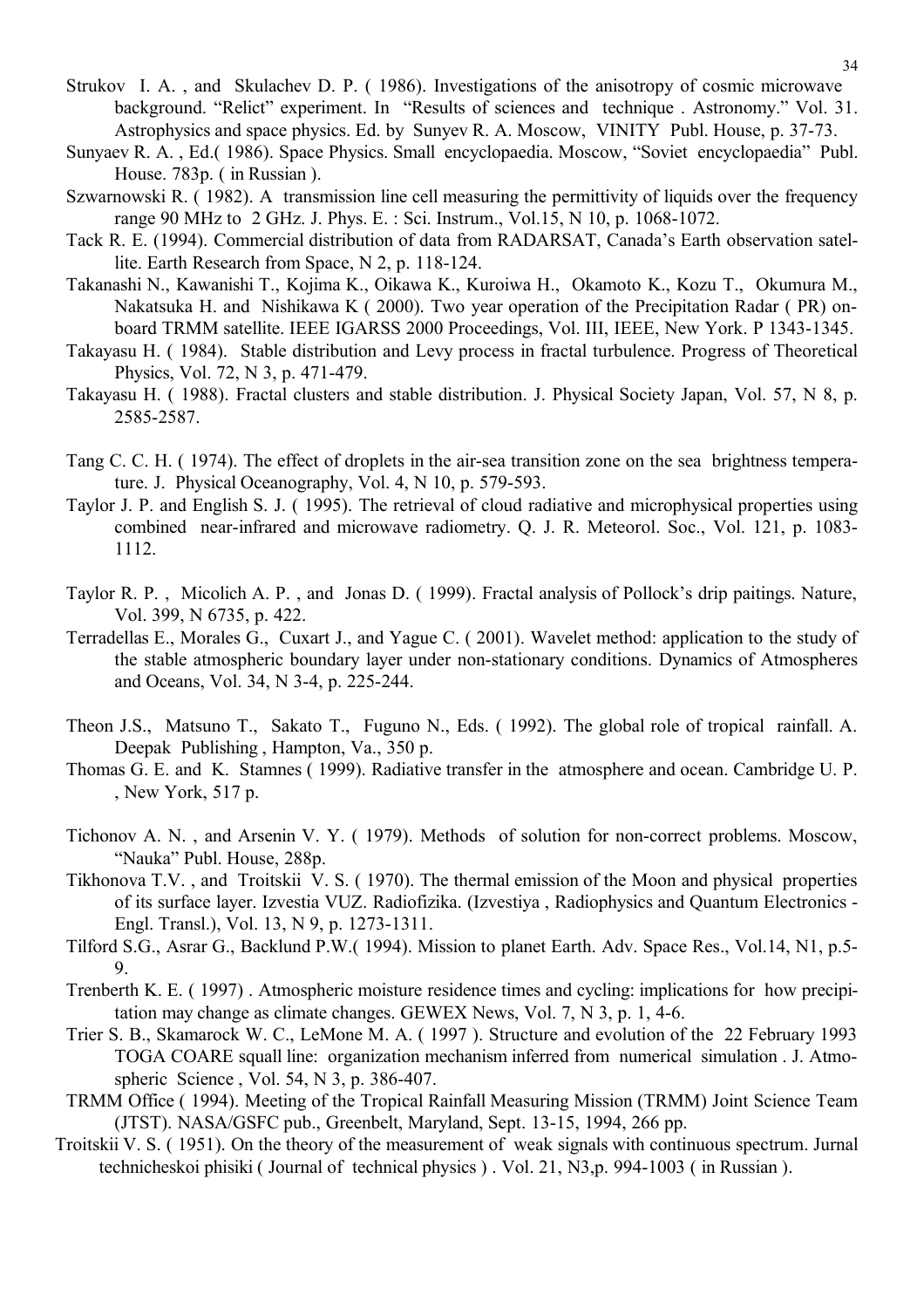Strukov I. A. , and Skulachev D. P. ( 1986). Investigations of the anisotropy of cosmic microwave background. “Relict” experiment. In “Results of sciences and technique . Astronomy.” Vol. 31. Astrophysics and space physics. Ed. by Sunyev R. A. Moscow, VINITY Publ. House, p. 37-73.

Sunyaev R. A. , Ed.( 1986). Space Physics. Small encyclopaedia. Moscow, “Soviet encyclopaedia” Publ. House. 783p. ( in Russian ).

Szwarnowski R. ( 1982). A transmission line cell measuring the permittivity of liquids over the frequency range 90 MHz to 2 GHz. J. Phys. E. : Sci. Instrum., Vol.15, N 10, p. 1068-1072.

Tack R. E. (1994). Commercial distribution of data from RADARSAT, Canada’s Earth observation satellite. Earth Research from Space, N 2, p. 118-124.

Takanashi N., Kawanishi T., Kojima K., Oikawa K., Kuroiwa H., Okamoto K., Kozu T., Okumura M., Nakatsuka H. and Nishikawa K ( 2000). Two year operation of the Precipitation Radar ( PR) onboard TRMM satellite. IEEE IGARSS 2000 Proceedings, Vol. III, IEEE, New York. P 1343-1345.

Takayasu H. ( 1984). Stable distribution and Levy process in fractal turbulence. Progress of Theoretical Physics, Vol. 72, N 3, p. 471-479.

Takayasu H. ( 1988). Fractal clusters and stable distribution. J. Physical Society Japan, Vol. 57, N 8, p. 2585-2587.

Tang C. C. H. ( 1974). The effect of droplets in the air-sea transition zone on the sea brightness temperature. J. Physical Oceanography, Vol. 4, N 10, p. 579-593.

Taylor J. P. and English S. J. ( 1995). The retrieval of cloud radiative and microphysical properties using combined near-infrared and microwave radiometry. Q. J. R. Meteorol. Soc., Vol. 121, p. 1083-1112.

Taylor R. P. , Micolich A. P. , and Jonas D. ( 1999). Fractal analysis of Pollock’s drip paitings. Nature, Vol. 399, N 6735, p. 422.

Terradellas E., Morales G., Cuxart J., and Yague C. ( 2001). Wavelet method: application to the study of the stable atmospheric boundary layer under non-stationary conditions. Dynamics of Atmospheres and Oceans, Vol. 34, N 3-4, p. 225-244.

Theon J.S., Matsuno T., Sakato T., Fuguno N., Eds. ( 1992). The global role of tropical rainfall. A. Deepak Publishing , Hampton, Va., 350 p.

Thomas G. E. and K. Stamnes ( 1999). Radiative transfer in the atmosphere and ocean. Cambridge U. P. , New York, 517 p.

Tichonov A. N. , and Arsenin V. Y. ( 1979). Methods of solution for non-correct problems. Moscow, “Nauka” Publ. House, 288p.

Tikhonova T.V. , and Troitskii V. S. ( 1970). The thermal emission of the Moon and physical properties of its surface layer. Izvestia VUZ. Radiofizika. (Izvestiya , Radiophysics and Quantum Electronics - Engl. Transl.), Vol. 13, N 9, p. 1273-1311.

Tilford S.G., Asrar G., Backlund P.W.( 1994). Mission to planet Earth. Adv. Space Res., Vol.14, N1, p.5-9.

Trenberth K. E. ( 1997) . Atmospheric moisture residence times and cycling: implications for how precipitation may change as climate changes. GEWEX News, Vol. 7, N 3, p. 1, 4-6.

Trier S. B., Skamarock W. C., LeMone M. A. ( 1997 ). Structure and evolution of the 22 February 1993 TOGA COARE squall line: organization mechanism inferred from numerical simulation . J. Atmospheric Science , Vol. 54, N 3, p. 386-407.

TRMM Office ( 1994). Meeting of the Tropical Rainfall Measuring Mission (TRMM) Joint Science Team (JTST). NASA/GSFC pub., Greenbelt, Maryland, Sept. 13-15, 1994, 266 pp.

Troitskii V. S. ( 1951). On the theory of the measurement of weak signals with continuous spectrum. Jurnal technicheskoi phisiki ( Journal of technical physics ) . Vol. 21, N3,p. 994-1003 ( in Russian ).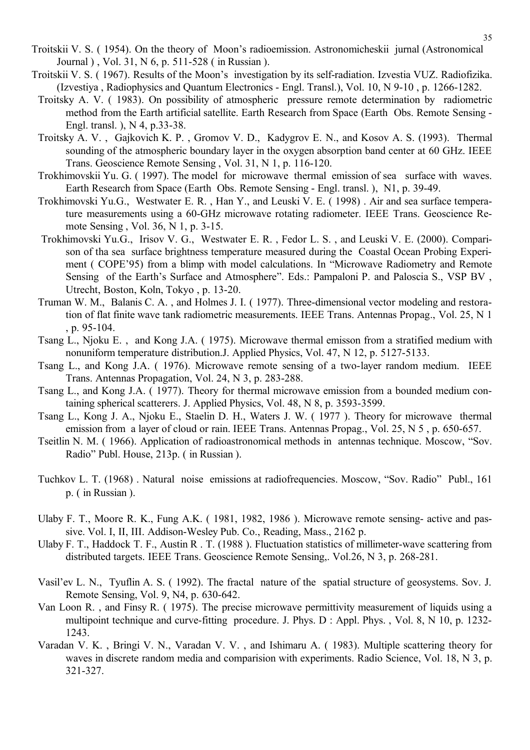Troitskii V. S. ( 1954). On the theory of Moon's radioemission. Astronomicheskii jurnal (Astronomical Journal ) , Vol. 31, N 6, p. 511-528 ( in Russian ).

Troitskii V. S. ( 1967). Results of the Moon's investigation by its self-radiation. Izvestia VUZ. Radiofizika. (Izvestiya , Radiophysics and Quantum Electronics - Engl. Transl.), Vol. 10, N 9-10 , p. 1266-1282.

Troitsky A. V. ( 1983). On possibility of atmospheric pressure remote determination by radiometric method from the Earth artificial satellite. Earth Research from Space (Earth Obs. Remote Sensing - Engl. transl. ), N 4, p.33-38.

Troitsky A. V. , Gajkovich K. P. , Gromov V. D., Kadygrov E. N., and Kosov A. S. (1993). Thermal sounding of the atmospheric boundary layer in the oxygen absorption band center at 60 GHz. IEEE Trans. Geoscience Remote Sensing , Vol. 31, N 1, p. 116-120.

Trokhimovskii Yu. G. ( 1997). The model for microwave thermal emission of sea surface with waves. Earth Research from Space (Earth Obs. Remote Sensing - Engl. transl. ), N1, p. 39-49.

Trokhimovski Yu.G., Westwater E. R. , Han Y., and Leuski V. E. ( 1998) . Air and sea surface temperature measurements using a 60-GHz microwave rotating radiometer. IEEE Trans. Geoscience Remote Sensing , Vol. 36, N 1, p. 3-15.

Trokhimovski Yu.G., Irisov V. G., Westwater E. R. , Fedor L. S. , and Leuski V. E. (2000). Comparison of tha sea surface brightness temperature measured during the Coastal Ocean Probing Experiment ( COPE'95) from a blimp with model calculations. In "Microwave Radiometry and Remote Sensing of the Earth's Surface and Atmosphere". Eds.: Pampaloni P. and Paloscia S., VSP BV , Utrecht, Boston, Koln, Tokyo , p. 13-20.

Truman W. M., Balanis C. A. , and Holmes J. I. ( 1977). Three-dimensional vector modeling and restoration of flat finite wave tank radiometric measurements. IEEE Trans. Antennas Propag., Vol. 25, N 1 , p. 95-104.

Tsang L., Njoku E. , and Kong J.A. ( 1975). Microwave thermal emisson from a stratified medium with nonuniform temperature distribution.J. Applied Physics, Vol. 47, N 12, p. 5127-5133.

Tsang L., and Kong J.A. ( 1976). Microwave remote sensing of a two-layer random medium. IEEE Trans. Antennas Propagation, Vol. 24, N 3, p. 283-288.

Tsang L., and Kong J.A. ( 1977). Theory for thermal microwave emission from a bounded medium containing spherical scatterers. J. Applied Physics, Vol. 48, N 8, p. 3593-3599.

Tsang L., Kong J. A., Njoku E., Staelin D. H., Waters J. W. ( 1977 ). Theory for microwave thermal emission from a layer of cloud or rain. IEEE Trans. Antennas Propag., Vol. 25, N 5 , p. 650-657.

Tseitlin N. M. ( 1966). Application of radioastronomical methods in antennas technique. Moscow, "Sov. Radio" Publ. House, 213p. ( in Russian ).

Tuchkov L. T. (1968) . Natural noise emissions at radiofrequencies. Moscow, "Sov. Radio" Publ., 161 p. ( in Russian ).

Ulaby F. T., Moore R. K., Fung A.K. ( 1981, 1982, 1986 ). Microwave remote sensing- active and passive. Vol. I, II, III. Addison-Wesley Pub. Co., Reading, Mass., 2162 p.

Ulaby F. T., Haddock T. F., Austin R . T. (1988 ). Fluctuation statistics of millimeter-wave scattering from distributed targets. IEEE Trans. Geoscience Remote Sensing,. Vol.26, N 3, p. 268-281.

Vasil'ev L. N., Tyuflin A. S. ( 1992). The fractal nature of the spatial structure of geosystems. Sov. J. Remote Sensing, Vol. 9, N4, p. 630-642.

Van Loon R. , and Finsy R. ( 1975). The precise microwave permittivity measurement of liquids using a multipoint technique and curve-fitting procedure. J. Phys. D : Appl. Phys. , Vol. 8, N 10, p. 1232-1243.

Varadan V. K. , Bringi V. N., Varadan V. V. , and Ishimaru A. ( 1983). Multiple scattering theory for waves in discrete random media and comparision with experiments. Radio Science, Vol. 18, N 3, p. 321-327.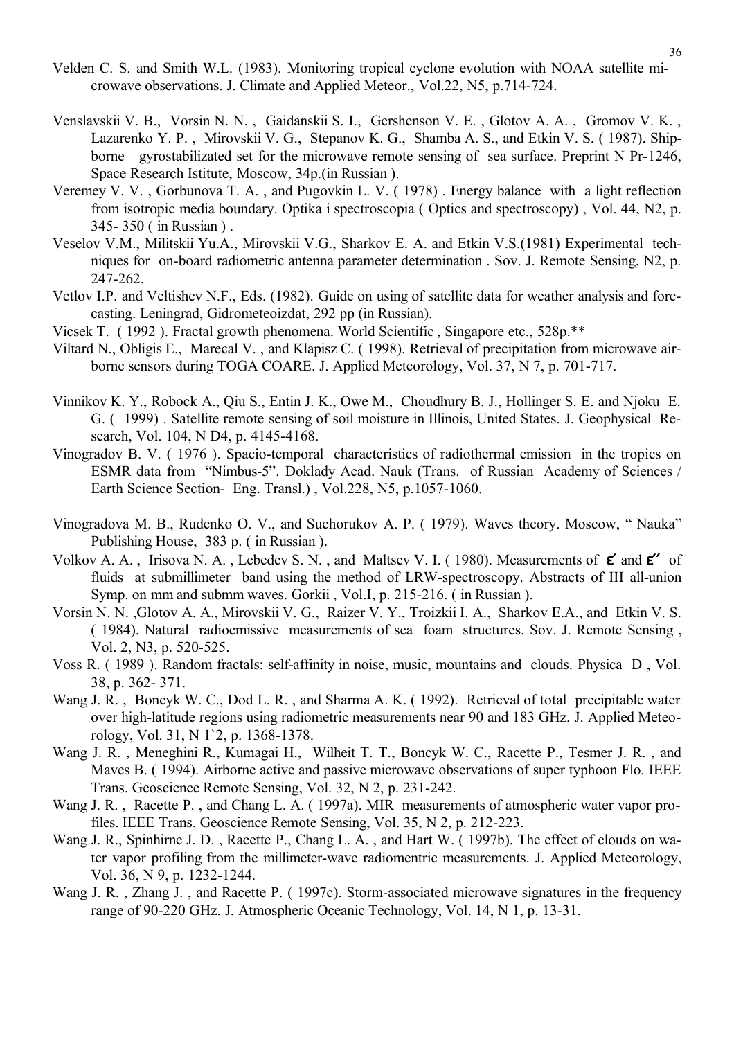Velden C. S. and Smith W.L. (1983). Monitoring tropical cyclone evolution with NOAA satellite microwave observations. J. Climate and Applied Meteor., Vol.22, N5, p.714-724.

Venslavskii V. B., Vorsin N. N. , Gaidanskii S. I., Gershenson V. E. , Glotov A. A. , Gromov V. K. , Lazarenko Y. P. , Mirovskii V. G., Stepanov K. G., Shamba A. S., and Etkin V. S. ( 1987). Shipborne gyrostabilizated set for the microwave remote sensing of sea surface. Preprint N Pr-1246, Space Research Istitute, Moscow, 34p.(in Russian ).

Veremey V. V. , Gorbunova T. A. , and Pugovkin L. V. ( 1978) . Energy balance with a light reflection from isotropic media boundary. Optika i spectroscopia ( Optics and spectroscopy) , Vol. 44, N2, p. 345- 350 ( in Russian ) .

Veselov V.M., Militskii Yu.A., Mirovskii V.G., Sharkov E. A. and Etkin V.S.(1981) Experimental techniques for on-board radiometric antenna parameter determination . Sov. J. Remote Sensing, N2, p. 247-262.

Vetlov I.P. and Veltishev N.F., Eds. (1982). Guide on using of satellite data for weather analysis and forecasting. Leningrad, Gidrometeoizdat, 292 pp (in Russian).

Vicsek T. ( 1992 ). Fractal growth phenomena. World Scientific , Singapore etc., 528p.**

Viltard N., Obligis E., Marecal V. , and Klapisz C. ( 1998). Retrieval of precipitation from microwave airborne sensors during TOGA COARE. J. Applied Meteorology, Vol. 37, N 7, p. 701-717.

Vinnikov K. Y., Robock A., Qiu S., Entin J. K., Owe M., Choudhury B. J., Hollinger S. E. and Njoku E. G. ( 1999) . Satellite remote sensing of soil moisture in Illinois, United States. J. Geophysical Research, Vol. 104, N D4, p. 4145-4168.

Vinogradov B. V. ( 1976 ). Spacio-temporal characteristics of radiothermal emission in the tropics on ESMR data from "Nimbus-5". Doklady Acad. Nauk (Trans. of Russian Academy of Sciences / Earth Science Section- Eng. Transl.) , Vol.228, N5, p.1057-1060.

Vinogradova M. B., Rudenko O. V., and Suchorukov A. P. ( 1979). Waves theory. Moscow, " Nauka" Publishing House, 383 p. ( in Russian ).

Volkov A. A. , Irisova N. A. , Lebedev S. N. , and Maltsev V. I. ( 1980). Measurements of $\varepsilon'$ and $\varepsilon''$ of fluids at submillimeter band using the method of LRW-spectroscopy. Abstracts of III all-union Symp. on mm and submm waves. Gorkii , Vol.I, p. 215-216. ( in Russian ).

Vorsin N. N. ,Glotov A. A., Mirovskii V. G., Raizer V. Y., Troizkii I. A., Sharkov E.A., and Etkin V. S. ( 1984). Natural radioemissive measurements of sea foam structures. Sov. J. Remote Sensing , Vol. 2, N3, p. 520-525.

Voss R. ( 1989 ). Random fractals: self-affinity in noise, music, mountains and clouds. Physica D , Vol. 38, p. 362- 371.

Wang J. R. , Boncyk W. C., Dod L. R. , and Sharma A. K. ( 1992). Retrieval of total precipitable water over high-latitude regions using radiometric measurements near 90 and 183 GHz. J. Applied Meteorology, Vol. 31, N 1`2, p. 1368-1378.

Wang J. R. , Meneghini R., Kumagai H., Wilheit T. T., Boncyk W. C., Racette P., Tesmer J. R. , and Maves B. ( 1994). Airborne active and passive microwave observations of super typhoon Flo. IEEE Trans. Geoscience Remote Sensing, Vol. 32, N 2, p. 231-242.

Wang J. R. , Racette P. , and Chang L. A. ( 1997a). MIR measurements of atmospheric water vapor profiles. IEEE Trans. Geoscience Remote Sensing, Vol. 35, N 2, p. 212-223.

Wang J. R., Spinhirne J. D. , Racette P., Chang L. A. , and Hart W. ( 1997b). The effect of clouds on water vapor profiling from the millimeter-wave radiomentric measurements. J. Applied Meteorology, Vol. 36, N 9, p. 1232-1244.

Wang J. R. , Zhang J. , and Racette P. ( 1997c). Storm-associated microwave signatures in the frequency range of 90-220 GHz. J. Atmospheric Oceanic Technology, Vol. 14, N 1, p. 13-31.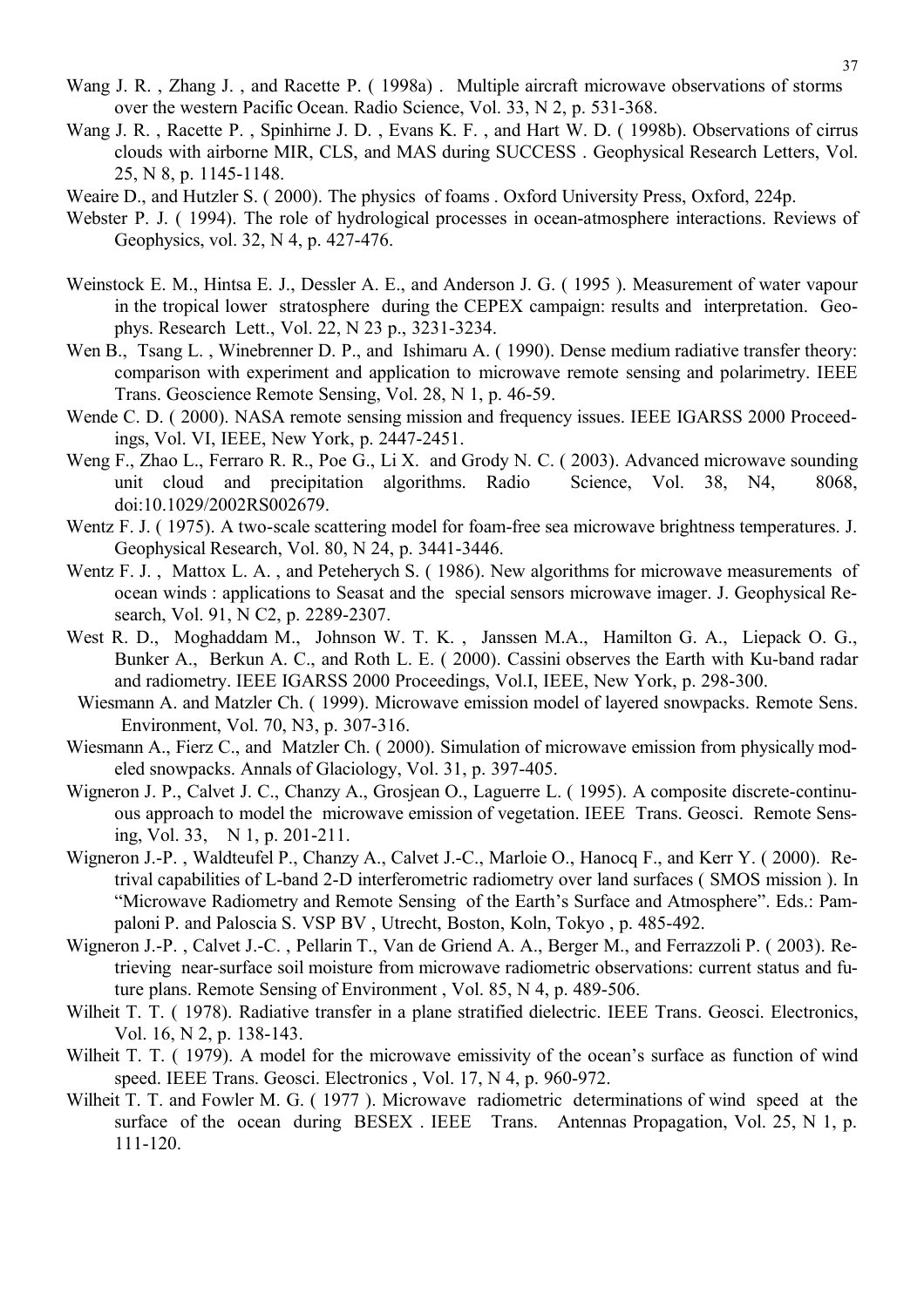Wang J. R. , Zhang J. , and Racette P. ( 1998a) . Multiple aircraft microwave observations of storms over the western Pacific Ocean. Radio Science, Vol. 33, N 2, p. 531-368.

Wang J. R. , Racette P. , Spinhirne J. D. , Evans K. F. , and Hart W. D. ( 1998b). Observations of cirrus clouds with airborne MIR, CLS, and MAS during SUCCESS . Geophysical Research Letters, Vol. 25, N 8, p. 1145-1148.

Weaire D., and Hutzler S. ( 2000). The physics of foams . Oxford University Press, Oxford, 224p.

Webster P. J. ( 1994). The role of hydrological processes in ocean-atmosphere interactions. Reviews of Geophysics, vol. 32, N 4, p. 427-476.

Weinstock E. M., Hintsa E. J., Dessler A. E., and Anderson J. G. ( 1995 ). Measurement of water vapour in the tropical lower stratosphere during the CEPEX campaign: results and interpretation. Geophys. Research Lett., Vol. 22, N 23 p., 3231-3234.

Wen B., Tsang L. , Winebrenner D. P., and Ishimaru A. ( 1990). Dense medium radiative transfer theory: comparison with experiment and application to microwave remote sensing and polarimetry. IEEE Trans. Geoscience Remote Sensing, Vol. 28, N 1, p. 46-59.

Wende C. D. ( 2000). NASA remote sensing mission and frequency issues. IEEE IGARSS 2000 Proceedings, Vol. VI, IEEE, New York, p. 2447-2451.

Weng F., Zhao L., Ferraro R. R., Poe G., Li X. and Grody N. C. ( 2003). Advanced microwave sounding unit cloud and precipitation algorithms. Radio Science, Vol. 38, N4, 8068, doi:10.1029/2002RS002679.

Wentz F. J. ( 1975). A two-scale scattering model for foam-free sea microwave brightness temperatures. J. Geophysical Research, Vol. 80, N 24, p. 3441-3446.

Wentz F. J. , Mattox L. A. , and Peteherych S. ( 1986). New algorithms for microwave measurements of ocean winds : applications to Seasat and the special sensors microwave imager. J. Geophysical Research, Vol. 91, N C2, p. 2289-2307.

West R. D., Moghaddam M., Johnson W. T. K. , Janssen M.A., Hamilton G. A., Liepack O. G., Bunker A., Berkun A. C., and Roth L. E. ( 2000). Cassini observes the Earth with Ku-band radar and radiometry. IEEE IGARSS 2000 Proceedings, Vol.I, IEEE, New York, p. 298-300.

Wiesmann A. and Matzler Ch. ( 1999). Microwave emission model of layered snowpacks. Remote Sens. Environment, Vol. 70, N3, p. 307-316.

Wiesmann A., Fierz C., and Matzler Ch. ( 2000). Simulation of microwave emission from physically modeled snowpacks. Annals of Glaciology, Vol. 31, p. 397-405.

Wigneron J. P., Calvet J. C., Chanzy A., Grosjean O., Laguerre L. ( 1995). A composite discrete-continuous approach to model the microwave emission of vegetation. IEEE Trans. Geosci. Remote Sensing, Vol. 33, N 1, p. 201-211.

Wigneron J.-P. , Waldteufel P., Chanzy A., Calvet J.-C., Marloie O., Hanocq F., and Kerr Y. ( 2000). Retrival capabilities of L-band 2-D interferometric radiometry over land surfaces ( SMOS mission ). In "Microwave Radiometry and Remote Sensing of the Earth's Surface and Atmosphere". Eds.: Pampaloni P. and Paloscia S. VSP BV , Utrecht, Boston, Koln, Tokyo , p. 485-492.

Wigneron J.-P. , Calvet J.-C. , Pellarin T., Van de Griend A. A., Berger M., and Ferrazzoli P. ( 2003). Retrieving near-surface soil moisture from microwave radiometric observations: current status and future plans. Remote Sensing of Environment , Vol. 85, N 4, p. 489-506.

Wilheit T. T. ( 1978). Radiative transfer in a plane stratified dielectric. IEEE Trans. Geosci. Electronics, Vol. 16, N 2, p. 138-143.

Wilheit T. T. ( 1979). A model for the microwave emissivity of the ocean's surface as function of wind speed. IEEE Trans. Geosci. Electronics , Vol. 17, N 4, p. 960-972.

Wilheit T. T. and Fowler M. G. ( 1977 ). Microwave radiometric determinations of wind speed at the surface of the ocean during BESEX . IEEE Trans. Antennas Propagation, Vol. 25, N 1, p. 111-120.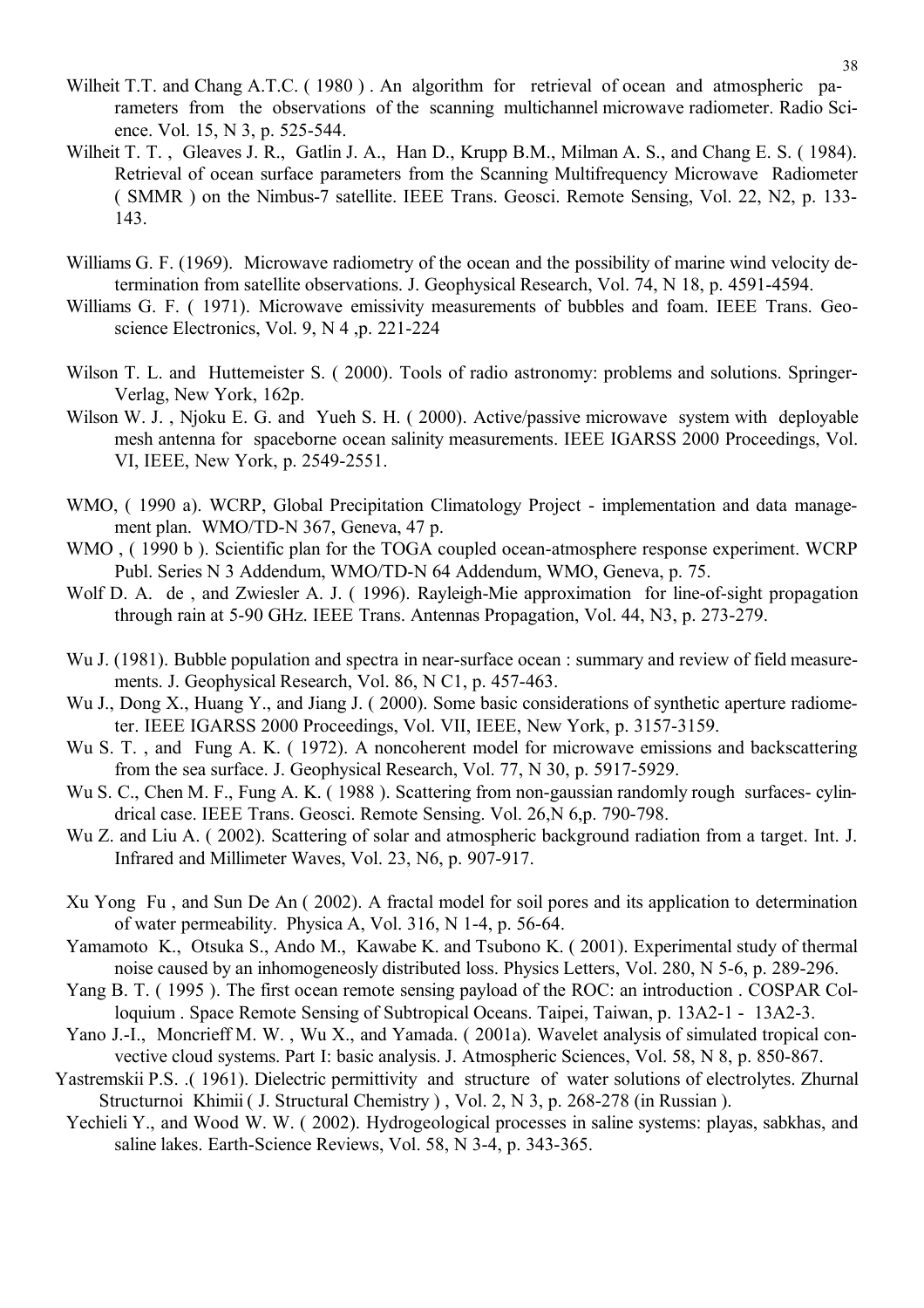Wilheit T.T. and Chang A.T.C. ( 1980 ) . An algorithm for retrieval of ocean and atmospheric parameters from the observations of the scanning multichannel microwave radiometer. Radio Science. Vol. 15, N 3, p. 525-544.

Wilheit T. T. , Gleaves J. R., Gatlin J. A., Han D., Krupp B.M., Milman A. S., and Chang E. S. ( 1984). Retrieval of ocean surface parameters from the Scanning Multifrequency Microwave Radiometer ( SMMR ) on the Nimbus-7 satellite. IEEE Trans. Geosci. Remote Sensing, Vol. 22, N2, p. 133-143.

Williams G. F. (1969). Microwave radiometry of the ocean and the possibility of marine wind velocity determination from satellite observations. J. Geophysical Research, Vol. 74, N 18, p. 4591-4594.

Williams G. F. ( 1971). Microwave emissivity measurements of bubbles and foam. IEEE Trans. Geoscience Electronics, Vol. 9, N 4 ,p. 221-224

Wilson T. L. and Huttemeister S. ( 2000). Tools of radio astronomy: problems and solutions. Springer-Verlag, New York, 162p.

Wilson W. J. , Njoku E. G. and Yueh S. H. ( 2000). Active/passive microwave system with deployable mesh antenna for spaceborne ocean salinity measurements. IEEE IGARSS 2000 Proceedings, Vol. VI, IEEE, New York, p. 2549-2551.

WMO, ( 1990 a). WCRP, Global Precipitation Climatology Project - implementation and data management plan. WMO/TD-N 367, Geneva, 47 p.

WMO , ( 1990 b ). Scientific plan for the TOGA coupled ocean-atmosphere response experiment. WCRP Publ. Series N 3 Addendum, WMO/TD-N 64 Addendum, WMO, Geneva, p. 75.

Wolf D. A. de , and Zwiesler A. J. ( 1996). Rayleigh-Mie approximation for line-of-sight propagation through rain at 5-90 GHz. IEEE Trans. Antennas Propagation, Vol. 44, N3, p. 273-279.

Wu J. (1981). Bubble population and spectra in near-surface ocean : summary and review of field measurements. J. Geophysical Research, Vol. 86, N C1, p. 457-463.

Wu J., Dong X., Huang Y., and Jiang J. ( 2000). Some basic considerations of synthetic aperture radiometer. IEEE IGARSS 2000 Proceedings, Vol. VII, IEEE, New York, p. 3157-3159.

Wu S. T. , and Fung A. K. ( 1972). A noncoherent model for microwave emissions and backscattering from the sea surface. J. Geophysical Research, Vol. 77, N 30, p. 5917-5929.

Wu S. C., Chen M. F., Fung A. K. ( 1988 ). Scattering from non-gaussian randomly rough surfaces- cylindrical case. IEEE Trans. Geosci. Remote Sensing. Vol. 26,N 6,p. 790-798.

Wu Z. and Liu A. ( 2002). Scattering of solar and atmospheric background radiation from a target. Int. J. Infrared and Millimeter Waves, Vol. 23, N6, p. 907-917.

Xu Yong Fu , and Sun De An ( 2002). A fractal model for soil pores and its application to determination of water permeability. Physica A, Vol. 316, N 1-4, p. 56-64.

Yamamoto K., Otsuka S., Ando M., Kawabe K. and Tsubono K. ( 2001). Experimental study of thermal noise caused by an inhomogeneosly distributed loss. Physics Letters, Vol. 280, N 5-6, p. 289-296.

Yang B. T. ( 1995 ). The first ocean remote sensing payload of the ROC: an introduction . COSPAR Colloquium . Space Remote Sensing of Subtropical Oceans. Taipei, Taiwan, p. 13A2-1 - 13A2-3.

Yano J.-I., Moncrieff M. W. , Wu X., and Yamada. ( 2001a). Wavelet analysis of simulated tropical convective cloud systems. Part I: basic analysis. J. Atmospheric Sciences, Vol. 58, N 8, p. 850-867.

Yastremskii P.S. .( 1961). Dielectric permittivity and structure of water solutions of electrolytes. Zhurnal Structurnoi Khimii ( J. Structural Chemistry ) , Vol. 2, N 3, p. 268-278 (in Russian ).

Yechieli Y., and Wood W. W. ( 2002). Hydrogeological processes in saline systems: playas, sabkhas, and saline lakes. Earth-Science Reviews, Vol. 58, N 3-4, p. 343-365.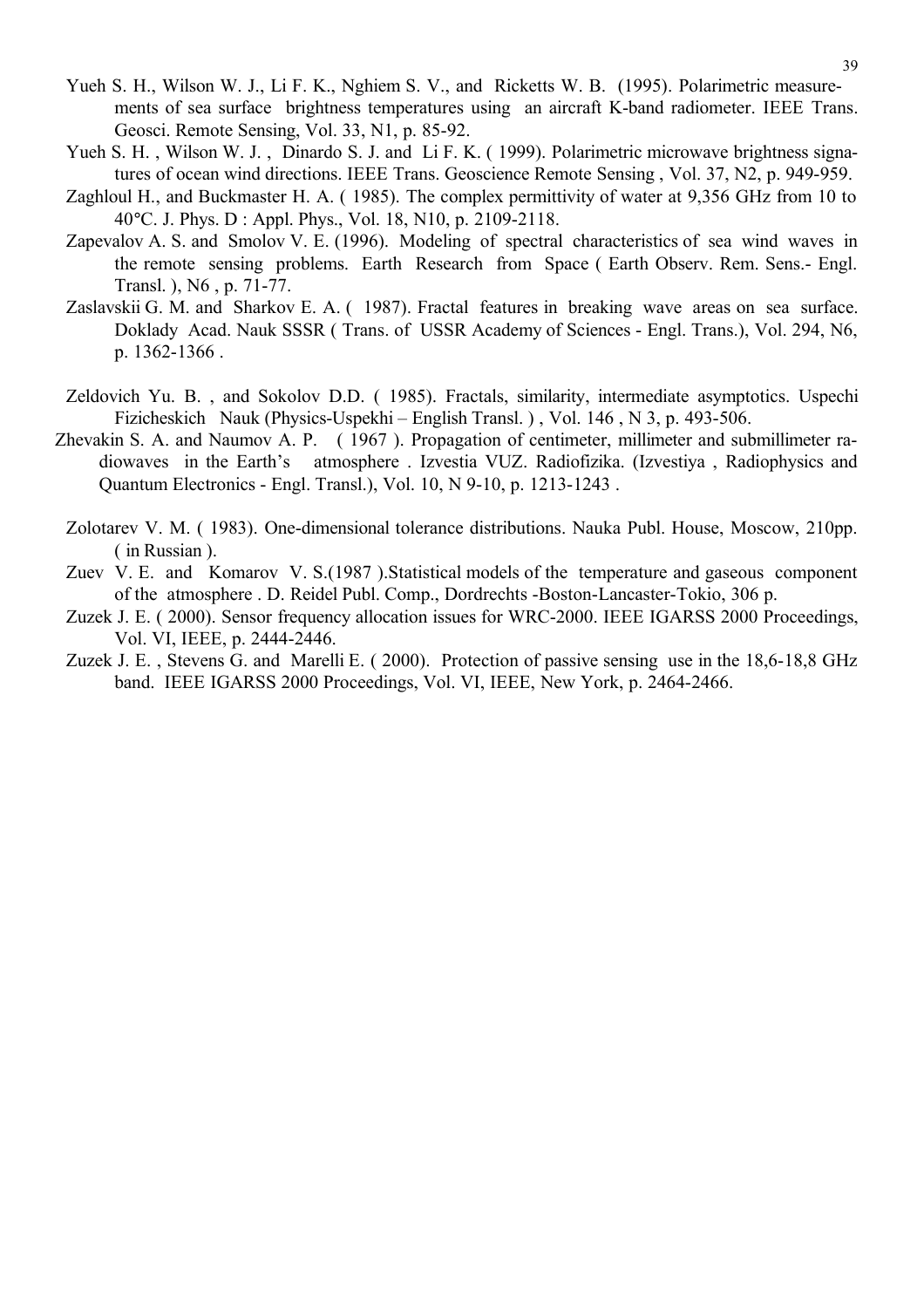Yueh S. H., Wilson W. J., Li F. K., Nghiem S. V., and Ricketts W. B. (1995). Polarimetric measurements of sea surface brightness temperatures using an aircraft K-band radiometer. IEEE Trans. Geosci. Remote Sensing, Vol. 33, N1, p. 85-92.

Yueh S. H. , Wilson W. J. , Dinardo S. J. and Li F. K. ( 1999). Polarimetric microwave brightness signatures of ocean wind directions. IEEE Trans. Geoscience Remote Sensing , Vol. 37, N2, p. 949-959.

Zaghloul H., and Buckmaster H. A. ( 1985). The complex permittivity of water at 9,356 GHz from 10 to 40°C. J. Phys. D : Appl. Phys., Vol. 18, N10, p. 2109-2118.

Zapevalov A. S. and Smolov V. E. (1996). Modeling of spectral characteristics of sea wind waves in the remote sensing problems. Earth Research from Space ( Earth Observ. Rem. Sens.- Engl. Transl. ), N6 , p. 71-77.

Zaslavskii G. M. and Sharkov E. A. ( 1987). Fractal features in breaking wave areas on sea surface. Doklady Acad. Nauk SSSR ( Trans. of USSR Academy of Sciences - Engl. Trans.), Vol. 294, N6, p. 1362-1366 .

Zeldovich Yu. B. , and Sokolov D.D. ( 1985). Fractals, similarity, intermediate asymptotics. Uspechi Fizicheskich Nauk (Physics-Uspekhi – English Transl. ) , Vol. 146 , N 3, p. 493-506.

Zhevakin S. A. and Naumov A. P. ( 1967 ). Propagation of centimeter, millimeter and submillimeter radiowaves in the Earth's atmosphere . Izvestia VUZ. Radiofizika. (Izvestiya , Radiophysics and Quantum Electronics - Engl. Transl.), Vol. 10, N 9-10, p. 1213-1243 .

Zolotarev V. M. ( 1983). One-dimensional tolerance distributions. Nauka Publ. House, Moscow, 210pp. ( in Russian ).

Zuev V. E. and Komarov V. S.(1987 ).Statistical models of the temperature and gaseous component of the atmosphere . D. Reidel Publ. Comp., Dordrechts -Boston-Lancaster-Tokio, 306 p.

Zuzek J. E. ( 2000). Sensor frequency allocation issues for WRC-2000. IEEE IGARSS 2000 Proceedings, Vol. VI, IEEE, p. 2444-2446.

Zuzek J. E. , Stevens G. and Marelli E. ( 2000). Protection of passive sensing use in the 18,6-18,8 GHz band. IEEE IGARSS 2000 Proceedings, Vol. VI, IEEE, New York, p. 2464-2466.